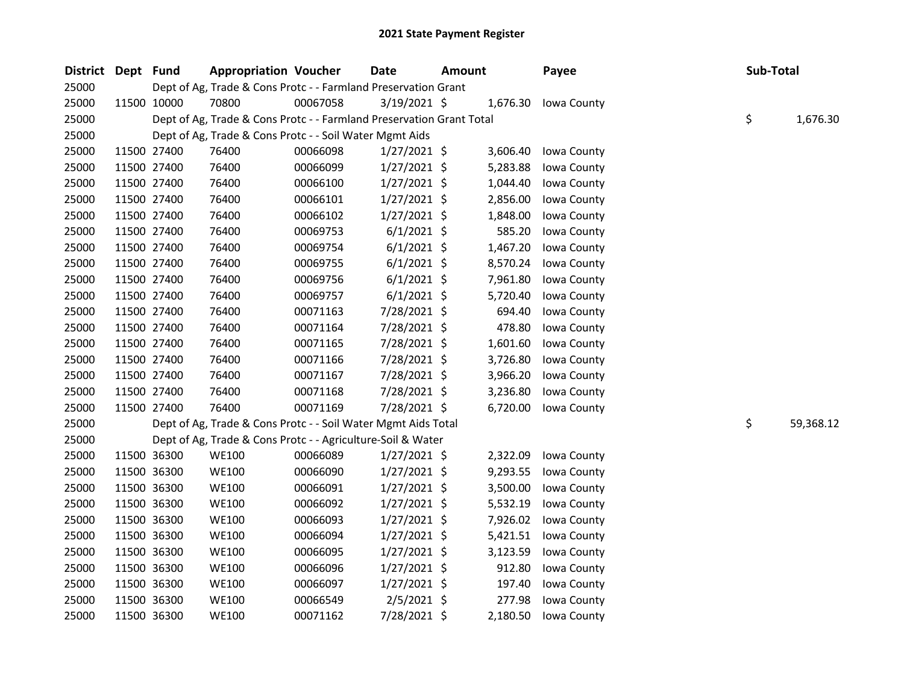# 2021 State Payment Register

| District | Dept | Fund | Appropriation | Voucher | Date | Amount | Payee | Sub-Total |
|---|---|---|---|---|---|---|---|---|
| 25000 | | Dept of Ag, Trade & Cons Protc - - Farmland Preservation Grant | | | | | | |
| 25000 | 11500 | 10000 | 70800 | 00067058 | 3/19/2021 | $ 1,676.30 | Iowa County | |
| 25000 | | Dept of Ag, Trade & Cons Protc - - Farmland Preservation Grant Total | | | | | | $ 1,676.30 |
| 25000 | | Dept of Ag, Trade & Cons Protc - - Soil Water Mgmt Aids | | | | | | |
| 25000 | 11500 | 27400 | 76400 | 00066098 | 1/27/2021 | $ 3,606.40 | Iowa County | |
| 25000 | 11500 | 27400 | 76400 | 00066099 | 1/27/2021 | $ 5,283.88 | Iowa County | |
| 25000 | 11500 | 27400 | 76400 | 00066100 | 1/27/2021 | $ 1,044.40 | Iowa County | |
| 25000 | 11500 | 27400 | 76400 | 00066101 | 1/27/2021 | $ 2,856.00 | Iowa County | |
| 25000 | 11500 | 27400 | 76400 | 00066102 | 1/27/2021 | $ 1,848.00 | Iowa County | |
| 25000 | 11500 | 27400 | 76400 | 00069753 | 6/1/2021 | $ 585.20 | Iowa County | |
| 25000 | 11500 | 27400 | 76400 | 00069754 | 6/1/2021 | $ 1,467.20 | Iowa County | |
| 25000 | 11500 | 27400 | 76400 | 00069755 | 6/1/2021 | $ 8,570.24 | Iowa County | |
| 25000 | 11500 | 27400 | 76400 | 00069756 | 6/1/2021 | $ 7,961.80 | Iowa County | |
| 25000 | 11500 | 27400 | 76400 | 00069757 | 6/1/2021 | $ 5,720.40 | Iowa County | |
| 25000 | 11500 | 27400 | 76400 | 00071163 | 7/28/2021 | $ 694.40 | Iowa County | |
| 25000 | 11500 | 27400 | 76400 | 00071164 | 7/28/2021 | $ 478.80 | Iowa County | |
| 25000 | 11500 | 27400 | 76400 | 00071165 | 7/28/2021 | $ 1,601.60 | Iowa County | |
| 25000 | 11500 | 27400 | 76400 | 00071166 | 7/28/2021 | $ 3,726.80 | Iowa County | |
| 25000 | 11500 | 27400 | 76400 | 00071167 | 7/28/2021 | $ 3,966.20 | Iowa County | |
| 25000 | 11500 | 27400 | 76400 | 00071168 | 7/28/2021 | $ 3,236.80 | Iowa County | |
| 25000 | 11500 | 27400 | 76400 | 00071169 | 7/28/2021 | $ 6,720.00 | Iowa County | |
| 25000 | | Dept of Ag, Trade & Cons Protc - - Soil Water Mgmt Aids Total | | | | | | $ 59,368.12 |
| 25000 | | Dept of Ag, Trade & Cons Protc - - Agriculture-Soil & Water | | | | | | |
| 25000 | 11500 | 36300 | WE100 | 00066089 | 1/27/2021 | $ 2,322.09 | Iowa County | |
| 25000 | 11500 | 36300 | WE100 | 00066090 | 1/27/2021 | $ 9,293.55 | Iowa County | |
| 25000 | 11500 | 36300 | WE100 | 00066091 | 1/27/2021 | $ 3,500.00 | Iowa County | |
| 25000 | 11500 | 36300 | WE100 | 00066092 | 1/27/2021 | $ 5,532.19 | Iowa County | |
| 25000 | 11500 | 36300 | WE100 | 00066093 | 1/27/2021 | $ 7,926.02 | Iowa County | |
| 25000 | 11500 | 36300 | WE100 | 00066094 | 1/27/2021 | $ 5,421.51 | Iowa County | |
| 25000 | 11500 | 36300 | WE100 | 00066095 | 1/27/2021 | $ 3,123.59 | Iowa County | |
| 25000 | 11500 | 36300 | WE100 | 00066096 | 1/27/2021 | $ 912.80 | Iowa County | |
| 25000 | 11500 | 36300 | WE100 | 00066097 | 1/27/2021 | $ 197.40 | Iowa County | |
| 25000 | 11500 | 36300 | WE100 | 00066549 | 2/5/2021 | $ 277.98 | Iowa County | |
| 25000 | 11500 | 36300 | WE100 | 00071162 | 7/28/2021 | $ 2,180.50 | Iowa County | |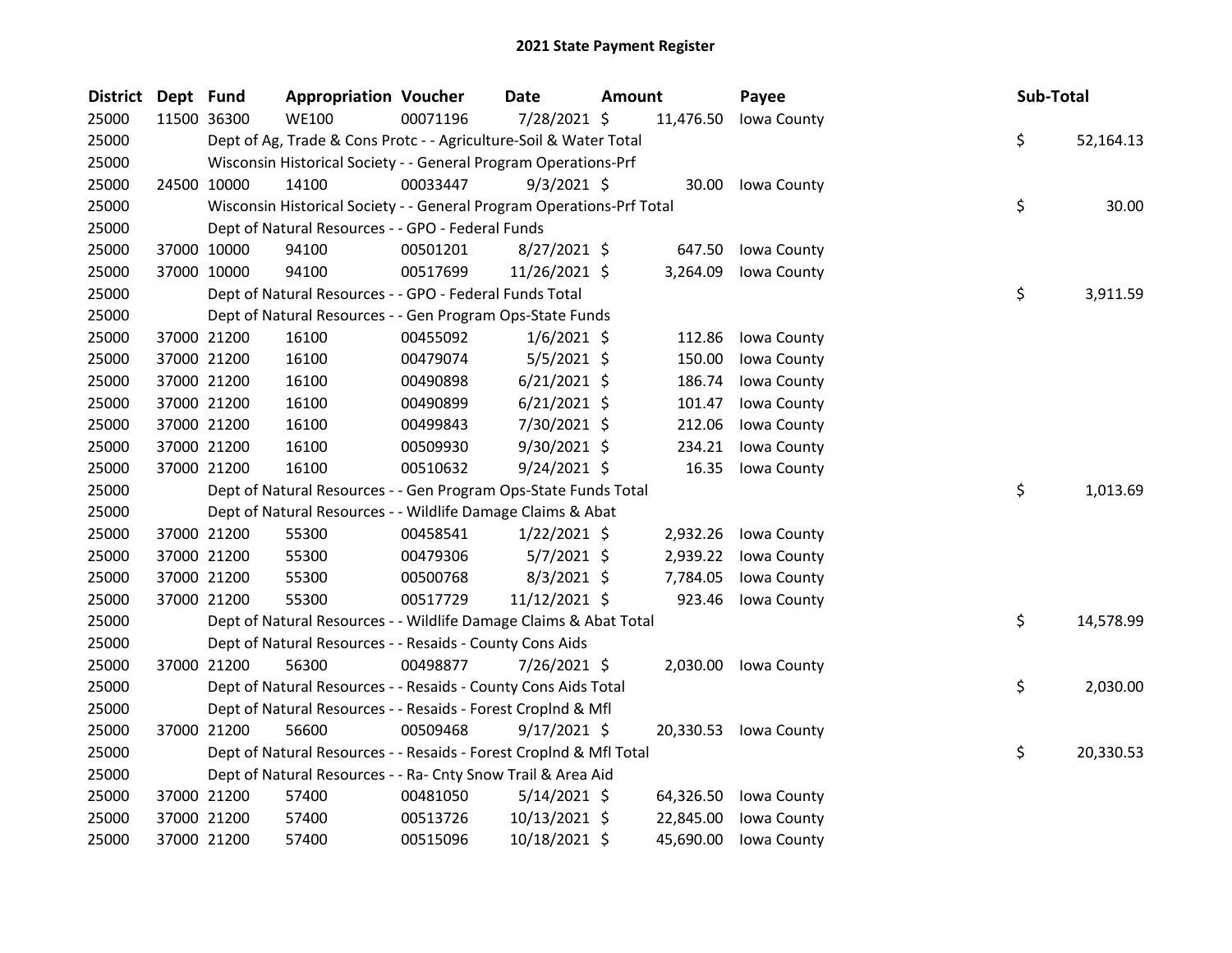# 2021 State Payment Register

| District | Dept | Fund | Appropriation | Voucher | Date | Amount | Payee | Sub-Total |
|---|---|---|---|---|---|---|---|---|
| 25000 | 11500 | 36300 | WE100 | 00071196 | 7/28/2021 | $ 11,476.50 | Iowa County | |
| 25000 | | Dept of Ag, Trade & Cons Protc - - Agriculture-Soil & Water Total | | | | | | $ 52,164.13 |
| 25000 | | Wisconsin Historical Society - - General Program Operations-Prf | | | | | | |
| 25000 | 24500 | 10000 | 14100 | 00033447 | 9/3/2021 | $ 30.00 | Iowa County | |
| 25000 | | Wisconsin Historical Society - - General Program Operations-Prf Total | | | | | | $ 30.00 |
| 25000 | | Dept of Natural Resources - - GPO - Federal Funds | | | | | | |
| 25000 | 37000 | 10000 | 94100 | 00501201 | 8/27/2021 | $ 647.50 | Iowa County | |
| 25000 | 37000 | 10000 | 94100 | 00517699 | 11/26/2021 | $ 3,264.09 | Iowa County | |
| 25000 | | Dept of Natural Resources - - GPO - Federal Funds Total | | | | | | $ 3,911.59 |
| 25000 | | Dept of Natural Resources - - Gen Program Ops-State Funds | | | | | | |
| 25000 | 37000 | 21200 | 16100 | 00455092 | 1/6/2021 | $ 112.86 | Iowa County | |
| 25000 | 37000 | 21200 | 16100 | 00479074 | 5/5/2021 | $ 150.00 | Iowa County | |
| 25000 | 37000 | 21200 | 16100 | 00490898 | 6/21/2021 | $ 186.74 | Iowa County | |
| 25000 | 37000 | 21200 | 16100 | 00490899 | 6/21/2021 | $ 101.47 | Iowa County | |
| 25000 | 37000 | 21200 | 16100 | 00499843 | 7/30/2021 | $ 212.06 | Iowa County | |
| 25000 | 37000 | 21200 | 16100 | 00509930 | 9/30/2021 | $ 234.21 | Iowa County | |
| 25000 | 37000 | 21200 | 16100 | 00510632 | 9/24/2021 | $ 16.35 | Iowa County | |
| 25000 | | Dept of Natural Resources - - Gen Program Ops-State Funds Total | | | | | | $ 1,013.69 |
| 25000 | | Dept of Natural Resources - - Wildlife Damage Claims & Abat | | | | | | |
| 25000 | 37000 | 21200 | 55300 | 00458541 | 1/22/2021 | $ 2,932.26 | Iowa County | |
| 25000 | 37000 | 21200 | 55300 | 00479306 | 5/7/2021 | $ 2,939.22 | Iowa County | |
| 25000 | 37000 | 21200 | 55300 | 00500768 | 8/3/2021 | $ 7,784.05 | Iowa County | |
| 25000 | 37000 | 21200 | 55300 | 00517729 | 11/12/2021 | $ 923.46 | Iowa County | |
| 25000 | | Dept of Natural Resources - - Wildlife Damage Claims & Abat Total | | | | | | $ 14,578.99 |
| 25000 | | Dept of Natural Resources - - Resaids - County Cons Aids | | | | | | |
| 25000 | 37000 | 21200 | 56300 | 00498877 | 7/26/2021 | $ 2,030.00 | Iowa County | |
| 25000 | | Dept of Natural Resources - - Resaids - County Cons Aids Total | | | | | | $ 2,030.00 |
| 25000 | | Dept of Natural Resources - - Resaids - Forest Croplnd & Mfl | | | | | | |
| 25000 | 37000 | 21200 | 56600 | 00509468 | 9/17/2021 | $ 20,330.53 | Iowa County | |
| 25000 | | Dept of Natural Resources - - Resaids - Forest Croplnd & Mfl Total | | | | | | $ 20,330.53 |
| 25000 | | Dept of Natural Resources - - Ra- Cnty Snow Trail & Area Aid | | | | | | |
| 25000 | 37000 | 21200 | 57400 | 00481050 | 5/14/2021 | $ 64,326.50 | Iowa County | |
| 25000 | 37000 | 21200 | 57400 | 00513726 | 10/13/2021 | $ 22,845.00 | Iowa County | |
| 25000 | 37000 | 21200 | 57400 | 00515096 | 10/18/2021 | $ 45,690.00 | Iowa County | |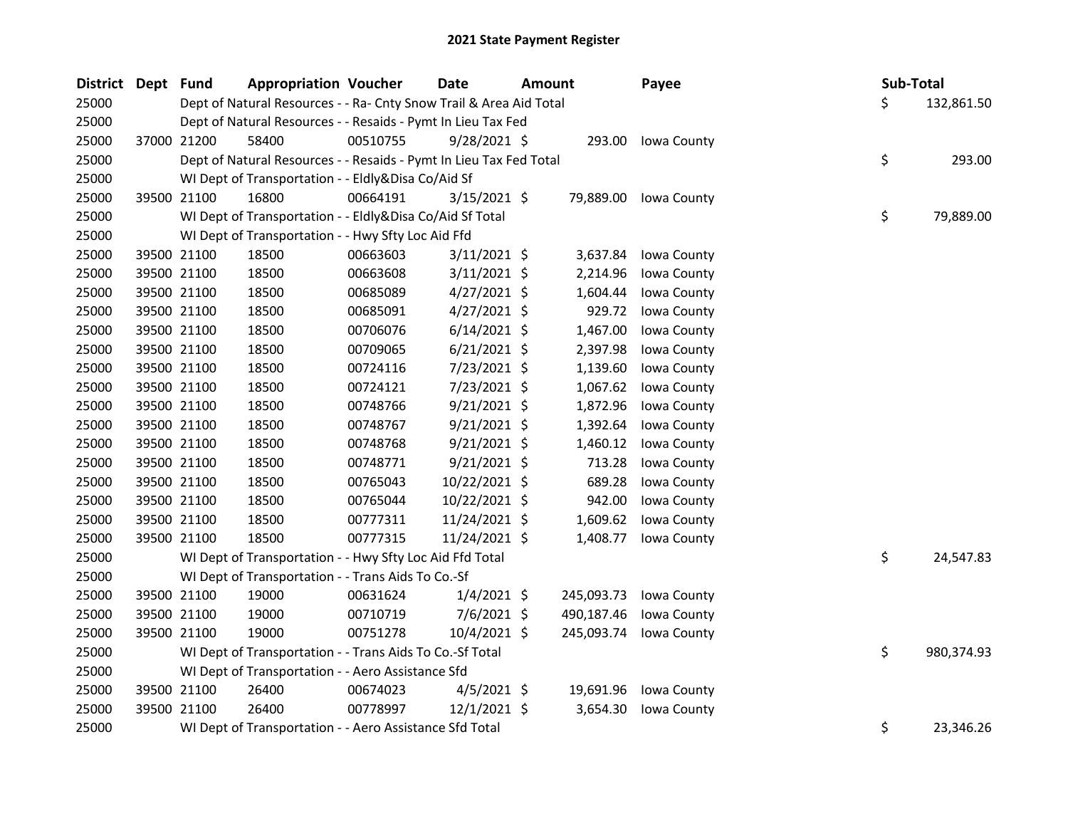# 2021 State Payment Register

| District | Dept | Fund | Appropriation | Voucher | Date | Amount | Payee | Sub-Total |
|---|---|---|---|---|---|---|---|---|
| 25000 | | Dept of Natural Resources - - Ra- Cnty Snow Trail & Area Aid Total | | | | | | $ 132,861.50 |
| 25000 | | Dept of Natural Resources - - Resaids - Pymt In Lieu Tax Fed | | | | | | |
| 25000 | 37000 | 21200 | 58400 | 00510755 | 9/28/2021 | $ 293.00 | Iowa County | |
| 25000 | | Dept of Natural Resources - - Resaids - Pymt In Lieu Tax Fed Total | | | | | | $ 293.00 |
| 25000 | | WI Dept of Transportation - - Eldly&Disa Co/Aid Sf | | | | | | |
| 25000 | 39500 | 21100 | 16800 | 00664191 | 3/15/2021 | $ 79,889.00 | Iowa County | |
| 25000 | | WI Dept of Transportation - - Eldly&Disa Co/Aid Sf Total | | | | | | $ 79,889.00 |
| 25000 | | WI Dept of Transportation - - Hwy Sfty Loc Aid Ffd | | | | | | |
| 25000 | 39500 | 21100 | 18500 | 00663603 | 3/11/2021 | $ 3,637.84 | Iowa County | |
| 25000 | 39500 | 21100 | 18500 | 00663608 | 3/11/2021 | $ 2,214.96 | Iowa County | |
| 25000 | 39500 | 21100 | 18500 | 00685089 | 4/27/2021 | $ 1,604.44 | Iowa County | |
| 25000 | 39500 | 21100 | 18500 | 00685091 | 4/27/2021 | $ 929.72 | Iowa County | |
| 25000 | 39500 | 21100 | 18500 | 00706076 | 6/14/2021 | $ 1,467.00 | Iowa County | |
| 25000 | 39500 | 21100 | 18500 | 00709065 | 6/21/2021 | $ 2,397.98 | Iowa County | |
| 25000 | 39500 | 21100 | 18500 | 00724116 | 7/23/2021 | $ 1,139.60 | Iowa County | |
| 25000 | 39500 | 21100 | 18500 | 00724121 | 7/23/2021 | $ 1,067.62 | Iowa County | |
| 25000 | 39500 | 21100 | 18500 | 00748766 | 9/21/2021 | $ 1,872.96 | Iowa County | |
| 25000 | 39500 | 21100 | 18500 | 00748767 | 9/21/2021 | $ 1,392.64 | Iowa County | |
| 25000 | 39500 | 21100 | 18500 | 00748768 | 9/21/2021 | $ 1,460.12 | Iowa County | |
| 25000 | 39500 | 21100 | 18500 | 00748771 | 9/21/2021 | $ 713.28 | Iowa County | |
| 25000 | 39500 | 21100 | 18500 | 00765043 | 10/22/2021 | $ 689.28 | Iowa County | |
| 25000 | 39500 | 21100 | 18500 | 00765044 | 10/22/2021 | $ 942.00 | Iowa County | |
| 25000 | 39500 | 21100 | 18500 | 00777311 | 11/24/2021 | $ 1,609.62 | Iowa County | |
| 25000 | 39500 | 21100 | 18500 | 00777315 | 11/24/2021 | $ 1,408.77 | Iowa County | |
| 25000 | | WI Dept of Transportation - - Hwy Sfty Loc Aid Ffd Total | | | | | | $ 24,547.83 |
| 25000 | | WI Dept of Transportation - - Trans Aids To Co.-Sf | | | | | | |
| 25000 | 39500 | 21100 | 19000 | 00631624 | 1/4/2021 | $ 245,093.73 | Iowa County | |
| 25000 | 39500 | 21100 | 19000 | 00710719 | 7/6/2021 | $ 490,187.46 | Iowa County | |
| 25000 | 39500 | 21100 | 19000 | 00751278 | 10/4/2021 | $ 245,093.74 | Iowa County | |
| 25000 | | WI Dept of Transportation - - Trans Aids To Co.-Sf Total | | | | | | $ 980,374.93 |
| 25000 | | WI Dept of Transportation - - Aero Assistance Sfd | | | | | | |
| 25000 | 39500 | 21100 | 26400 | 00674023 | 4/5/2021 | $ 19,691.96 | Iowa County | |
| 25000 | 39500 | 21100 | 26400 | 00778997 | 12/1/2021 | $ 3,654.30 | Iowa County | |
| 25000 | | WI Dept of Transportation - - Aero Assistance Sfd Total | | | | | | $ 23,346.26 |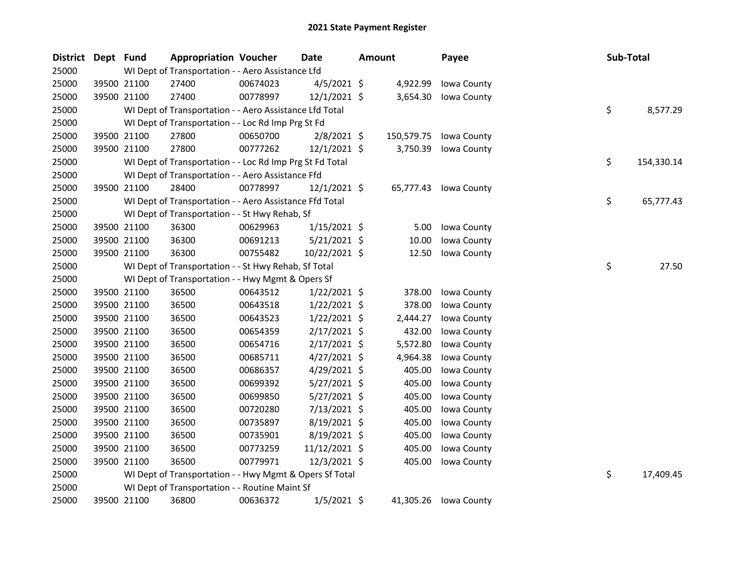# 2021 State Payment Register

| District | Dept | Fund | Appropriation | Voucher | Date | Amount | Payee | Sub-Total |
|---|---|---|---|---|---|---|---|---|
| 25000 | | WI Dept of Transportation - - Aero Assistance Lfd | | | | | | |
| 25000 | 39500 | 21100 | 27400 | 00674023 | 4/5/2021 | $ 4,922.99 | Iowa County | |
| 25000 | 39500 | 21100 | 27400 | 00778997 | 12/1/2021 | $ 3,654.30 | Iowa County | |
| 25000 | | WI Dept of Transportation - - Aero Assistance Lfd Total | | | | | | $ 8,577.29 |
| 25000 | | WI Dept of Transportation - - Loc Rd Imp Prg St Fd | | | | | | |
| 25000 | 39500 | 21100 | 27800 | 00650700 | 2/8/2021 | $ 150,579.75 | Iowa County | |
| 25000 | 39500 | 21100 | 27800 | 00777262 | 12/1/2021 | $ 3,750.39 | Iowa County | |
| 25000 | | WI Dept of Transportation - - Loc Rd Imp Prg St Fd Total | | | | | | $ 154,330.14 |
| 25000 | | WI Dept of Transportation - - Aero Assistance Ffd | | | | | | |
| 25000 | 39500 | 21100 | 28400 | 00778997 | 12/1/2021 | $ 65,777.43 | Iowa County | |
| 25000 | | WI Dept of Transportation - - Aero Assistance Ffd Total | | | | | | $ 65,777.43 |
| 25000 | | WI Dept of Transportation - - St Hwy Rehab, Sf | | | | | | |
| 25000 | 39500 | 21100 | 36300 | 00629963 | 1/15/2021 | $ 5.00 | Iowa County | |
| 25000 | 39500 | 21100 | 36300 | 00691213 | 5/21/2021 | $ 10.00 | Iowa County | |
| 25000 | 39500 | 21100 | 36300 | 00755482 | 10/22/2021 | $ 12.50 | Iowa County | |
| 25000 | | WI Dept of Transportation - - St Hwy Rehab, Sf Total | | | | | | $ 27.50 |
| 25000 | | WI Dept of Transportation - - Hwy Mgmt & Opers Sf | | | | | | |
| 25000 | 39500 | 21100 | 36500 | 00643512 | 1/22/2021 | $ 378.00 | Iowa County | |
| 25000 | 39500 | 21100 | 36500 | 00643518 | 1/22/2021 | $ 378.00 | Iowa County | |
| 25000 | 39500 | 21100 | 36500 | 00643523 | 1/22/2021 | $ 2,444.27 | Iowa County | |
| 25000 | 39500 | 21100 | 36500 | 00654359 | 2/17/2021 | $ 432.00 | Iowa County | |
| 25000 | 39500 | 21100 | 36500 | 00654716 | 2/17/2021 | $ 5,572.80 | Iowa County | |
| 25000 | 39500 | 21100 | 36500 | 00685711 | 4/27/2021 | $ 4,964.38 | Iowa County | |
| 25000 | 39500 | 21100 | 36500 | 00686357 | 4/29/2021 | $ 405.00 | Iowa County | |
| 25000 | 39500 | 21100 | 36500 | 00699392 | 5/27/2021 | $ 405.00 | Iowa County | |
| 25000 | 39500 | 21100 | 36500 | 00699850 | 5/27/2021 | $ 405.00 | Iowa County | |
| 25000 | 39500 | 21100 | 36500 | 00720280 | 7/13/2021 | $ 405.00 | Iowa County | |
| 25000 | 39500 | 21100 | 36500 | 00735897 | 8/19/2021 | $ 405.00 | Iowa County | |
| 25000 | 39500 | 21100 | 36500 | 00735901 | 8/19/2021 | $ 405.00 | Iowa County | |
| 25000 | 39500 | 21100 | 36500 | 00773259 | 11/12/2021 | $ 405.00 | Iowa County | |
| 25000 | 39500 | 21100 | 36500 | 00779971 | 12/3/2021 | $ 405.00 | Iowa County | |
| 25000 | | WI Dept of Transportation - - Hwy Mgmt & Opers Sf Total | | | | | | $ 17,409.45 |
| 25000 | | WI Dept of Transportation - - Routine Maint Sf | | | | | | |
| 25000 | 39500 | 21100 | 36800 | 00636372 | 1/5/2021 | $ 41,305.26 | Iowa County | |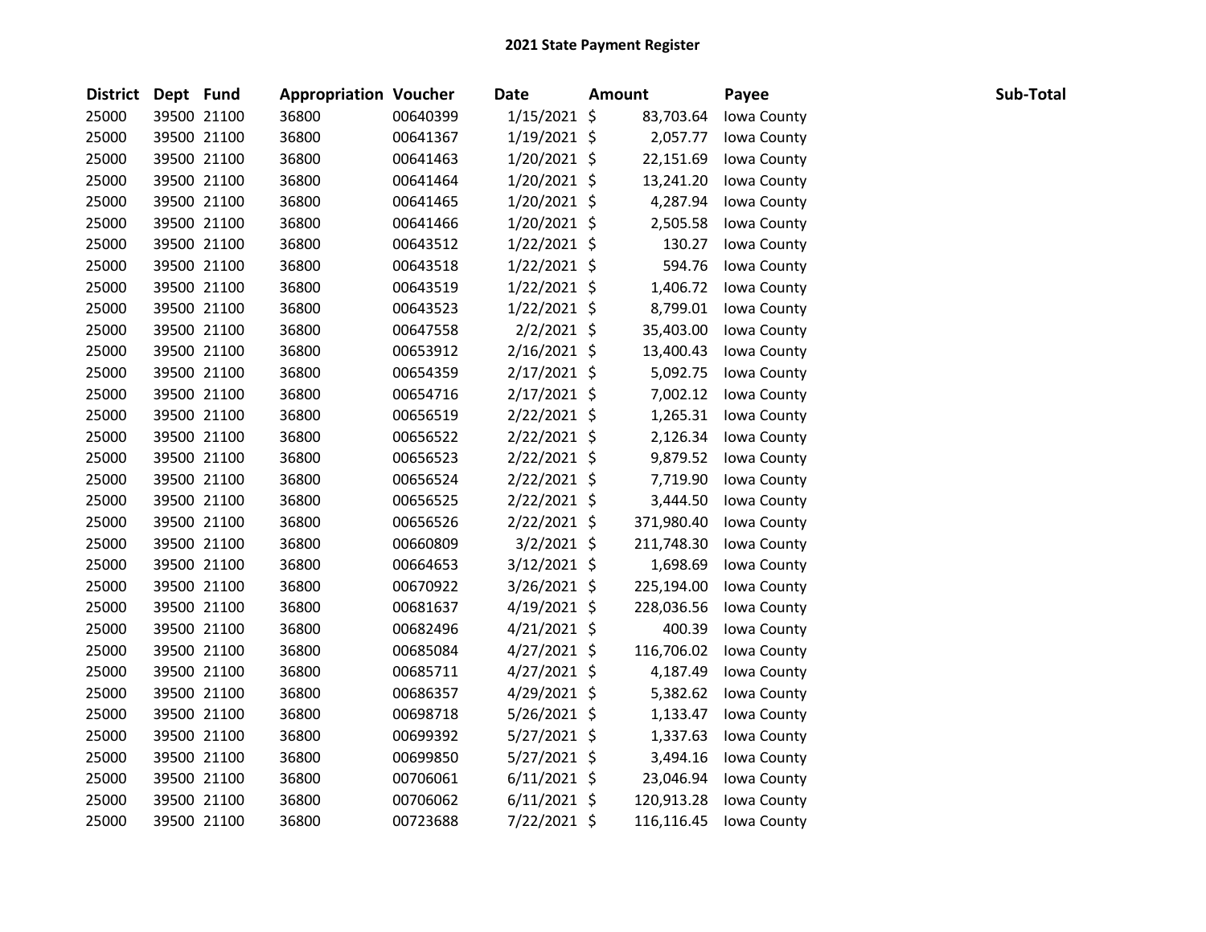**2021 State Payment Register**

| District | Dept | Fund | Appropriation | Voucher | Date | Amount | Payee | Sub-Total |
|---|---|---|---|---|---|---|---|---|
| 25000 | 39500 | 21100 | 36800 | 00640399 | 1/15/2021 | $ 83,703.64 | Iowa County | |
| 25000 | 39500 | 21100 | 36800 | 00641367 | 1/19/2021 | $ 2,057.77 | Iowa County | |
| 25000 | 39500 | 21100 | 36800 | 00641463 | 1/20/2021 | $ 22,151.69 | Iowa County | |
| 25000 | 39500 | 21100 | 36800 | 00641464 | 1/20/2021 | $ 13,241.20 | Iowa County | |
| 25000 | 39500 | 21100 | 36800 | 00641465 | 1/20/2021 | $ 4,287.94 | Iowa County | |
| 25000 | 39500 | 21100 | 36800 | 00641466 | 1/20/2021 | $ 2,505.58 | Iowa County | |
| 25000 | 39500 | 21100 | 36800 | 00643512 | 1/22/2021 | $ 130.27 | Iowa County | |
| 25000 | 39500 | 21100 | 36800 | 00643518 | 1/22/2021 | $ 594.76 | Iowa County | |
| 25000 | 39500 | 21100 | 36800 | 00643519 | 1/22/2021 | $ 1,406.72 | Iowa County | |
| 25000 | 39500 | 21100 | 36800 | 00643523 | 1/22/2021 | $ 8,799.01 | Iowa County | |
| 25000 | 39500 | 21100 | 36800 | 00647558 | 2/2/2021 | $ 35,403.00 | Iowa County | |
| 25000 | 39500 | 21100 | 36800 | 00653912 | 2/16/2021 | $ 13,400.43 | Iowa County | |
| 25000 | 39500 | 21100 | 36800 | 00654359 | 2/17/2021 | $ 5,092.75 | Iowa County | |
| 25000 | 39500 | 21100 | 36800 | 00654716 | 2/17/2021 | $ 7,002.12 | Iowa County | |
| 25000 | 39500 | 21100 | 36800 | 00656519 | 2/22/2021 | $ 1,265.31 | Iowa County | |
| 25000 | 39500 | 21100 | 36800 | 00656522 | 2/22/2021 | $ 2,126.34 | Iowa County | |
| 25000 | 39500 | 21100 | 36800 | 00656523 | 2/22/2021 | $ 9,879.52 | Iowa County | |
| 25000 | 39500 | 21100 | 36800 | 00656524 | 2/22/2021 | $ 7,719.90 | Iowa County | |
| 25000 | 39500 | 21100 | 36800 | 00656525 | 2/22/2021 | $ 3,444.50 | Iowa County | |
| 25000 | 39500 | 21100 | 36800 | 00656526 | 2/22/2021 | $ 371,980.40 | Iowa County | |
| 25000 | 39500 | 21100 | 36800 | 00660809 | 3/2/2021 | $ 211,748.30 | Iowa County | |
| 25000 | 39500 | 21100 | 36800 | 00664653 | 3/12/2021 | $ 1,698.69 | Iowa County | |
| 25000 | 39500 | 21100 | 36800 | 00670922 | 3/26/2021 | $ 225,194.00 | Iowa County | |
| 25000 | 39500 | 21100 | 36800 | 00681637 | 4/19/2021 | $ 228,036.56 | Iowa County | |
| 25000 | 39500 | 21100 | 36800 | 00682496 | 4/21/2021 | $ 400.39 | Iowa County | |
| 25000 | 39500 | 21100 | 36800 | 00685084 | 4/27/2021 | $ 116,706.02 | Iowa County | |
| 25000 | 39500 | 21100 | 36800 | 00685711 | 4/27/2021 | $ 4,187.49 | Iowa County | |
| 25000 | 39500 | 21100 | 36800 | 00686357 | 4/29/2021 | $ 5,382.62 | Iowa County | |
| 25000 | 39500 | 21100 | 36800 | 00698718 | 5/26/2021 | $ 1,133.47 | Iowa County | |
| 25000 | 39500 | 21100 | 36800 | 00699392 | 5/27/2021 | $ 1,337.63 | Iowa County | |
| 25000 | 39500 | 21100 | 36800 | 00699850 | 5/27/2021 | $ 3,494.16 | Iowa County | |
| 25000 | 39500 | 21100 | 36800 | 00706061 | 6/11/2021 | $ 23,046.94 | Iowa County | |
| 25000 | 39500 | 21100 | 36800 | 00706062 | 6/11/2021 | $ 120,913.28 | Iowa County | |
| 25000 | 39500 | 21100 | 36800 | 00723688 | 7/22/2021 | $ 116,116.45 | Iowa County | |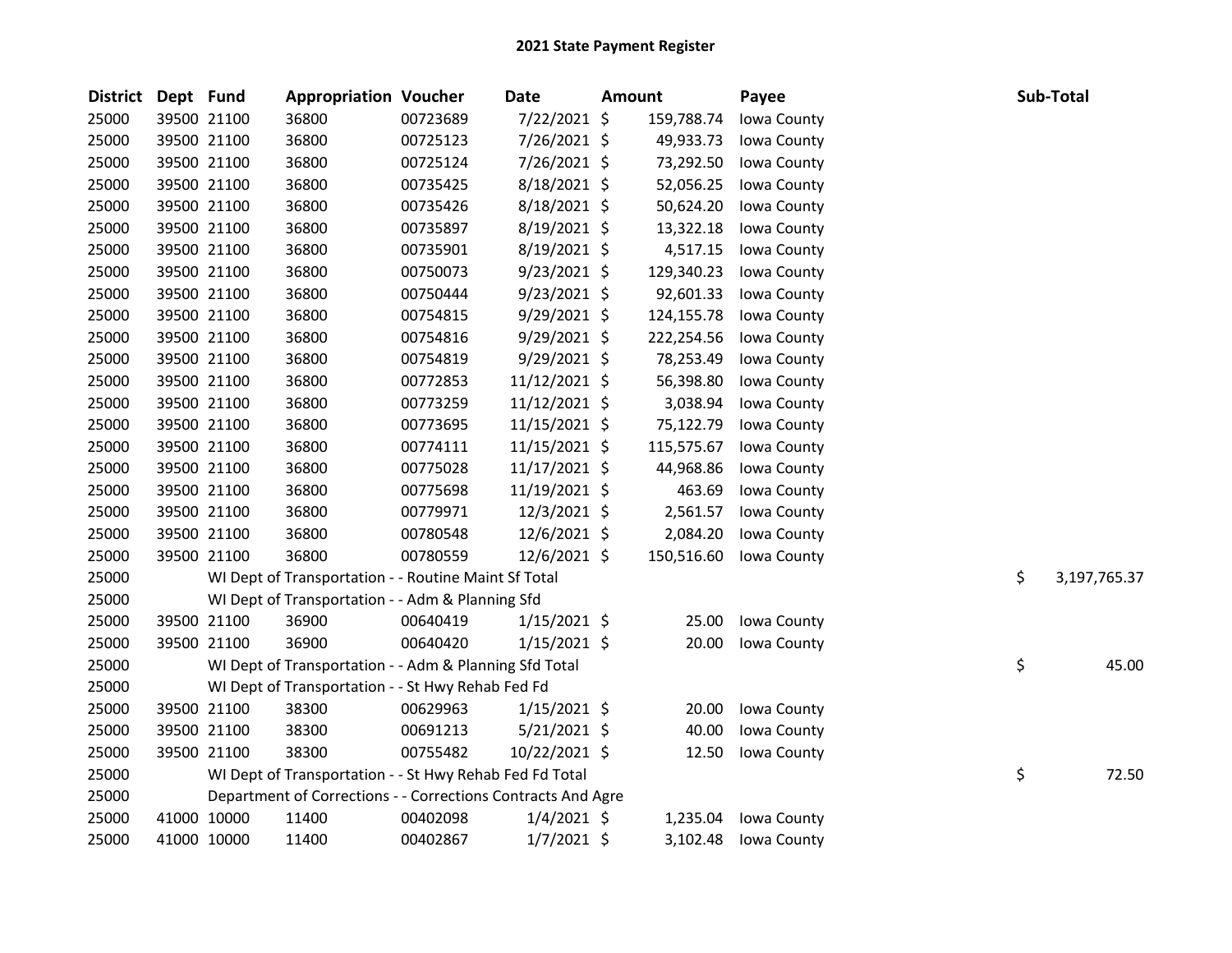## 2021 State Payment Register

| District | Dept | Fund | Appropriation | Voucher | Date | Amount | Payee | Sub-Total |
|---|---|---|---|---|---|---|---|---|
| 25000 | 39500 | 21100 | 36800 | 00723689 | 7/22/2021 | $ 159,788.74 | Iowa County | |
| 25000 | 39500 | 21100 | 36800 | 00725123 | 7/26/2021 | $ 49,933.73 | Iowa County | |
| 25000 | 39500 | 21100 | 36800 | 00725124 | 7/26/2021 | $ 73,292.50 | Iowa County | |
| 25000 | 39500 | 21100 | 36800 | 00735425 | 8/18/2021 | $ 52,056.25 | Iowa County | |
| 25000 | 39500 | 21100 | 36800 | 00735426 | 8/18/2021 | $ 50,624.20 | Iowa County | |
| 25000 | 39500 | 21100 | 36800 | 00735897 | 8/19/2021 | $ 13,322.18 | Iowa County | |
| 25000 | 39500 | 21100 | 36800 | 00735901 | 8/19/2021 | $ 4,517.15 | Iowa County | |
| 25000 | 39500 | 21100 | 36800 | 00750073 | 9/23/2021 | $ 129,340.23 | Iowa County | |
| 25000 | 39500 | 21100 | 36800 | 00750444 | 9/23/2021 | $ 92,601.33 | Iowa County | |
| 25000 | 39500 | 21100 | 36800 | 00754815 | 9/29/2021 | $ 124,155.78 | Iowa County | |
| 25000 | 39500 | 21100 | 36800 | 00754816 | 9/29/2021 | $ 222,254.56 | Iowa County | |
| 25000 | 39500 | 21100 | 36800 | 00754819 | 9/29/2021 | $ 78,253.49 | Iowa County | |
| 25000 | 39500 | 21100 | 36800 | 00772853 | 11/12/2021 | $ 56,398.80 | Iowa County | |
| 25000 | 39500 | 21100 | 36800 | 00773259 | 11/12/2021 | $ 3,038.94 | Iowa County | |
| 25000 | 39500 | 21100 | 36800 | 00773695 | 11/15/2021 | $ 75,122.79 | Iowa County | |
| 25000 | 39500 | 21100 | 36800 | 00774111 | 11/15/2021 | $ 115,575.67 | Iowa County | |
| 25000 | 39500 | 21100 | 36800 | 00775028 | 11/17/2021 | $ 44,968.86 | Iowa County | |
| 25000 | 39500 | 21100 | 36800 | 00775698 | 11/19/2021 | $ 463.69 | Iowa County | |
| 25000 | 39500 | 21100 | 36800 | 00779971 | 12/3/2021 | $ 2,561.57 | Iowa County | |
| 25000 | 39500 | 21100 | 36800 | 00780548 | 12/6/2021 | $ 2,084.20 | Iowa County | |
| 25000 | 39500 | 21100 | 36800 | 00780559 | 12/6/2021 | $ 150,516.60 | Iowa County | |
| 25000 | | | WI Dept of Transportation - - Routine Maint Sf Total | | | | | $ 3,197,765.37 |
| 25000 | | | WI Dept of Transportation - - Adm & Planning Sfd | | | | | |
| 25000 | 39500 | 21100 | 36900 | 00640419 | 1/15/2021 | $ 25.00 | Iowa County | |
| 25000 | 39500 | 21100 | 36900 | 00640420 | 1/15/2021 | $ 20.00 | Iowa County | |
| 25000 | | | WI Dept of Transportation - - Adm & Planning Sfd Total | | | | | $ 45.00 |
| 25000 | | | WI Dept of Transportation - - St Hwy Rehab Fed Fd | | | | | |
| 25000 | 39500 | 21100 | 38300 | 00629963 | 1/15/2021 | $ 20.00 | Iowa County | |
| 25000 | 39500 | 21100 | 38300 | 00691213 | 5/21/2021 | $ 40.00 | Iowa County | |
| 25000 | 39500 | 21100 | 38300 | 00755482 | 10/22/2021 | $ 12.50 | Iowa County | |
| 25000 | | | WI Dept of Transportation - - St Hwy Rehab Fed Fd Total | | | | | $ 72.50 |
| 25000 | | | Department of Corrections - - Corrections Contracts And Agre | | | | | |
| 25000 | 41000 | 10000 | 11400 | 00402098 | 1/4/2021 | $ 1,235.04 | Iowa County | |
| 25000 | 41000 | 10000 | 11400 | 00402867 | 1/7/2021 | $ 3,102.48 | Iowa County | |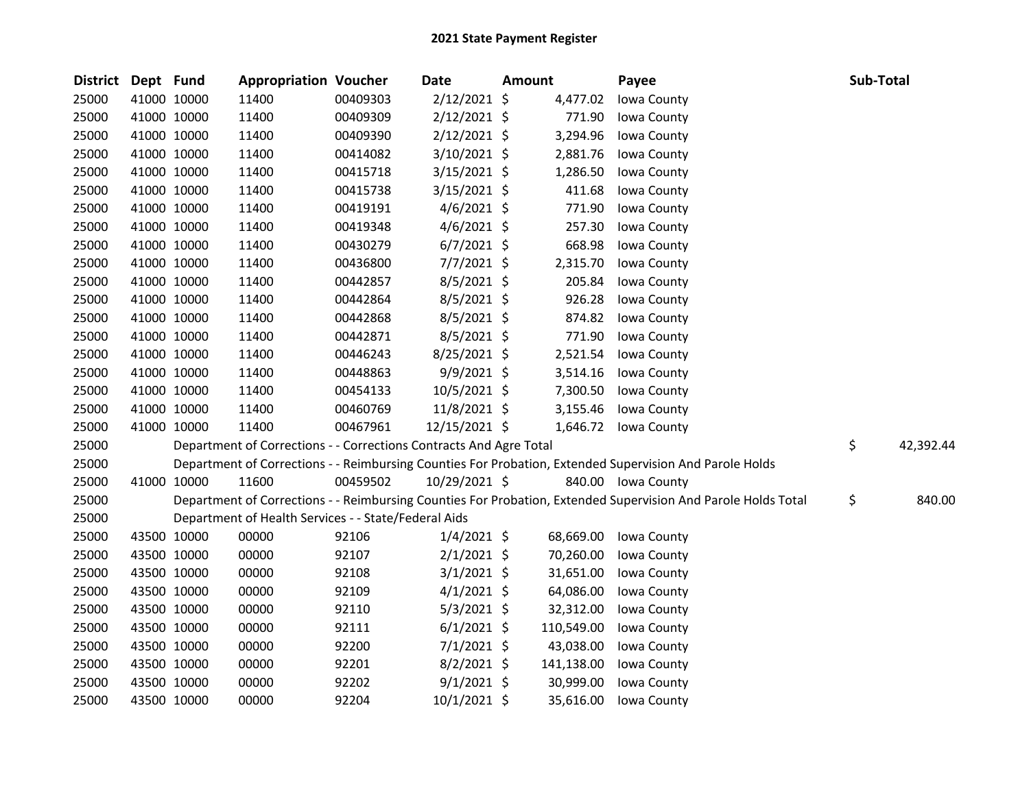# 2021 State Payment Register

| District | Dept | Fund | Appropriation | Voucher | Date | Amount | Payee | Sub-Total |
|---|---|---|---|---|---|---|---|---|
| 25000 | 41000 | 10000 | 11400 | 00409303 | 2/12/2021 | $ 4,477.02 | Iowa County | |
| 25000 | 41000 | 10000 | 11400 | 00409309 | 2/12/2021 | $ 771.90 | Iowa County | |
| 25000 | 41000 | 10000 | 11400 | 00409390 | 2/12/2021 | $ 3,294.96 | Iowa County | |
| 25000 | 41000 | 10000 | 11400 | 00414082 | 3/10/2021 | $ 2,881.76 | Iowa County | |
| 25000 | 41000 | 10000 | 11400 | 00415718 | 3/15/2021 | $ 1,286.50 | Iowa County | |
| 25000 | 41000 | 10000 | 11400 | 00415738 | 3/15/2021 | $ 411.68 | Iowa County | |
| 25000 | 41000 | 10000 | 11400 | 00419191 | 4/6/2021 | $ 771.90 | Iowa County | |
| 25000 | 41000 | 10000 | 11400 | 00419348 | 4/6/2021 | $ 257.30 | Iowa County | |
| 25000 | 41000 | 10000 | 11400 | 00430279 | 6/7/2021 | $ 668.98 | Iowa County | |
| 25000 | 41000 | 10000 | 11400 | 00436800 | 7/7/2021 | $ 2,315.70 | Iowa County | |
| 25000 | 41000 | 10000 | 11400 | 00442857 | 8/5/2021 | $ 205.84 | Iowa County | |
| 25000 | 41000 | 10000 | 11400 | 00442864 | 8/5/2021 | $ 926.28 | Iowa County | |
| 25000 | 41000 | 10000 | 11400 | 00442868 | 8/5/2021 | $ 874.82 | Iowa County | |
| 25000 | 41000 | 10000 | 11400 | 00442871 | 8/5/2021 | $ 771.90 | Iowa County | |
| 25000 | 41000 | 10000 | 11400 | 00446243 | 8/25/2021 | $ 2,521.54 | Iowa County | |
| 25000 | 41000 | 10000 | 11400 | 00448863 | 9/9/2021 | $ 3,514.16 | Iowa County | |
| 25000 | 41000 | 10000 | 11400 | 00454133 | 10/5/2021 | $ 7,300.50 | Iowa County | |
| 25000 | 41000 | 10000 | 11400 | 00460769 | 11/8/2021 | $ 3,155.46 | Iowa County | |
| 25000 | 41000 | 10000 | 11400 | 00467961 | 12/15/2021 | $ 1,646.72 | Iowa County | |
| 25000 | | | Department of Corrections - - Corrections Contracts And Agre Total | | | | | $ 42,392.44 |
| 25000 | | | Department of Corrections - - Reimbursing Counties For Probation, Extended Supervision And Parole Holds | | | | | |
| 25000 | 41000 | 10000 | 11600 | 00459502 | 10/29/2021 | $ 840.00 | Iowa County | |
| 25000 | | | Department of Corrections - - Reimbursing Counties For Probation, Extended Supervision And Parole Holds Total | | | | | $ 840.00 |
| 25000 | | | Department of Health Services - - State/Federal Aids | | | | | |
| 25000 | 43500 | 10000 | 00000 | 92106 | 1/4/2021 | $ 68,669.00 | Iowa County | |
| 25000 | 43500 | 10000 | 00000 | 92107 | 2/1/2021 | $ 70,260.00 | Iowa County | |
| 25000 | 43500 | 10000 | 00000 | 92108 | 3/1/2021 | $ 31,651.00 | Iowa County | |
| 25000 | 43500 | 10000 | 00000 | 92109 | 4/1/2021 | $ 64,086.00 | Iowa County | |
| 25000 | 43500 | 10000 | 00000 | 92110 | 5/3/2021 | $ 32,312.00 | Iowa County | |
| 25000 | 43500 | 10000 | 00000 | 92111 | 6/1/2021 | $ 110,549.00 | Iowa County | |
| 25000 | 43500 | 10000 | 00000 | 92200 | 7/1/2021 | $ 43,038.00 | Iowa County | |
| 25000 | 43500 | 10000 | 00000 | 92201 | 8/2/2021 | $ 141,138.00 | Iowa County | |
| 25000 | 43500 | 10000 | 00000 | 92202 | 9/1/2021 | $ 30,999.00 | Iowa County | |
| 25000 | 43500 | 10000 | 00000 | 92204 | 10/1/2021 | $ 35,616.00 | Iowa County | |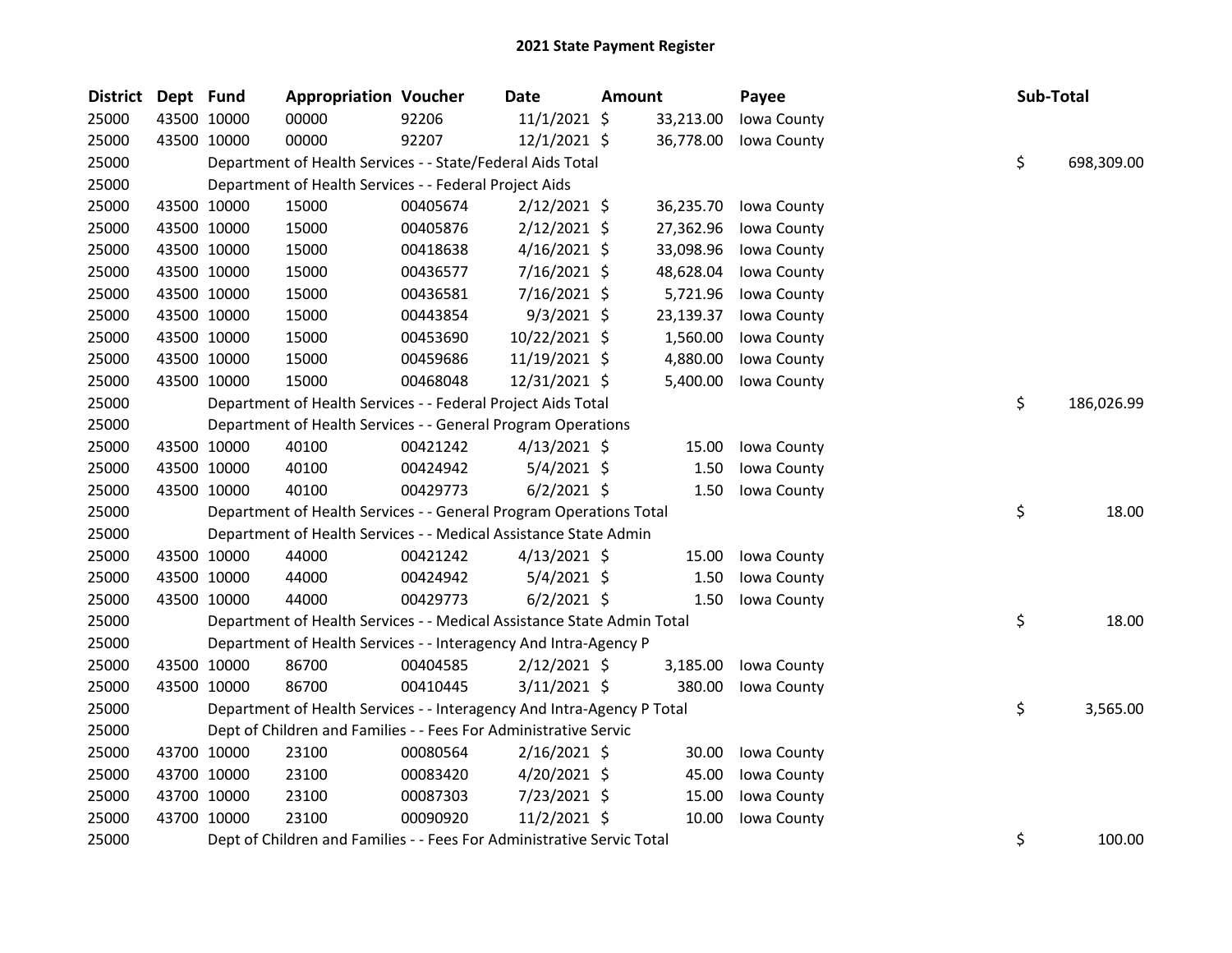# 2021 State Payment Register

| District | Dept | Fund | Appropriation | Voucher | Date | Amount | Payee | Sub-Total |
|---|---|---|---|---|---|---|---|---|
| 25000 | 43500 | 10000 | 00000 | 92206 | 11/1/2021 | $ 33,213.00 | Iowa County | |
| 25000 | 43500 | 10000 | 00000 | 92207 | 12/1/2021 | $ 36,778.00 | Iowa County | |
| 25000 | | | Department of Health Services - - State/Federal Aids Total | | | | | $ 698,309.00 |
| 25000 | | | Department of Health Services - - Federal Project Aids | | | | | |
| 25000 | 43500 | 10000 | 15000 | 00405674 | 2/12/2021 | $ 36,235.70 | Iowa County | |
| 25000 | 43500 | 10000 | 15000 | 00405876 | 2/12/2021 | $ 27,362.96 | Iowa County | |
| 25000 | 43500 | 10000 | 15000 | 00418638 | 4/16/2021 | $ 33,098.96 | Iowa County | |
| 25000 | 43500 | 10000 | 15000 | 00436577 | 7/16/2021 | $ 48,628.04 | Iowa County | |
| 25000 | 43500 | 10000 | 15000 | 00436581 | 7/16/2021 | $ 5,721.96 | Iowa County | |
| 25000 | 43500 | 10000 | 15000 | 00443854 | 9/3/2021 | $ 23,139.37 | Iowa County | |
| 25000 | 43500 | 10000 | 15000 | 00453690 | 10/22/2021 | $ 1,560.00 | Iowa County | |
| 25000 | 43500 | 10000 | 15000 | 00459686 | 11/19/2021 | $ 4,880.00 | Iowa County | |
| 25000 | 43500 | 10000 | 15000 | 00468048 | 12/31/2021 | $ 5,400.00 | Iowa County | |
| 25000 | | | Department of Health Services - - Federal Project Aids Total | | | | | $ 186,026.99 |
| 25000 | | | Department of Health Services - - General Program Operations | | | | | |
| 25000 | 43500 | 10000 | 40100 | 00421242 | 4/13/2021 | $ 15.00 | Iowa County | |
| 25000 | 43500 | 10000 | 40100 | 00424942 | 5/4/2021 | $ 1.50 | Iowa County | |
| 25000 | 43500 | 10000 | 40100 | 00429773 | 6/2/2021 | $ 1.50 | Iowa County | |
| 25000 | | | Department of Health Services - - General Program Operations Total | | | | | $ 18.00 |
| 25000 | | | Department of Health Services - - Medical Assistance State Admin | | | | | |
| 25000 | 43500 | 10000 | 44000 | 00421242 | 4/13/2021 | $ 15.00 | Iowa County | |
| 25000 | 43500 | 10000 | 44000 | 00424942 | 5/4/2021 | $ 1.50 | Iowa County | |
| 25000 | 43500 | 10000 | 44000 | 00429773 | 6/2/2021 | $ 1.50 | Iowa County | |
| 25000 | | | Department of Health Services - - Medical Assistance State Admin Total | | | | | $ 18.00 |
| 25000 | | | Department of Health Services - - Interagency And Intra-Agency P | | | | | |
| 25000 | 43500 | 10000 | 86700 | 00404585 | 2/12/2021 | $ 3,185.00 | Iowa County | |
| 25000 | 43500 | 10000 | 86700 | 00410445 | 3/11/2021 | $ 380.00 | Iowa County | |
| 25000 | | | Department of Health Services - - Interagency And Intra-Agency P Total | | | | | $ 3,565.00 |
| 25000 | | | Dept of Children and Families - - Fees For Administrative Servic | | | | | |
| 25000 | 43700 | 10000 | 23100 | 00080564 | 2/16/2021 | $ 30.00 | Iowa County | |
| 25000 | 43700 | 10000 | 23100 | 00083420 | 4/20/2021 | $ 45.00 | Iowa County | |
| 25000 | 43700 | 10000 | 23100 | 00087303 | 7/23/2021 | $ 15.00 | Iowa County | |
| 25000 | 43700 | 10000 | 23100 | 00090920 | 11/2/2021 | $ 10.00 | Iowa County | |
| 25000 | | | Dept of Children and Families - - Fees For Administrative Servic Total | | | | | $ 100.00 |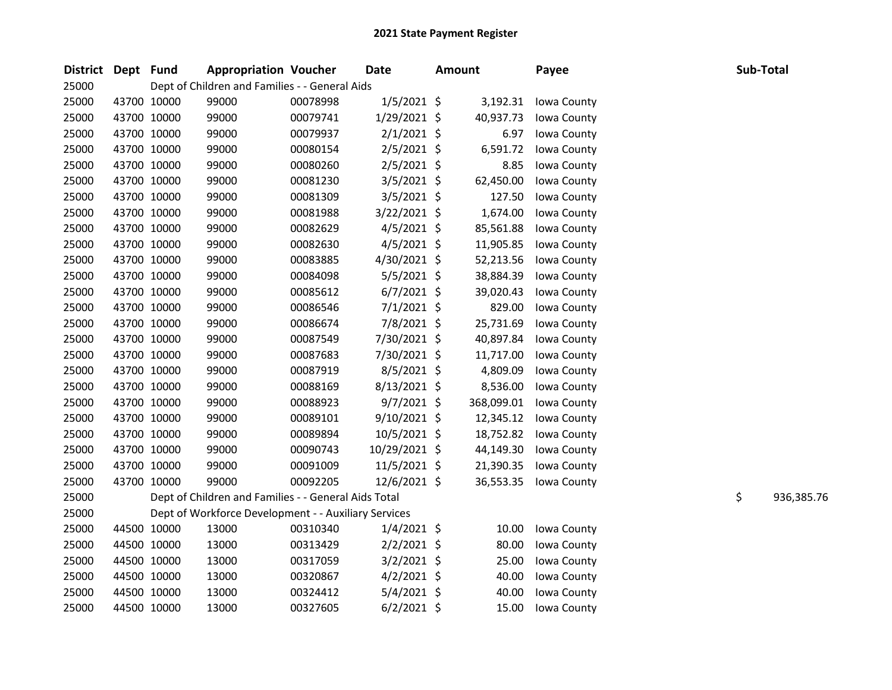# 2021 State Payment Register

| District | Dept | Fund | Appropriation | Voucher | Date | Amount | Payee | Sub-Total |
|---|---|---|---|---|---|---|---|---|
| 25000 | | Dept of Children and Families - - General Aids | | | | | | |
| 25000 | 43700 | 10000 | 99000 | 00078998 | 1/5/2021 | $ 3,192.31 | Iowa County | |
| 25000 | 43700 | 10000 | 99000 | 00079741 | 1/29/2021 | $ 40,937.73 | Iowa County | |
| 25000 | 43700 | 10000 | 99000 | 00079937 | 2/1/2021 | $ 6.97 | Iowa County | |
| 25000 | 43700 | 10000 | 99000 | 00080154 | 2/5/2021 | $ 6,591.72 | Iowa County | |
| 25000 | 43700 | 10000 | 99000 | 00080260 | 2/5/2021 | $ 8.85 | Iowa County | |
| 25000 | 43700 | 10000 | 99000 | 00081230 | 3/5/2021 | $ 62,450.00 | Iowa County | |
| 25000 | 43700 | 10000 | 99000 | 00081309 | 3/5/2021 | $ 127.50 | Iowa County | |
| 25000 | 43700 | 10000 | 99000 | 00081988 | 3/22/2021 | $ 1,674.00 | Iowa County | |
| 25000 | 43700 | 10000 | 99000 | 00082629 | 4/5/2021 | $ 85,561.88 | Iowa County | |
| 25000 | 43700 | 10000 | 99000 | 00082630 | 4/5/2021 | $ 11,905.85 | Iowa County | |
| 25000 | 43700 | 10000 | 99000 | 00083885 | 4/30/2021 | $ 52,213.56 | Iowa County | |
| 25000 | 43700 | 10000 | 99000 | 00084098 | 5/5/2021 | $ 38,884.39 | Iowa County | |
| 25000 | 43700 | 10000 | 99000 | 00085612 | 6/7/2021 | $ 39,020.43 | Iowa County | |
| 25000 | 43700 | 10000 | 99000 | 00086546 | 7/1/2021 | $ 829.00 | Iowa County | |
| 25000 | 43700 | 10000 | 99000 | 00086674 | 7/8/2021 | $ 25,731.69 | Iowa County | |
| 25000 | 43700 | 10000 | 99000 | 00087549 | 7/30/2021 | $ 40,897.84 | Iowa County | |
| 25000 | 43700 | 10000 | 99000 | 00087683 | 7/30/2021 | $ 11,717.00 | Iowa County | |
| 25000 | 43700 | 10000 | 99000 | 00087919 | 8/5/2021 | $ 4,809.09 | Iowa County | |
| 25000 | 43700 | 10000 | 99000 | 00088169 | 8/13/2021 | $ 8,536.00 | Iowa County | |
| 25000 | 43700 | 10000 | 99000 | 00088923 | 9/7/2021 | $ 368,099.01 | Iowa County | |
| 25000 | 43700 | 10000 | 99000 | 00089101 | 9/10/2021 | $ 12,345.12 | Iowa County | |
| 25000 | 43700 | 10000 | 99000 | 00089894 | 10/5/2021 | $ 18,752.82 | Iowa County | |
| 25000 | 43700 | 10000 | 99000 | 00090743 | 10/29/2021 | $ 44,149.30 | Iowa County | |
| 25000 | 43700 | 10000 | 99000 | 00091009 | 11/5/2021 | $ 21,390.35 | Iowa County | |
| 25000 | 43700 | 10000 | 99000 | 00092205 | 12/6/2021 | $ 36,553.35 | Iowa County | |
| 25000 | | Dept of Children and Families - - General Aids Total | | | | | | $ 936,385.76 |
| 25000 | | Dept of Workforce Development - - Auxiliary Services | | | | | | |
| 25000 | 44500 | 10000 | 13000 | 00310340 | 1/4/2021 | $ 10.00 | Iowa County | |
| 25000 | 44500 | 10000 | 13000 | 00313429 | 2/2/2021 | $ 80.00 | Iowa County | |
| 25000 | 44500 | 10000 | 13000 | 00317059 | 3/2/2021 | $ 25.00 | Iowa County | |
| 25000 | 44500 | 10000 | 13000 | 00320867 | 4/2/2021 | $ 40.00 | Iowa County | |
| 25000 | 44500 | 10000 | 13000 | 00324412 | 5/4/2021 | $ 40.00 | Iowa County | |
| 25000 | 44500 | 10000 | 13000 | 00327605 | 6/2/2021 | $ 15.00 | Iowa County | |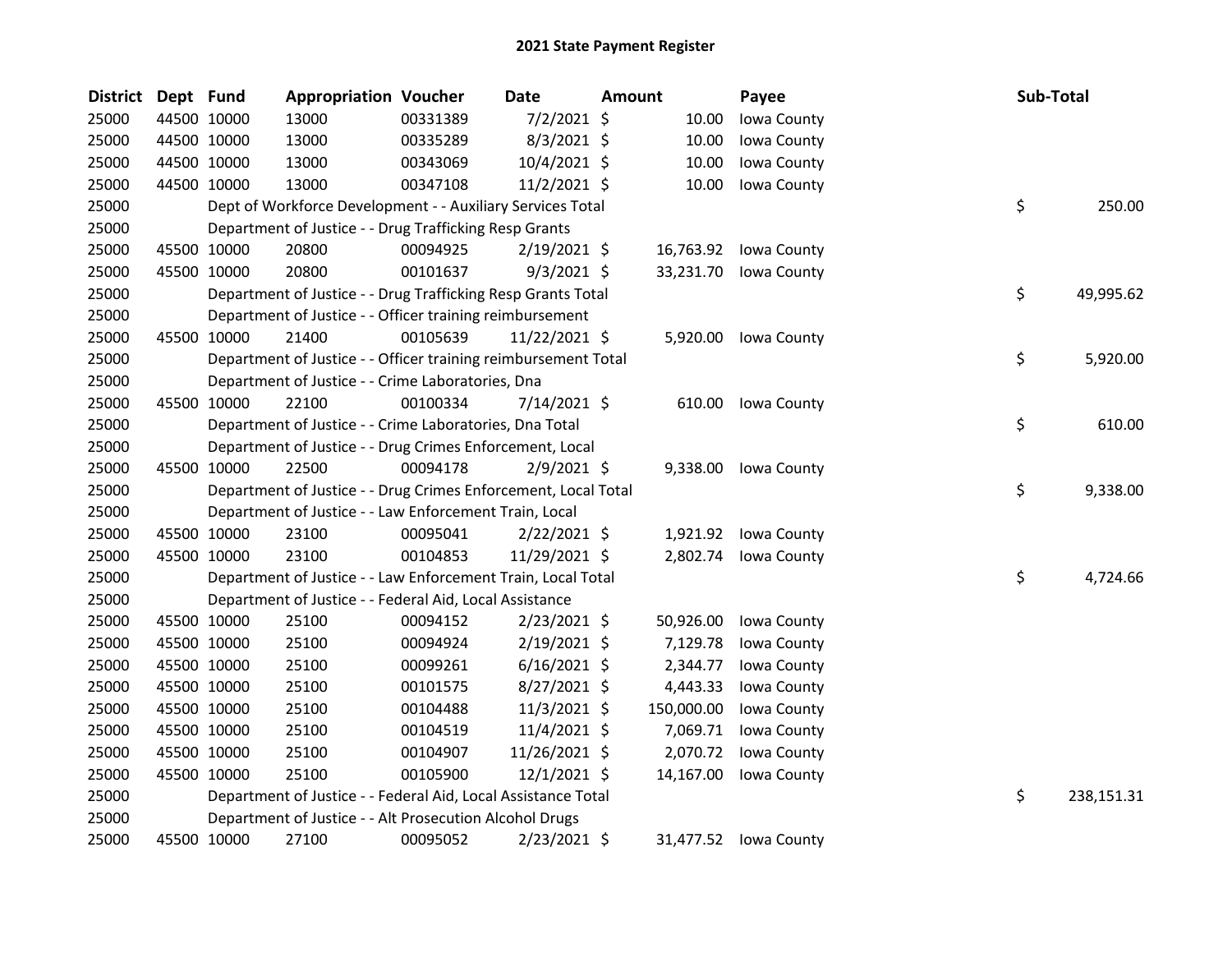# 2021 State Payment Register

| District | Dept | Fund | Appropriation | Voucher | Date | Amount | Payee | Sub-Total |
|---|---|---|---|---|---|---|---|---|
| 25000 | 44500 | 10000 | 13000 | 00331389 | 7/2/2021 | $ 10.00 | Iowa County | |
| 25000 | 44500 | 10000 | 13000 | 00335289 | 8/3/2021 | $ 10.00 | Iowa County | |
| 25000 | 44500 | 10000 | 13000 | 00343069 | 10/4/2021 | $ 10.00 | Iowa County | |
| 25000 | 44500 | 10000 | 13000 | 00347108 | 11/2/2021 | $ 10.00 | Iowa County | |
| 25000 | | | Dept of Workforce Development - - Auxiliary Services Total | | | | | $ 250.00 |
| 25000 | | | Department of Justice - - Drug Trafficking Resp Grants | | | | | |
| 25000 | 45500 | 10000 | 20800 | 00094925 | 2/19/2021 | $ 16,763.92 | Iowa County | |
| 25000 | 45500 | 10000 | 20800 | 00101637 | 9/3/2021 | $ 33,231.70 | Iowa County | |
| 25000 | | | Department of Justice - - Drug Trafficking Resp Grants Total | | | | | $ 49,995.62 |
| 25000 | | | Department of Justice - - Officer training reimbursement | | | | | |
| 25000 | 45500 | 10000 | 21400 | 00105639 | 11/22/2021 | $ 5,920.00 | Iowa County | |
| 25000 | | | Department of Justice - - Officer training reimbursement Total | | | | | $ 5,920.00 |
| 25000 | | | Department of Justice - - Crime Laboratories, Dna | | | | | |
| 25000 | 45500 | 10000 | 22100 | 00100334 | 7/14/2021 | $ 610.00 | Iowa County | |
| 25000 | | | Department of Justice - - Crime Laboratories, Dna Total | | | | | $ 610.00 |
| 25000 | | | Department of Justice - - Drug Crimes Enforcement, Local | | | | | |
| 25000 | 45500 | 10000 | 22500 | 00094178 | 2/9/2021 | $ 9,338.00 | Iowa County | |
| 25000 | | | Department of Justice - - Drug Crimes Enforcement, Local Total | | | | | $ 9,338.00 |
| 25000 | | | Department of Justice - - Law Enforcement Train, Local | | | | | |
| 25000 | 45500 | 10000 | 23100 | 00095041 | 2/22/2021 | $ 1,921.92 | Iowa County | |
| 25000 | 45500 | 10000 | 23100 | 00104853 | 11/29/2021 | $ 2,802.74 | Iowa County | |
| 25000 | | | Department of Justice - - Law Enforcement Train, Local Total | | | | | $ 4,724.66 |
| 25000 | | | Department of Justice - - Federal Aid, Local Assistance | | | | | |
| 25000 | 45500 | 10000 | 25100 | 00094152 | 2/23/2021 | $ 50,926.00 | Iowa County | |
| 25000 | 45500 | 10000 | 25100 | 00094924 | 2/19/2021 | $ 7,129.78 | Iowa County | |
| 25000 | 45500 | 10000 | 25100 | 00099261 | 6/16/2021 | $ 2,344.77 | Iowa County | |
| 25000 | 45500 | 10000 | 25100 | 00101575 | 8/27/2021 | $ 4,443.33 | Iowa County | |
| 25000 | 45500 | 10000 | 25100 | 00104488 | 11/3/2021 | $ 150,000.00 | Iowa County | |
| 25000 | 45500 | 10000 | 25100 | 00104519 | 11/4/2021 | $ 7,069.71 | Iowa County | |
| 25000 | 45500 | 10000 | 25100 | 00104907 | 11/26/2021 | $ 2,070.72 | Iowa County | |
| 25000 | 45500 | 10000 | 25100 | 00105900 | 12/1/2021 | $ 14,167.00 | Iowa County | |
| 25000 | | | Department of Justice - - Federal Aid, Local Assistance Total | | | | | $ 238,151.31 |
| 25000 | | | Department of Justice - - Alt Prosecution Alcohol Drugs | | | | | |
| 25000 | 45500 | 10000 | 27100 | 00095052 | 2/23/2021 | $ 31,477.52 | Iowa County | |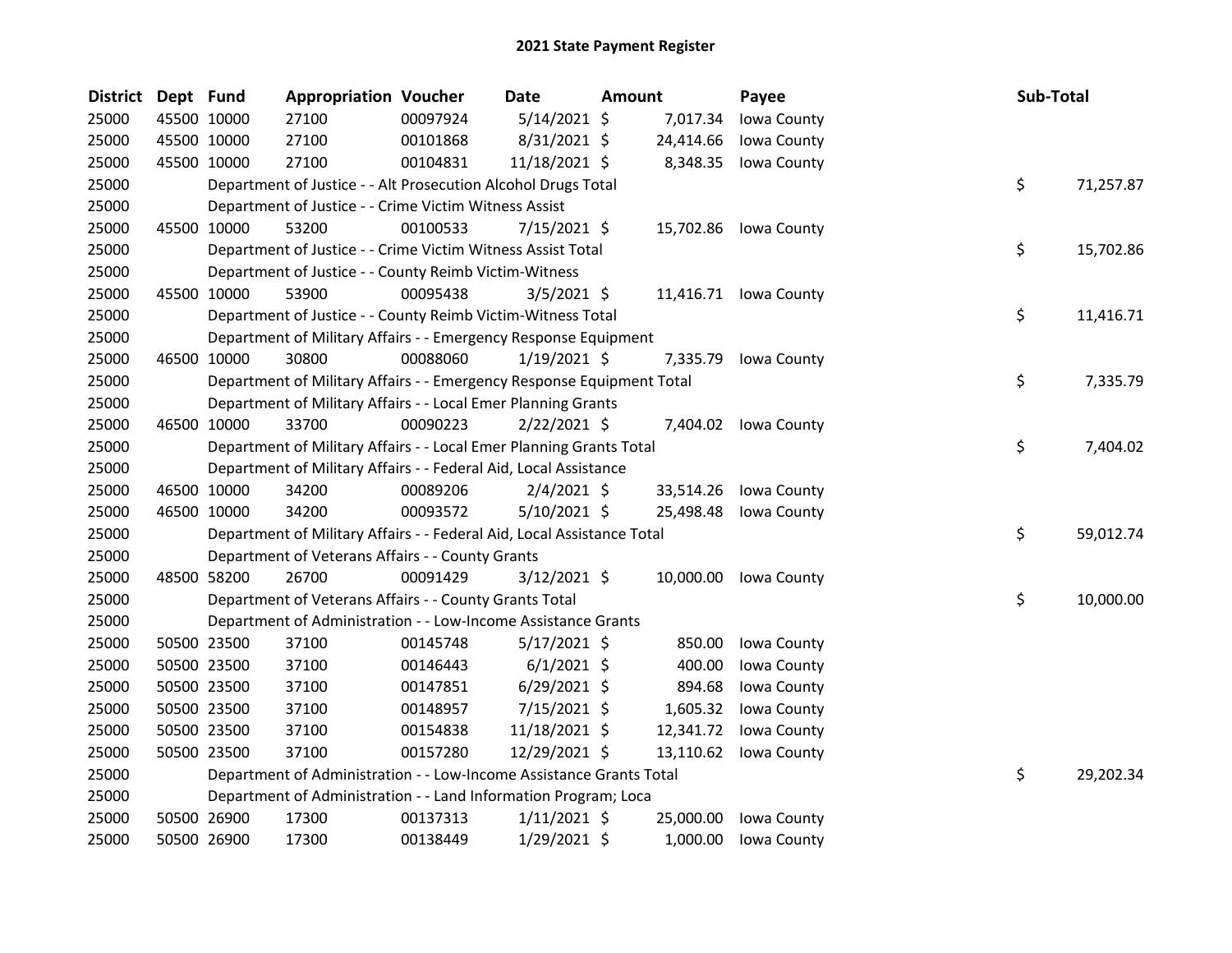# 2021 State Payment Register

| District | Dept | Fund | Appropriation | Voucher | Date | Amount | Payee | Sub-Total |
|---|---|---|---|---|---|---|---|---|
| 25000 | 45500 | 10000 | 27100 | 00097924 | 5/14/2021 | $ 7,017.34 | Iowa County | |
| 25000 | 45500 | 10000 | 27100 | 00101868 | 8/31/2021 | $ 24,414.66 | Iowa County | |
| 25000 | 45500 | 10000 | 27100 | 00104831 | 11/18/2021 | $ 8,348.35 | Iowa County | |
| 25000 | | | Department of Justice - - Alt Prosecution Alcohol Drugs Total | | | | | $ 71,257.87 |
| 25000 | | | Department of Justice - - Crime Victim Witness Assist | | | | | |
| 25000 | 45500 | 10000 | 53200 | 00100533 | 7/15/2021 | $ 15,702.86 | Iowa County | |
| 25000 | | | Department of Justice - - Crime Victim Witness Assist Total | | | | | $ 15,702.86 |
| 25000 | | | Department of Justice - - County Reimb Victim-Witness | | | | | |
| 25000 | 45500 | 10000 | 53900 | 00095438 | 3/5/2021 | $ 11,416.71 | Iowa County | |
| 25000 | | | Department of Justice - - County Reimb Victim-Witness Total | | | | | $ 11,416.71 |
| 25000 | | | Department of Military Affairs - - Emergency Response Equipment | | | | | |
| 25000 | 46500 | 10000 | 30800 | 00088060 | 1/19/2021 | $ 7,335.79 | Iowa County | |
| 25000 | | | Department of Military Affairs - - Emergency Response Equipment Total | | | | | $ 7,335.79 |
| 25000 | | | Department of Military Affairs - - Local Emer Planning Grants | | | | | |
| 25000 | 46500 | 10000 | 33700 | 00090223 | 2/22/2021 | $ 7,404.02 | Iowa County | |
| 25000 | | | Department of Military Affairs - - Local Emer Planning Grants Total | | | | | $ 7,404.02 |
| 25000 | | | Department of Military Affairs - - Federal Aid, Local Assistance | | | | | |
| 25000 | 46500 | 10000 | 34200 | 00089206 | 2/4/2021 | $ 33,514.26 | Iowa County | |
| 25000 | 46500 | 10000 | 34200 | 00093572 | 5/10/2021 | $ 25,498.48 | Iowa County | |
| 25000 | | | Department of Military Affairs - - Federal Aid, Local Assistance Total | | | | | $ 59,012.74 |
| 25000 | | | Department of Veterans Affairs - - County Grants | | | | | |
| 25000 | 48500 | 58200 | 26700 | 00091429 | 3/12/2021 | $ 10,000.00 | Iowa County | |
| 25000 | | | Department of Veterans Affairs - - County Grants Total | | | | | $ 10,000.00 |
| 25000 | | | Department of Administration - - Low-Income Assistance Grants | | | | | |
| 25000 | 50500 | 23500 | 37100 | 00145748 | 5/17/2021 | $ 850.00 | Iowa County | |
| 25000 | 50500 | 23500 | 37100 | 00146443 | 6/1/2021 | $ 400.00 | Iowa County | |
| 25000 | 50500 | 23500 | 37100 | 00147851 | 6/29/2021 | $ 894.68 | Iowa County | |
| 25000 | 50500 | 23500 | 37100 | 00148957 | 7/15/2021 | $ 1,605.32 | Iowa County | |
| 25000 | 50500 | 23500 | 37100 | 00154838 | 11/18/2021 | $ 12,341.72 | Iowa County | |
| 25000 | 50500 | 23500 | 37100 | 00157280 | 12/29/2021 | $ 13,110.62 | Iowa County | |
| 25000 | | | Department of Administration - - Low-Income Assistance Grants Total | | | | | $ 29,202.34 |
| 25000 | | | Department of Administration - - Land Information Program; Loca | | | | | |
| 25000 | 50500 | 26900 | 17300 | 00137313 | 1/11/2021 | $ 25,000.00 | Iowa County | |
| 25000 | 50500 | 26900 | 17300 | 00138449 | 1/29/2021 | $ 1,000.00 | Iowa County | |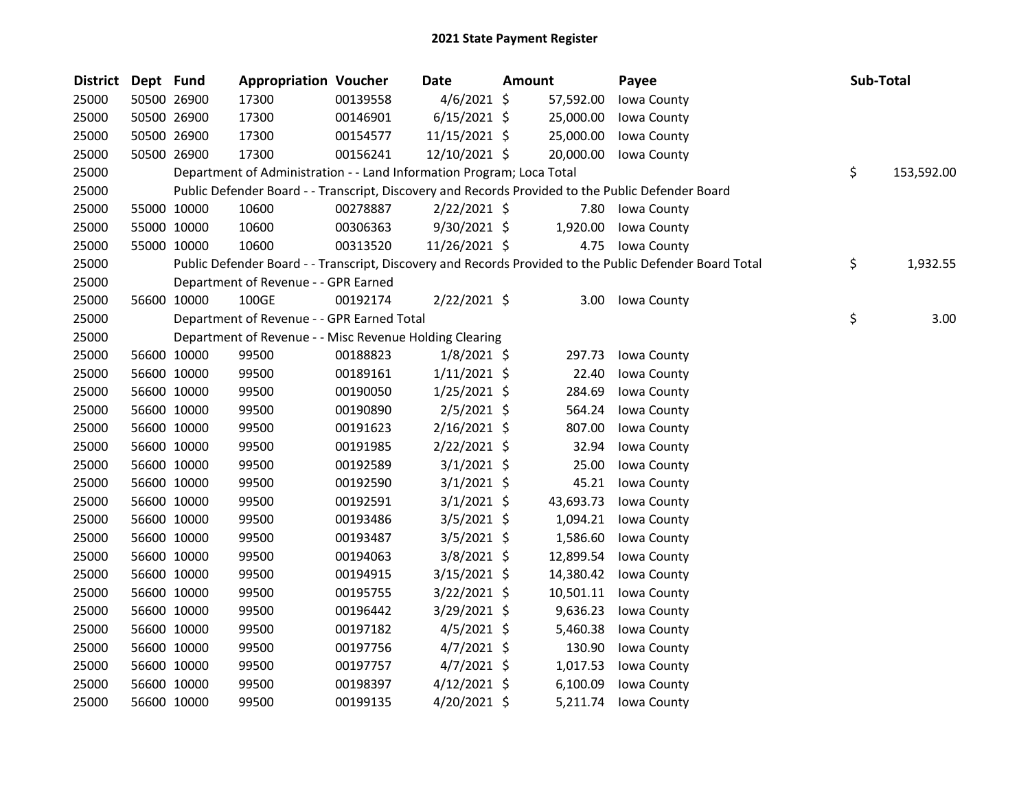# 2021 State Payment Register

| District | Dept | Fund | Appropriation | Voucher | Date | Amount | Payee | Sub-Total |
|---|---|---|---|---|---|---|---|---|
| 25000 | 50500 | 26900 | 17300 | 00139558 | 4/6/2021 | $ 57,592.00 | Iowa County | |
| 25000 | 50500 | 26900 | 17300 | 00146901 | 6/15/2021 | $ 25,000.00 | Iowa County | |
| 25000 | 50500 | 26900 | 17300 | 00154577 | 11/15/2021 | $ 25,000.00 | Iowa County | |
| 25000 | 50500 | 26900 | 17300 | 00156241 | 12/10/2021 | $ 20,000.00 | Iowa County | |
| 25000 | | | Department of Administration - - Land Information Program; Loca Total | | | | | $ 153,592.00 |
| 25000 | | | Public Defender Board - - Transcript, Discovery and Records Provided to the Public Defender Board | | | | | |
| 25000 | 55000 | 10000 | 10600 | 00278887 | 2/22/2021 | $ 7.80 | Iowa County | |
| 25000 | 55000 | 10000 | 10600 | 00306363 | 9/30/2021 | $ 1,920.00 | Iowa County | |
| 25000 | 55000 | 10000 | 10600 | 00313520 | 11/26/2021 | $ 4.75 | Iowa County | |
| 25000 | | | Public Defender Board - - Transcript, Discovery and Records Provided to the Public Defender Board Total | | | | | $ 1,932.55 |
| 25000 | | | Department of Revenue - - GPR Earned | | | | | |
| 25000 | 56600 | 10000 | 100GE | 00192174 | 2/22/2021 | $ 3.00 | Iowa County | |
| 25000 | | | Department of Revenue - - GPR Earned Total | | | | | $ 3.00 |
| 25000 | | | Department of Revenue - - Misc Revenue Holding Clearing | | | | | |
| 25000 | 56600 | 10000 | 99500 | 00188823 | 1/8/2021 | $ 297.73 | Iowa County | |
| 25000 | 56600 | 10000 | 99500 | 00189161 | 1/11/2021 | $ 22.40 | Iowa County | |
| 25000 | 56600 | 10000 | 99500 | 00190050 | 1/25/2021 | $ 284.69 | Iowa County | |
| 25000 | 56600 | 10000 | 99500 | 00190890 | 2/5/2021 | $ 564.24 | Iowa County | |
| 25000 | 56600 | 10000 | 99500 | 00191623 | 2/16/2021 | $ 807.00 | Iowa County | |
| 25000 | 56600 | 10000 | 99500 | 00191985 | 2/22/2021 | $ 32.94 | Iowa County | |
| 25000 | 56600 | 10000 | 99500 | 00192589 | 3/1/2021 | $ 25.00 | Iowa County | |
| 25000 | 56600 | 10000 | 99500 | 00192590 | 3/1/2021 | $ 45.21 | Iowa County | |
| 25000 | 56600 | 10000 | 99500 | 00192591 | 3/1/2021 | $ 43,693.73 | Iowa County | |
| 25000 | 56600 | 10000 | 99500 | 00193486 | 3/5/2021 | $ 1,094.21 | Iowa County | |
| 25000 | 56600 | 10000 | 99500 | 00193487 | 3/5/2021 | $ 1,586.60 | Iowa County | |
| 25000 | 56600 | 10000 | 99500 | 00194063 | 3/8/2021 | $ 12,899.54 | Iowa County | |
| 25000 | 56600 | 10000 | 99500 | 00194915 | 3/15/2021 | $ 14,380.42 | Iowa County | |
| 25000 | 56600 | 10000 | 99500 | 00195755 | 3/22/2021 | $ 10,501.11 | Iowa County | |
| 25000 | 56600 | 10000 | 99500 | 00196442 | 3/29/2021 | $ 9,636.23 | Iowa County | |
| 25000 | 56600 | 10000 | 99500 | 00197182 | 4/5/2021 | $ 5,460.38 | Iowa County | |
| 25000 | 56600 | 10000 | 99500 | 00197756 | 4/7/2021 | $ 130.90 | Iowa County | |
| 25000 | 56600 | 10000 | 99500 | 00197757 | 4/7/2021 | $ 1,017.53 | Iowa County | |
| 25000 | 56600 | 10000 | 99500 | 00198397 | 4/12/2021 | $ 6,100.09 | Iowa County | |
| 25000 | 56600 | 10000 | 99500 | 00199135 | 4/20/2021 | $ 5,211.74 | Iowa County | |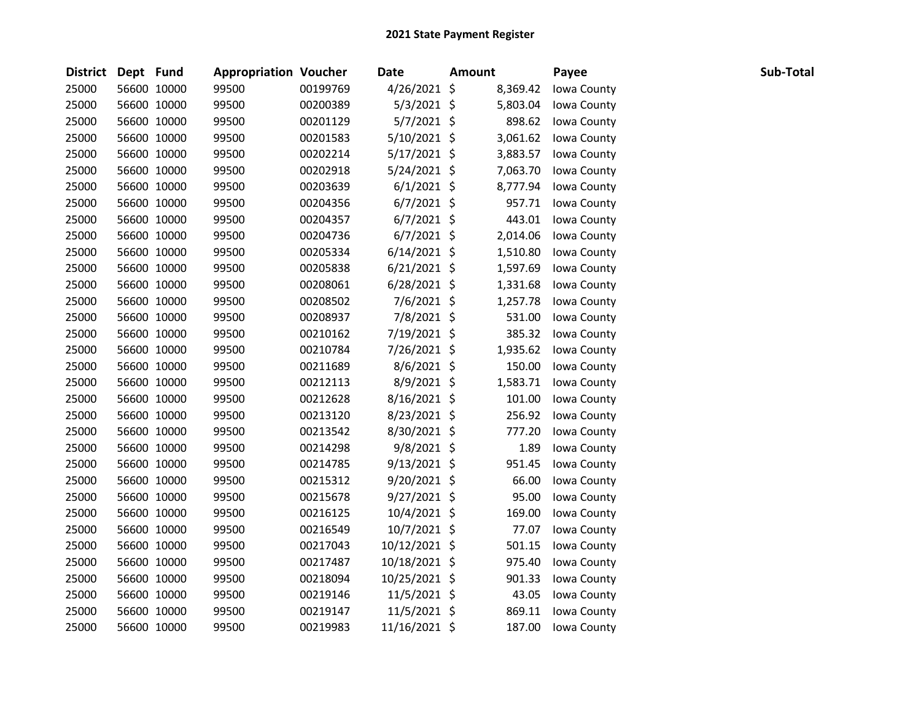# 2021 State Payment Register

| District | Dept | Fund | Appropriation | Voucher | Date | Amount | Payee | Sub-Total |
|---|---|---|---|---|---|---|---|---|
| 25000 | 56600 | 10000 | 99500 | 00199769 | 4/26/2021 | $ 8,369.42 | Iowa County | |
| 25000 | 56600 | 10000 | 99500 | 00200389 | 5/3/2021 | $ 5,803.04 | Iowa County | |
| 25000 | 56600 | 10000 | 99500 | 00201129 | 5/7/2021 | $ 898.62 | Iowa County | |
| 25000 | 56600 | 10000 | 99500 | 00201583 | 5/10/2021 | $ 3,061.62 | Iowa County | |
| 25000 | 56600 | 10000 | 99500 | 00202214 | 5/17/2021 | $ 3,883.57 | Iowa County | |
| 25000 | 56600 | 10000 | 99500 | 00202918 | 5/24/2021 | $ 7,063.70 | Iowa County | |
| 25000 | 56600 | 10000 | 99500 | 00203639 | 6/1/2021 | $ 8,777.94 | Iowa County | |
| 25000 | 56600 | 10000 | 99500 | 00204356 | 6/7/2021 | $ 957.71 | Iowa County | |
| 25000 | 56600 | 10000 | 99500 | 00204357 | 6/7/2021 | $ 443.01 | Iowa County | |
| 25000 | 56600 | 10000 | 99500 | 00204736 | 6/7/2021 | $ 2,014.06 | Iowa County | |
| 25000 | 56600 | 10000 | 99500 | 00205334 | 6/14/2021 | $ 1,510.80 | Iowa County | |
| 25000 | 56600 | 10000 | 99500 | 00205838 | 6/21/2021 | $ 1,597.69 | Iowa County | |
| 25000 | 56600 | 10000 | 99500 | 00208061 | 6/28/2021 | $ 1,331.68 | Iowa County | |
| 25000 | 56600 | 10000 | 99500 | 00208502 | 7/6/2021 | $ 1,257.78 | Iowa County | |
| 25000 | 56600 | 10000 | 99500 | 00208937 | 7/8/2021 | $ 531.00 | Iowa County | |
| 25000 | 56600 | 10000 | 99500 | 00210162 | 7/19/2021 | $ 385.32 | Iowa County | |
| 25000 | 56600 | 10000 | 99500 | 00210784 | 7/26/2021 | $ 1,935.62 | Iowa County | |
| 25000 | 56600 | 10000 | 99500 | 00211689 | 8/6/2021 | $ 150.00 | Iowa County | |
| 25000 | 56600 | 10000 | 99500 | 00212113 | 8/9/2021 | $ 1,583.71 | Iowa County | |
| 25000 | 56600 | 10000 | 99500 | 00212628 | 8/16/2021 | $ 101.00 | Iowa County | |
| 25000 | 56600 | 10000 | 99500 | 00213120 | 8/23/2021 | $ 256.92 | Iowa County | |
| 25000 | 56600 | 10000 | 99500 | 00213542 | 8/30/2021 | $ 777.20 | Iowa County | |
| 25000 | 56600 | 10000 | 99500 | 00214298 | 9/8/2021 | $ 1.89 | Iowa County | |
| 25000 | 56600 | 10000 | 99500 | 00214785 | 9/13/2021 | $ 951.45 | Iowa County | |
| 25000 | 56600 | 10000 | 99500 | 00215312 | 9/20/2021 | $ 66.00 | Iowa County | |
| 25000 | 56600 | 10000 | 99500 | 00215678 | 9/27/2021 | $ 95.00 | Iowa County | |
| 25000 | 56600 | 10000 | 99500 | 00216125 | 10/4/2021 | $ 169.00 | Iowa County | |
| 25000 | 56600 | 10000 | 99500 | 00216549 | 10/7/2021 | $ 77.07 | Iowa County | |
| 25000 | 56600 | 10000 | 99500 | 00217043 | 10/12/2021 | $ 501.15 | Iowa County | |
| 25000 | 56600 | 10000 | 99500 | 00217487 | 10/18/2021 | $ 975.40 | Iowa County | |
| 25000 | 56600 | 10000 | 99500 | 00218094 | 10/25/2021 | $ 901.33 | Iowa County | |
| 25000 | 56600 | 10000 | 99500 | 00219146 | 11/5/2021 | $ 43.05 | Iowa County | |
| 25000 | 56600 | 10000 | 99500 | 00219147 | 11/5/2021 | $ 869.11 | Iowa County | |
| 25000 | 56600 | 10000 | 99500 | 00219983 | 11/16/2021 | $ 187.00 | Iowa County | |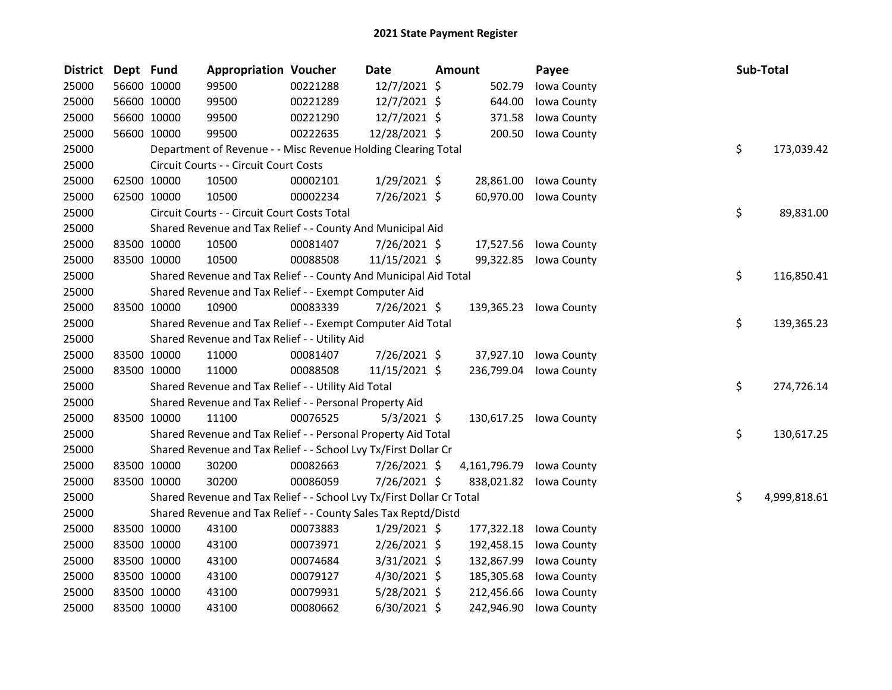# 2021 State Payment Register

| District | Dept | Fund | Appropriation | Voucher | Date | Amount | Payee | Sub-Total |
|---|---|---|---|---|---|---|---|---|
| 25000 | 56600 | 10000 | 99500 | 00221288 | 12/7/2021 | $ 502.79 | Iowa County | |
| 25000 | 56600 | 10000 | 99500 | 00221289 | 12/7/2021 | $ 644.00 | Iowa County | |
| 25000 | 56600 | 10000 | 99500 | 00221290 | 12/7/2021 | $ 371.58 | Iowa County | |
| 25000 | 56600 | 10000 | 99500 | 00222635 | 12/28/2021 | $ 200.50 | Iowa County | |
| 25000 | | Department of Revenue - - Misc Revenue Holding Clearing Total | | | | | | $ 173,039.42 |
| 25000 | | Circuit Courts - - Circuit Court Costs | | | | | | |
| 25000 | 62500 | 10000 | 10500 | 00002101 | 1/29/2021 | $ 28,861.00 | Iowa County | |
| 25000 | 62500 | 10000 | 10500 | 00002234 | 7/26/2021 | $ 60,970.00 | Iowa County | |
| 25000 | | Circuit Courts - - Circuit Court Costs Total | | | | | | $ 89,831.00 |
| 25000 | | Shared Revenue and Tax Relief - - County And Municipal Aid | | | | | | |
| 25000 | 83500 | 10000 | 10500 | 00081407 | 7/26/2021 | $ 17,527.56 | Iowa County | |
| 25000 | 83500 | 10000 | 10500 | 00088508 | 11/15/2021 | $ 99,322.85 | Iowa County | |
| 25000 | | Shared Revenue and Tax Relief - - County And Municipal Aid Total | | | | | | $ 116,850.41 |
| 25000 | | Shared Revenue and Tax Relief - - Exempt Computer Aid | | | | | | |
| 25000 | 83500 | 10000 | 10900 | 00083339 | 7/26/2021 | $ 139,365.23 | Iowa County | |
| 25000 | | Shared Revenue and Tax Relief - - Exempt Computer Aid Total | | | | | | $ 139,365.23 |
| 25000 | | Shared Revenue and Tax Relief - - Utility Aid | | | | | | |
| 25000 | 83500 | 10000 | 11000 | 00081407 | 7/26/2021 | $ 37,927.10 | Iowa County | |
| 25000 | 83500 | 10000 | 11000 | 00088508 | 11/15/2021 | $ 236,799.04 | Iowa County | |
| 25000 | | Shared Revenue and Tax Relief - - Utility Aid Total | | | | | | $ 274,726.14 |
| 25000 | | Shared Revenue and Tax Relief - - Personal Property Aid | | | | | | |
| 25000 | 83500 | 10000 | 11100 | 00076525 | 5/3/2021 | $ 130,617.25 | Iowa County | |
| 25000 | | Shared Revenue and Tax Relief - - Personal Property Aid Total | | | | | | $ 130,617.25 |
| 25000 | | Shared Revenue and Tax Relief - - School Lvy Tx/First Dollar Cr | | | | | | |
| 25000 | 83500 | 10000 | 30200 | 00082663 | 7/26/2021 | $ 4,161,796.79 | Iowa County | |
| 25000 | 83500 | 10000 | 30200 | 00086059 | 7/26/2021 | $ 838,021.82 | Iowa County | |
| 25000 | | Shared Revenue and Tax Relief - - School Lvy Tx/First Dollar Cr Total | | | | | | $ 4,999,818.61 |
| 25000 | | Shared Revenue and Tax Relief - - County Sales Tax Reptd/Distd | | | | | | |
| 25000 | 83500 | 10000 | 43100 | 00073883 | 1/29/2021 | $ 177,322.18 | Iowa County | |
| 25000 | 83500 | 10000 | 43100 | 00073971 | 2/26/2021 | $ 192,458.15 | Iowa County | |
| 25000 | 83500 | 10000 | 43100 | 00074684 | 3/31/2021 | $ 132,867.99 | Iowa County | |
| 25000 | 83500 | 10000 | 43100 | 00079127 | 4/30/2021 | $ 185,305.68 | Iowa County | |
| 25000 | 83500 | 10000 | 43100 | 00079931 | 5/28/2021 | $ 212,456.66 | Iowa County | |
| 25000 | 83500 | 10000 | 43100 | 00080662 | 6/30/2021 | $ 242,946.90 | Iowa County | |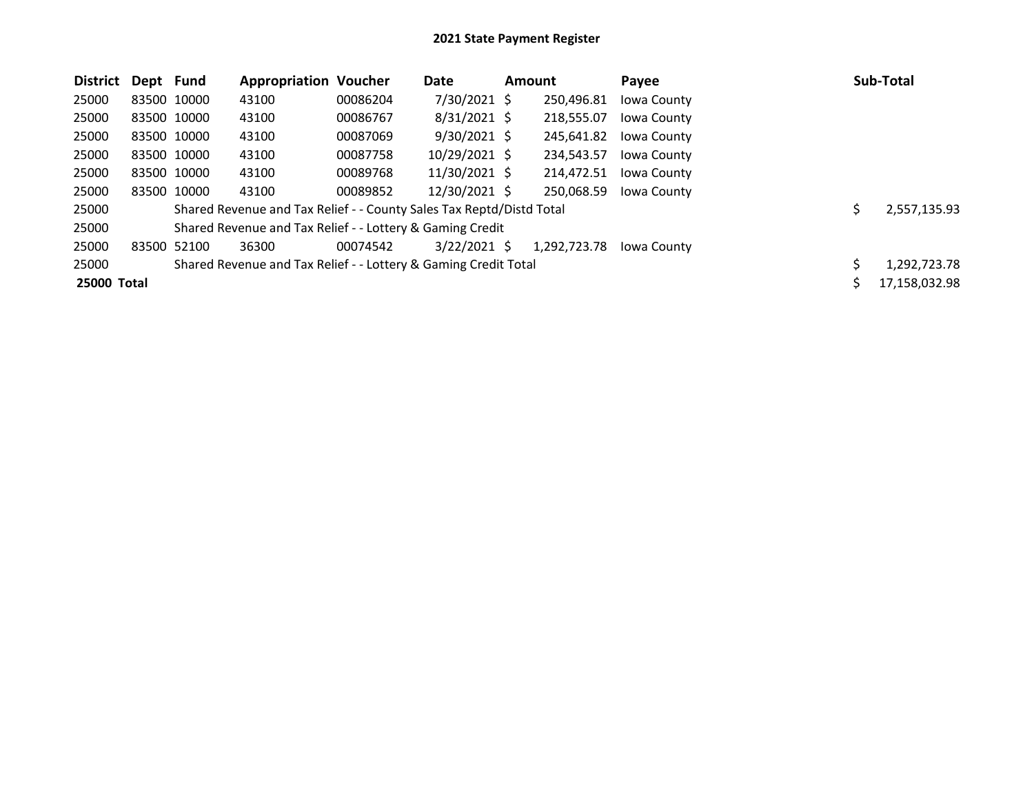# 2021 State Payment Register

| District | Dept | Fund | Appropriation | Voucher | Date | Amount | Payee | Sub-Total |
|---|---|---|---|---|---|---|---|---|
| 25000 | 83500 | 10000 | 43100 | 00086204 | 7/30/2021 | $ 250,496.81 | Iowa County | |
| 25000 | 83500 | 10000 | 43100 | 00086767 | 8/31/2021 | $ 218,555.07 | Iowa County | |
| 25000 | 83500 | 10000 | 43100 | 00087069 | 9/30/2021 | $ 245,641.82 | Iowa County | |
| 25000 | 83500 | 10000 | 43100 | 00087758 | 10/29/2021 | $ 234,543.57 | Iowa County | |
| 25000 | 83500 | 10000 | 43100 | 00089768 | 11/30/2021 | $ 214,472.51 | Iowa County | |
| 25000 | 83500 | 10000 | 43100 | 00089852 | 12/30/2021 | $ 250,068.59 | Iowa County | |
| 25000 | | Shared Revenue and Tax Relief - - County Sales Tax Reptd/Distd Total | | | | | | $ 2,557,135.93 |
| 25000 | | Shared Revenue and Tax Relief - - Lottery & Gaming Credit | | | | | | |
| 25000 | 83500 | 52100 | 36300 | 00074542 | 3/22/2021 | $ 1,292,723.78 | Iowa County | |
| 25000 | | Shared Revenue and Tax Relief - - Lottery & Gaming Credit Total | | | | | | $ 1,292,723.78 |
| **25000 Total** | | | | | | | | $ 17,158,032.98 |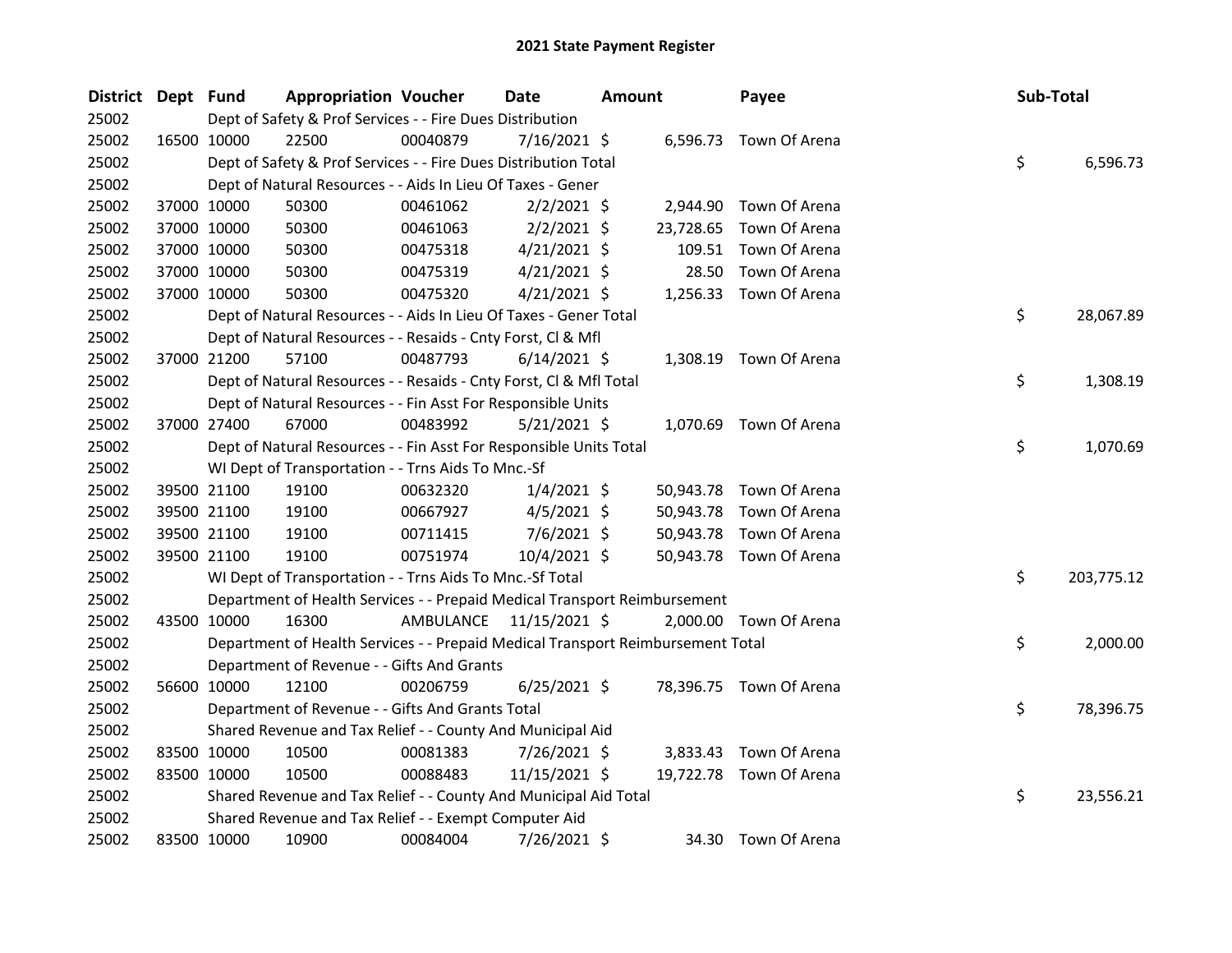# 2021 State Payment Register

| District | Dept | Fund | Appropriation | Voucher | Date | Amount | Payee | Sub-Total |
|---|---|---|---|---|---|---|---|---|
| 25002 | | Dept of Safety & Prof Services - - Fire Dues Distribution | | | | | | |
| 25002 | 16500 | 10000 | 22500 | 00040879 | 7/16/2021 | $ 6,596.73 | Town Of Arena | |
| 25002 | | Dept of Safety & Prof Services - - Fire Dues Distribution Total | | | | | | $ 6,596.73 |
| 25002 | | Dept of Natural Resources - - Aids In Lieu Of Taxes - Gener | | | | | | |
| 25002 | 37000 | 10000 | 50300 | 00461062 | 2/2/2021 | $ 2,944.90 | Town Of Arena | |
| 25002 | 37000 | 10000 | 50300 | 00461063 | 2/2/2021 | $ 23,728.65 | Town Of Arena | |
| 25002 | 37000 | 10000 | 50300 | 00475318 | 4/21/2021 | $ 109.51 | Town Of Arena | |
| 25002 | 37000 | 10000 | 50300 | 00475319 | 4/21/2021 | $ 28.50 | Town Of Arena | |
| 25002 | 37000 | 10000 | 50300 | 00475320 | 4/21/2021 | $ 1,256.33 | Town Of Arena | |
| 25002 | | Dept of Natural Resources - - Aids In Lieu Of Taxes - Gener Total | | | | | | $ 28,067.89 |
| 25002 | | Dept of Natural Resources - - Resaids - Cnty Forst, Cl & Mfl | | | | | | |
| 25002 | 37000 | 21200 | 57100 | 00487793 | 6/14/2021 | $ 1,308.19 | Town Of Arena | |
| 25002 | | Dept of Natural Resources - - Resaids - Cnty Forst, Cl & Mfl Total | | | | | | $ 1,308.19 |
| 25002 | | Dept of Natural Resources - - Fin Asst For Responsible Units | | | | | | |
| 25002 | 37000 | 27400 | 67000 | 00483992 | 5/21/2021 | $ 1,070.69 | Town Of Arena | |
| 25002 | | Dept of Natural Resources - - Fin Asst For Responsible Units Total | | | | | | $ 1,070.69 |
| 25002 | | WI Dept of Transportation - - Trns Aids To Mnc.-Sf | | | | | | |
| 25002 | 39500 | 21100 | 19100 | 00632320 | 1/4/2021 | $ 50,943.78 | Town Of Arena | |
| 25002 | 39500 | 21100 | 19100 | 00667927 | 4/5/2021 | $ 50,943.78 | Town Of Arena | |
| 25002 | 39500 | 21100 | 19100 | 00711415 | 7/6/2021 | $ 50,943.78 | Town Of Arena | |
| 25002 | 39500 | 21100 | 19100 | 00751974 | 10/4/2021 | $ 50,943.78 | Town Of Arena | |
| 25002 | | WI Dept of Transportation - - Trns Aids To Mnc.-Sf Total | | | | | | $ 203,775.12 |
| 25002 | | Department of Health Services - - Prepaid Medical Transport Reimbursement | | | | | | |
| 25002 | 43500 | 10000 | 16300 | AMBULANCE | 11/15/2021 | $ 2,000.00 | Town Of Arena | |
| 25002 | | Department of Health Services - - Prepaid Medical Transport Reimbursement Total | | | | | | $ 2,000.00 |
| 25002 | | Department of Revenue - - Gifts And Grants | | | | | | |
| 25002 | 56600 | 10000 | 12100 | 00206759 | 6/25/2021 | $ 78,396.75 | Town Of Arena | |
| 25002 | | Department of Revenue - - Gifts And Grants Total | | | | | | $ 78,396.75 |
| 25002 | | Shared Revenue and Tax Relief - - County And Municipal Aid | | | | | | |
| 25002 | 83500 | 10000 | 10500 | 00081383 | 7/26/2021 | $ 3,833.43 | Town Of Arena | |
| 25002 | 83500 | 10000 | 10500 | 00088483 | 11/15/2021 | $ 19,722.78 | Town Of Arena | |
| 25002 | | Shared Revenue and Tax Relief - - County And Municipal Aid Total | | | | | | $ 23,556.21 |
| 25002 | | Shared Revenue and Tax Relief - - Exempt Computer Aid | | | | | | |
| 25002 | 83500 | 10000 | 10900 | 00084004 | 7/26/2021 | $ 34.30 | Town Of Arena | |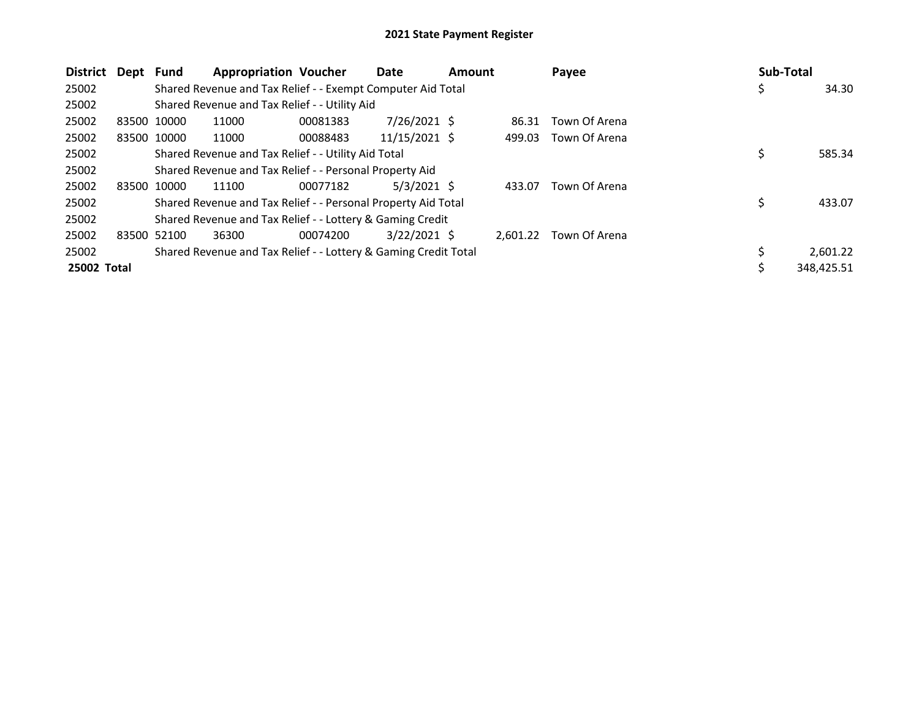# 2021 State Payment Register

| District | Dept | Fund | Appropriation | Voucher | Date | Amount | Payee | Sub-Total |
|---|---|---|---|---|---|---|---|---|
| 25002 | | Shared Revenue and Tax Relief - - Exempt Computer Aid Total | | | | | | $ 34.30 |
| 25002 | | Shared Revenue and Tax Relief - - Utility Aid | | | | | | |
| 25002 | 83500 | 10000 | 11000 | 00081383 | 7/26/2021 | $ 86.31 | Town Of Arena | |
| 25002 | 83500 | 10000 | 11000 | 00088483 | 11/15/2021 | $ 499.03 | Town Of Arena | |
| 25002 | | Shared Revenue and Tax Relief - - Utility Aid Total | | | | | | $ 585.34 |
| 25002 | | Shared Revenue and Tax Relief - - Personal Property Aid | | | | | | |
| 25002 | 83500 | 10000 | 11100 | 00077182 | 5/3/2021 | $ 433.07 | Town Of Arena | |
| 25002 | | Shared Revenue and Tax Relief - - Personal Property Aid Total | | | | | | $ 433.07 |
| 25002 | | Shared Revenue and Tax Relief - - Lottery & Gaming Credit | | | | | | |
| 25002 | 83500 | 52100 | 36300 | 00074200 | 3/22/2021 | $ 2,601.22 | Town Of Arena | |
| 25002 | | Shared Revenue and Tax Relief - - Lottery & Gaming Credit Total | | | | | | $ 2,601.22 |
| **25002 Total** | | | | | | | | $ 348,425.51 |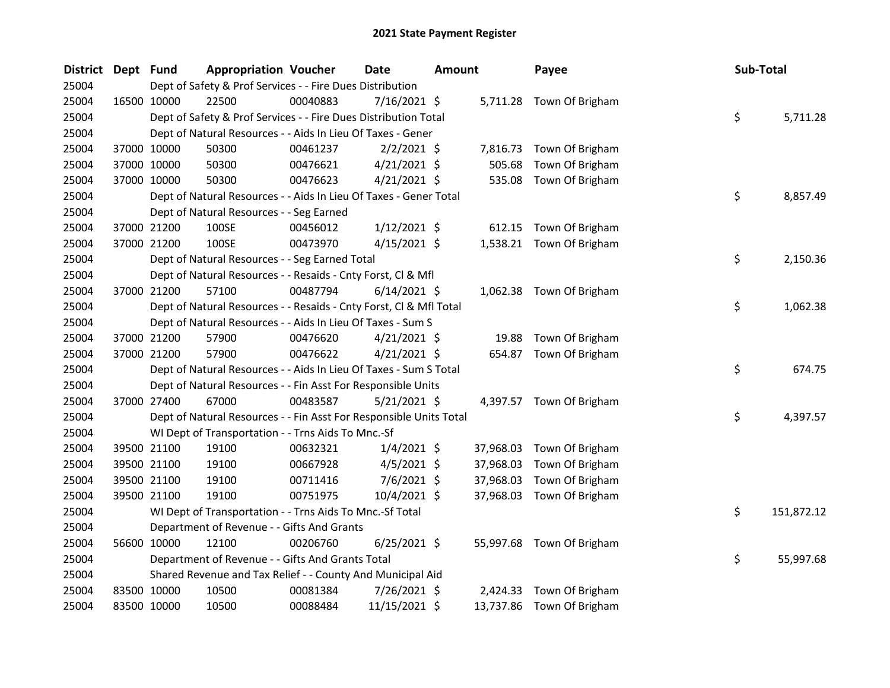# 2021 State Payment Register

| District | Dept | Fund | Appropriation | Voucher | Date | Amount | Payee | Sub-Total |
|---|---|---|---|---|---|---|---|---|
| 25004 | | Dept of Safety & Prof Services - - Fire Dues Distribution | | | | | | |
| 25004 | 16500 | 10000 | 22500 | 00040883 | 7/16/2021 | $ 5,711.28 | Town Of Brigham | |
| 25004 | | Dept of Safety & Prof Services - - Fire Dues Distribution Total | | | | | | $ 5,711.28 |
| 25004 | | Dept of Natural Resources - - Aids In Lieu Of Taxes - Gener | | | | | | |
| 25004 | 37000 | 10000 | 50300 | 00461237 | 2/2/2021 | $ 7,816.73 | Town Of Brigham | |
| 25004 | 37000 | 10000 | 50300 | 00476621 | 4/21/2021 | $ 505.68 | Town Of Brigham | |
| 25004 | 37000 | 10000 | 50300 | 00476623 | 4/21/2021 | $ 535.08 | Town Of Brigham | |
| 25004 | | Dept of Natural Resources - - Aids In Lieu Of Taxes - Gener Total | | | | | | $ 8,857.49 |
| 25004 | | Dept of Natural Resources - - Seg Earned | | | | | | |
| 25004 | 37000 | 21200 | 100SE | 00456012 | 1/12/2021 | $ 612.15 | Town Of Brigham | |
| 25004 | 37000 | 21200 | 100SE | 00473970 | 4/15/2021 | $ 1,538.21 | Town Of Brigham | |
| 25004 | | Dept of Natural Resources - - Seg Earned Total | | | | | | $ 2,150.36 |
| 25004 | | Dept of Natural Resources - - Resaids - Cnty Forst, Cl & Mfl | | | | | | |
| 25004 | 37000 | 21200 | 57100 | 00487794 | 6/14/2021 | $ 1,062.38 | Town Of Brigham | |
| 25004 | | Dept of Natural Resources - - Resaids - Cnty Forst, Cl & Mfl Total | | | | | | $ 1,062.38 |
| 25004 | | Dept of Natural Resources - - Aids In Lieu Of Taxes - Sum S | | | | | | |
| 25004 | 37000 | 21200 | 57900 | 00476620 | 4/21/2021 | $ 19.88 | Town Of Brigham | |
| 25004 | 37000 | 21200 | 57900 | 00476622 | 4/21/2021 | $ 654.87 | Town Of Brigham | |
| 25004 | | Dept of Natural Resources - - Aids In Lieu Of Taxes - Sum S Total | | | | | | $ 674.75 |
| 25004 | | Dept of Natural Resources - - Fin Asst For Responsible Units | | | | | | |
| 25004 | 37000 | 27400 | 67000 | 00483587 | 5/21/2021 | $ 4,397.57 | Town Of Brigham | |
| 25004 | | Dept of Natural Resources - - Fin Asst For Responsible Units Total | | | | | | $ 4,397.57 |
| 25004 | | WI Dept of Transportation - - Trns Aids To Mnc.-Sf | | | | | | |
| 25004 | 39500 | 21100 | 19100 | 00632321 | 1/4/2021 | $ 37,968.03 | Town Of Brigham | |
| 25004 | 39500 | 21100 | 19100 | 00667928 | 4/5/2021 | $ 37,968.03 | Town Of Brigham | |
| 25004 | 39500 | 21100 | 19100 | 00711416 | 7/6/2021 | $ 37,968.03 | Town Of Brigham | |
| 25004 | 39500 | 21100 | 19100 | 00751975 | 10/4/2021 | $ 37,968.03 | Town Of Brigham | |
| 25004 | | WI Dept of Transportation - - Trns Aids To Mnc.-Sf Total | | | | | | $ 151,872.12 |
| 25004 | | Department of Revenue - - Gifts And Grants | | | | | | |
| 25004 | 56600 | 10000 | 12100 | 00206760 | 6/25/2021 | $ 55,997.68 | Town Of Brigham | |
| 25004 | | Department of Revenue - - Gifts And Grants Total | | | | | | $ 55,997.68 |
| 25004 | | Shared Revenue and Tax Relief - - County And Municipal Aid | | | | | | |
| 25004 | 83500 | 10000 | 10500 | 00081384 | 7/26/2021 | $ 2,424.33 | Town Of Brigham | |
| 25004 | 83500 | 10000 | 10500 | 00088484 | 11/15/2021 | $ 13,737.86 | Town Of Brigham | |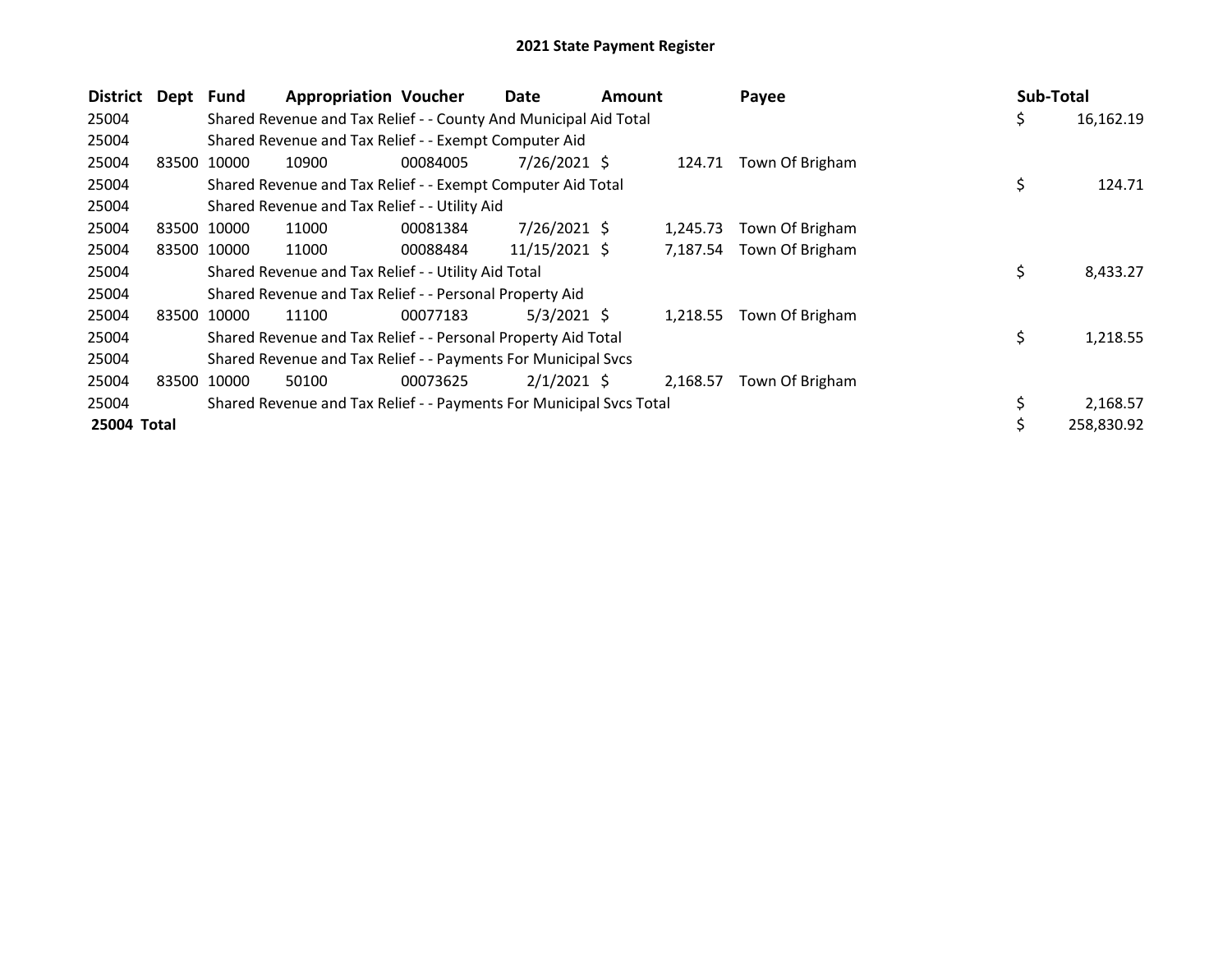# 2021 State Payment Register

| District | Dept | Fund | Appropriation | Voucher | Date | Amount | Payee | Sub-Total |
|---|---|---|---|---|---|---|---|---|
| 25004 | | Shared Revenue and Tax Relief - - County And Municipal Aid Total | | | | | | $ 16,162.19 |
| 25004 | | Shared Revenue and Tax Relief - - Exempt Computer Aid | | | | | | |
| 25004 | 83500 | 10000 | 10900 | 00084005 | 7/26/2021 | $ 124.71 | Town Of Brigham | |
| 25004 | | Shared Revenue and Tax Relief - - Exempt Computer Aid Total | | | | | | $ 124.71 |
| 25004 | | Shared Revenue and Tax Relief - - Utility Aid | | | | | | |
| 25004 | 83500 | 10000 | 11000 | 00081384 | 7/26/2021 | $ 1,245.73 | Town Of Brigham | |
| 25004 | 83500 | 10000 | 11000 | 00088484 | 11/15/2021 | $ 7,187.54 | Town Of Brigham | |
| 25004 | | Shared Revenue and Tax Relief - - Utility Aid Total | | | | | | $ 8,433.27 |
| 25004 | | Shared Revenue and Tax Relief - - Personal Property Aid | | | | | | |
| 25004 | 83500 | 10000 | 11100 | 00077183 | 5/3/2021 | $ 1,218.55 | Town Of Brigham | |
| 25004 | | Shared Revenue and Tax Relief - - Personal Property Aid Total | | | | | | $ 1,218.55 |
| 25004 | | Shared Revenue and Tax Relief - - Payments For Municipal Svcs | | | | | | |
| 25004 | 83500 | 10000 | 50100 | 00073625 | 2/1/2021 | $ 2,168.57 | Town Of Brigham | |
| 25004 | | Shared Revenue and Tax Relief - - Payments For Municipal Svcs Total | | | | | | $ 2,168.57 |
| **25004 Total** | | | | | | | | $ 258,830.92 |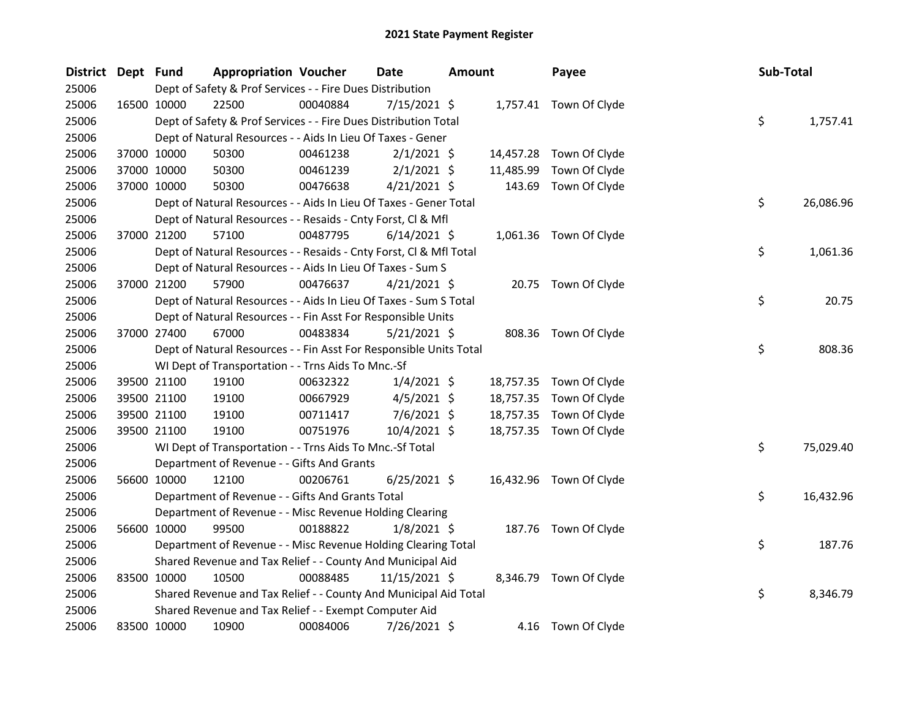# 2021 State Payment Register

| District | Dept | Fund | Appropriation | Voucher | Date | Amount | Payee | Sub-Total |
|---|---|---|---|---|---|---|---|---|
| 25006 | | | Dept of Safety & Prof Services - - Fire Dues Distribution | | | | | |
| 25006 | 16500 | 10000 | 22500 | 00040884 | 7/15/2021 | $ 1,757.41 | Town Of Clyde | |
| 25006 | | | Dept of Safety & Prof Services - - Fire Dues Distribution Total | | | | | $ 1,757.41 |
| 25006 | | | Dept of Natural Resources - - Aids In Lieu Of Taxes - Gener | | | | | |
| 25006 | 37000 | 10000 | 50300 | 00461238 | 2/1/2021 | $ 14,457.28 | Town Of Clyde | |
| 25006 | 37000 | 10000 | 50300 | 00461239 | 2/1/2021 | $ 11,485.99 | Town Of Clyde | |
| 25006 | 37000 | 10000 | 50300 | 00476638 | 4/21/2021 | $ 143.69 | Town Of Clyde | |
| 25006 | | | Dept of Natural Resources - - Aids In Lieu Of Taxes - Gener Total | | | | | $ 26,086.96 |
| 25006 | | | Dept of Natural Resources - - Resaids - Cnty Forst, Cl & Mfl | | | | | |
| 25006 | 37000 | 21200 | 57100 | 00487795 | 6/14/2021 | $ 1,061.36 | Town Of Clyde | |
| 25006 | | | Dept of Natural Resources - - Resaids - Cnty Forst, Cl & Mfl Total | | | | | $ 1,061.36 |
| 25006 | | | Dept of Natural Resources - - Aids In Lieu Of Taxes - Sum S | | | | | |
| 25006 | 37000 | 21200 | 57900 | 00476637 | 4/21/2021 | $ 20.75 | Town Of Clyde | |
| 25006 | | | Dept of Natural Resources - - Aids In Lieu Of Taxes - Sum S Total | | | | | $ 20.75 |
| 25006 | | | Dept of Natural Resources - - Fin Asst For Responsible Units | | | | | |
| 25006 | 37000 | 27400 | 67000 | 00483834 | 5/21/2021 | $ 808.36 | Town Of Clyde | |
| 25006 | | | Dept of Natural Resources - - Fin Asst For Responsible Units Total | | | | | $ 808.36 |
| 25006 | | | WI Dept of Transportation - - Trns Aids To Mnc.-Sf | | | | | |
| 25006 | 39500 | 21100 | 19100 | 00632322 | 1/4/2021 | $ 18,757.35 | Town Of Clyde | |
| 25006 | 39500 | 21100 | 19100 | 00667929 | 4/5/2021 | $ 18,757.35 | Town Of Clyde | |
| 25006 | 39500 | 21100 | 19100 | 00711417 | 7/6/2021 | $ 18,757.35 | Town Of Clyde | |
| 25006 | 39500 | 21100 | 19100 | 00751976 | 10/4/2021 | $ 18,757.35 | Town Of Clyde | |
| 25006 | | | WI Dept of Transportation - - Trns Aids To Mnc.-Sf Total | | | | | $ 75,029.40 |
| 25006 | | | Department of Revenue - - Gifts And Grants | | | | | |
| 25006 | 56600 | 10000 | 12100 | 00206761 | 6/25/2021 | $ 16,432.96 | Town Of Clyde | |
| 25006 | | | Department of Revenue - - Gifts And Grants Total | | | | | $ 16,432.96 |
| 25006 | | | Department of Revenue - - Misc Revenue Holding Clearing | | | | | |
| 25006 | 56600 | 10000 | 99500 | 00188822 | 1/8/2021 | $ 187.76 | Town Of Clyde | |
| 25006 | | | Department of Revenue - - Misc Revenue Holding Clearing Total | | | | | $ 187.76 |
| 25006 | | | Shared Revenue and Tax Relief - - County And Municipal Aid | | | | | |
| 25006 | 83500 | 10000 | 10500 | 00088485 | 11/15/2021 | $ 8,346.79 | Town Of Clyde | |
| 25006 | | | Shared Revenue and Tax Relief - - County And Municipal Aid Total | | | | | $ 8,346.79 |
| 25006 | | | Shared Revenue and Tax Relief - - Exempt Computer Aid | | | | | |
| 25006 | 83500 | 10000 | 10900 | 00084006 | 7/26/2021 | $ 4.16 | Town Of Clyde | |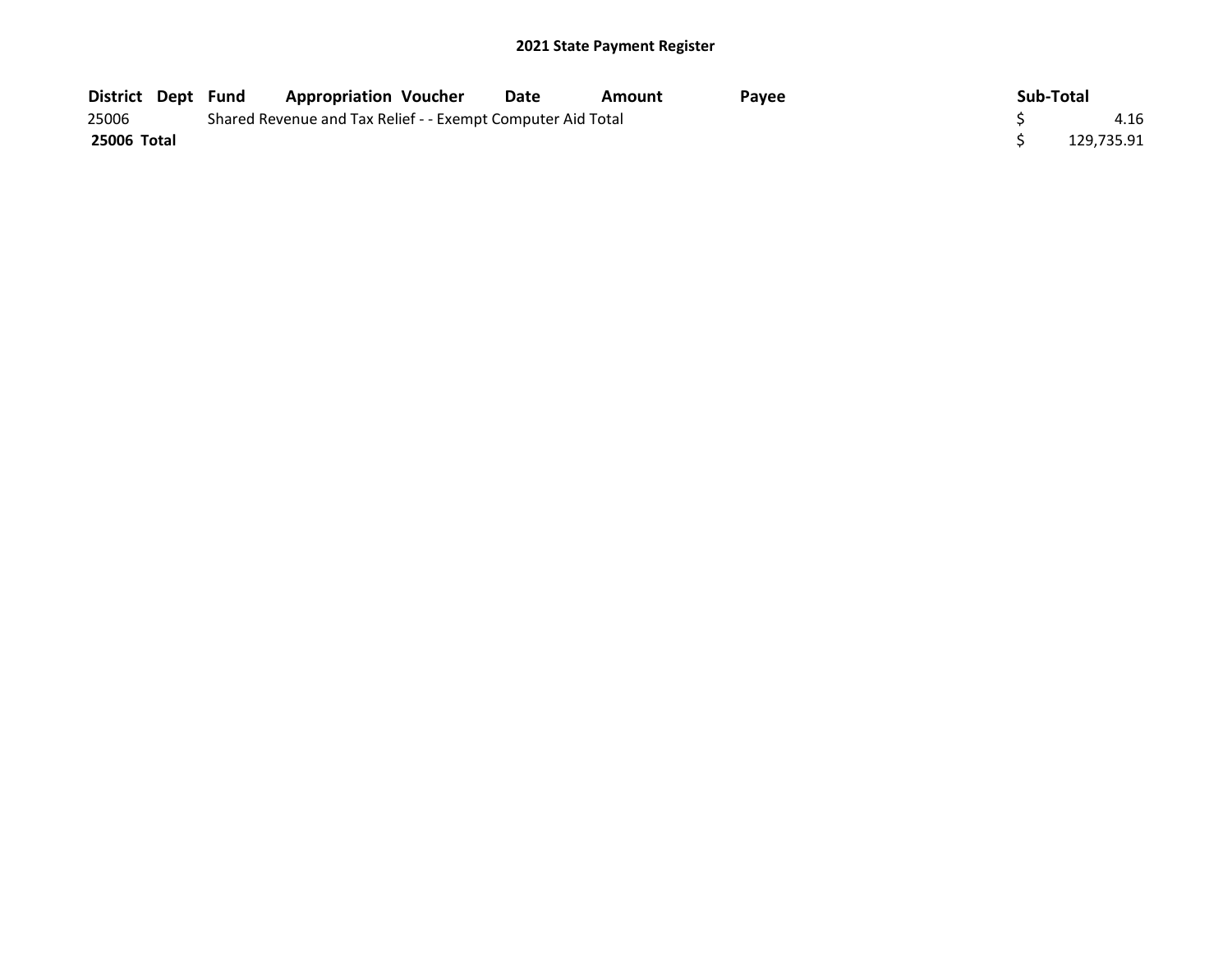## 2021 State Payment Register

| District | Dept | Fund | Appropriation | Voucher | Date | Amount | Payee | Sub-Total |
|---|---|---|---|---|---|---|---|---|
| 25006 | | Shared Revenue and Tax Relief - - Exempt Computer Aid Total | | | | | | $ 4.16 |
| **25006 Total** | | | | | | | | $ 129,735.91 |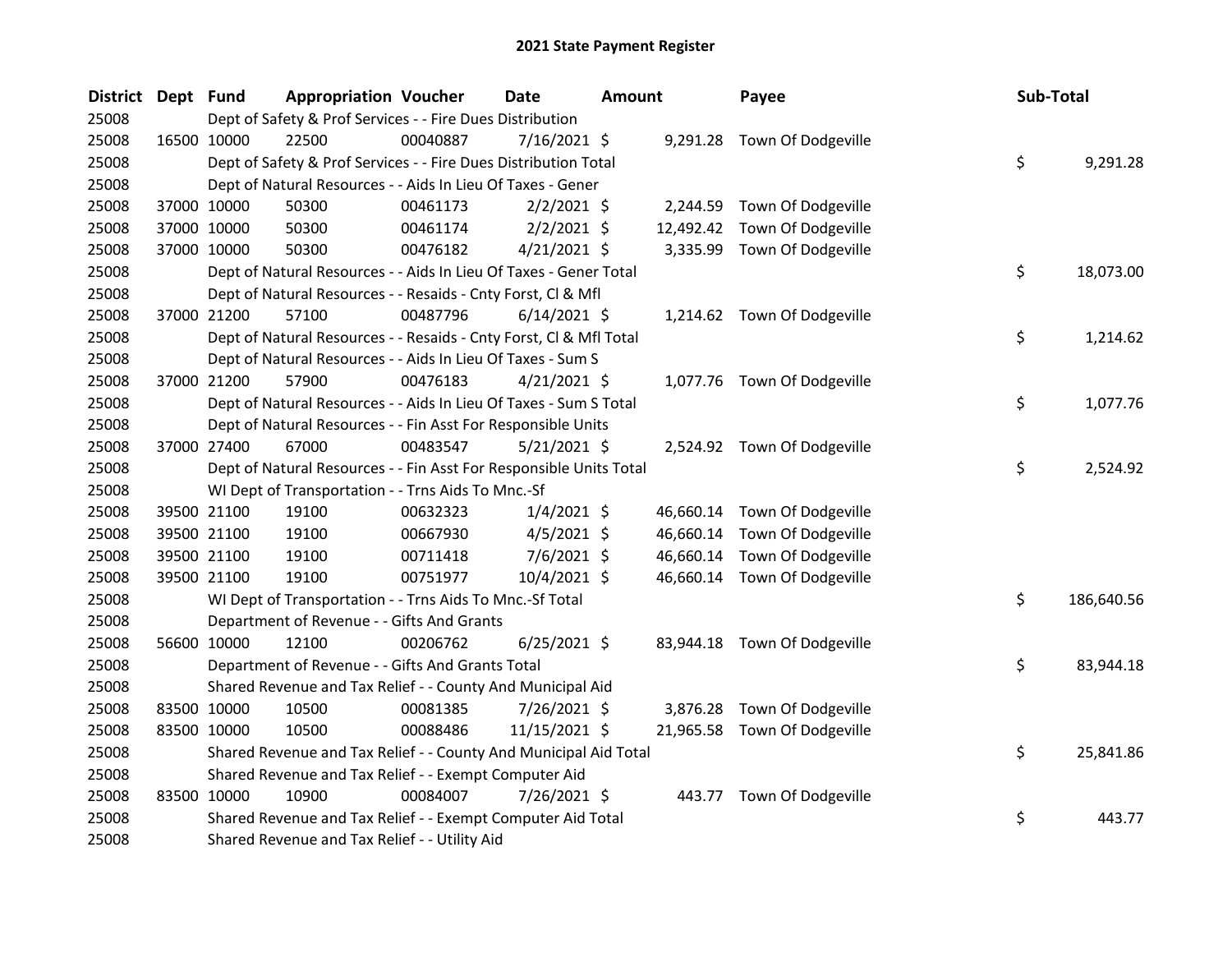# 2021 State Payment Register

| District | Dept | Fund | Appropriation | Voucher | Date | Amount | Payee | Sub-Total |
|---|---|---|---|---|---|---|---|---|
| 25008 | | Dept of Safety & Prof Services - - Fire Dues Distribution | | | | | | |
| 25008 | 16500 | 10000 | 22500 | 00040887 | 7/16/2021 | $ 9,291.28 | Town Of Dodgeville | |
| 25008 | | Dept of Safety & Prof Services - - Fire Dues Distribution Total | | | | | | $ 9,291.28 |
| 25008 | | Dept of Natural Resources - - Aids In Lieu Of Taxes - Gener | | | | | | |
| 25008 | 37000 | 10000 | 50300 | 00461173 | 2/2/2021 | $ 2,244.59 | Town Of Dodgeville | |
| 25008 | 37000 | 10000 | 50300 | 00461174 | 2/2/2021 | $ 12,492.42 | Town Of Dodgeville | |
| 25008 | 37000 | 10000 | 50300 | 00476182 | 4/21/2021 | $ 3,335.99 | Town Of Dodgeville | |
| 25008 | | Dept of Natural Resources - - Aids In Lieu Of Taxes - Gener Total | | | | | | $ 18,073.00 |
| 25008 | | Dept of Natural Resources - - Resaids - Cnty Forst, Cl & Mfl | | | | | | |
| 25008 | 37000 | 21200 | 57100 | 00487796 | 6/14/2021 | $ 1,214.62 | Town Of Dodgeville | |
| 25008 | | Dept of Natural Resources - - Resaids - Cnty Forst, Cl & Mfl Total | | | | | | $ 1,214.62 |
| 25008 | | Dept of Natural Resources - - Aids In Lieu Of Taxes - Sum S | | | | | | |
| 25008 | 37000 | 21200 | 57900 | 00476183 | 4/21/2021 | $ 1,077.76 | Town Of Dodgeville | |
| 25008 | | Dept of Natural Resources - - Aids In Lieu Of Taxes - Sum S Total | | | | | | $ 1,077.76 |
| 25008 | | Dept of Natural Resources - - Fin Asst For Responsible Units | | | | | | |
| 25008 | 37000 | 27400 | 67000 | 00483547 | 5/21/2021 | $ 2,524.92 | Town Of Dodgeville | |
| 25008 | | Dept of Natural Resources - - Fin Asst For Responsible Units Total | | | | | | $ 2,524.92 |
| 25008 | | WI Dept of Transportation - - Trns Aids To Mnc.-Sf | | | | | | |
| 25008 | 39500 | 21100 | 19100 | 00632323 | 1/4/2021 | $ 46,660.14 | Town Of Dodgeville | |
| 25008 | 39500 | 21100 | 19100 | 00667930 | 4/5/2021 | $ 46,660.14 | Town Of Dodgeville | |
| 25008 | 39500 | 21100 | 19100 | 00711418 | 7/6/2021 | $ 46,660.14 | Town Of Dodgeville | |
| 25008 | 39500 | 21100 | 19100 | 00751977 | 10/4/2021 | $ 46,660.14 | Town Of Dodgeville | |
| 25008 | | WI Dept of Transportation - - Trns Aids To Mnc.-Sf Total | | | | | | $ 186,640.56 |
| 25008 | | Department of Revenue - - Gifts And Grants | | | | | | |
| 25008 | 56600 | 10000 | 12100 | 00206762 | 6/25/2021 | $ 83,944.18 | Town Of Dodgeville | |
| 25008 | | Department of Revenue - - Gifts And Grants Total | | | | | | $ 83,944.18 |
| 25008 | | Shared Revenue and Tax Relief - - County And Municipal Aid | | | | | | |
| 25008 | 83500 | 10000 | 10500 | 00081385 | 7/26/2021 | $ 3,876.28 | Town Of Dodgeville | |
| 25008 | 83500 | 10000 | 10500 | 00088486 | 11/15/2021 | $ 21,965.58 | Town Of Dodgeville | |
| 25008 | | Shared Revenue and Tax Relief - - County And Municipal Aid Total | | | | | | $ 25,841.86 |
| 25008 | | Shared Revenue and Tax Relief - - Exempt Computer Aid | | | | | | |
| 25008 | 83500 | 10000 | 10900 | 00084007 | 7/26/2021 | $ 443.77 | Town Of Dodgeville | |
| 25008 | | Shared Revenue and Tax Relief - - Exempt Computer Aid Total | | | | | | $ 443.77 |
| 25008 | | Shared Revenue and Tax Relief - - Utility Aid | | | | | | |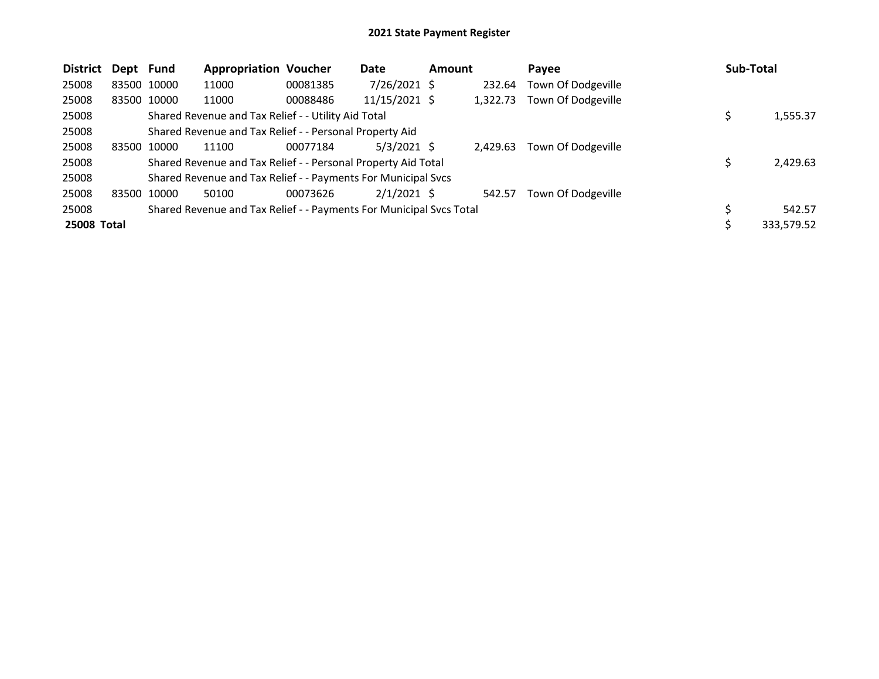# 2021 State Payment Register

| District | Dept | Fund | Appropriation | Voucher | Date | Amount | Payee | Sub-Total |
|---|---|---|---|---|---|---|---|---|
| 25008 | 83500 | 10000 | 11000 | 00081385 | 7/26/2021 | $ 232.64 | Town Of Dodgeville | |
| 25008 | 83500 | 10000 | 11000 | 00088486 | 11/15/2021 | $ 1,322.73 | Town Of Dodgeville | |
| 25008 | | Shared Revenue and Tax Relief - - Utility Aid Total | | | | | | $ 1,555.37 |
| 25008 | | Shared Revenue and Tax Relief - - Personal Property Aid | | | | | | |
| 25008 | 83500 | 10000 | 11100 | 00077184 | 5/3/2021 | $ 2,429.63 | Town Of Dodgeville | |
| 25008 | | Shared Revenue and Tax Relief - - Personal Property Aid Total | | | | | | $ 2,429.63 |
| 25008 | | Shared Revenue and Tax Relief - - Payments For Municipal Svcs | | | | | | |
| 25008 | 83500 | 10000 | 50100 | 00073626 | 2/1/2021 | $ 542.57 | Town Of Dodgeville | |
| 25008 | | Shared Revenue and Tax Relief - - Payments For Municipal Svcs Total | | | | | | $ 542.57 |
| **25008 Total** | | | | | | | | $ 333,579.52 |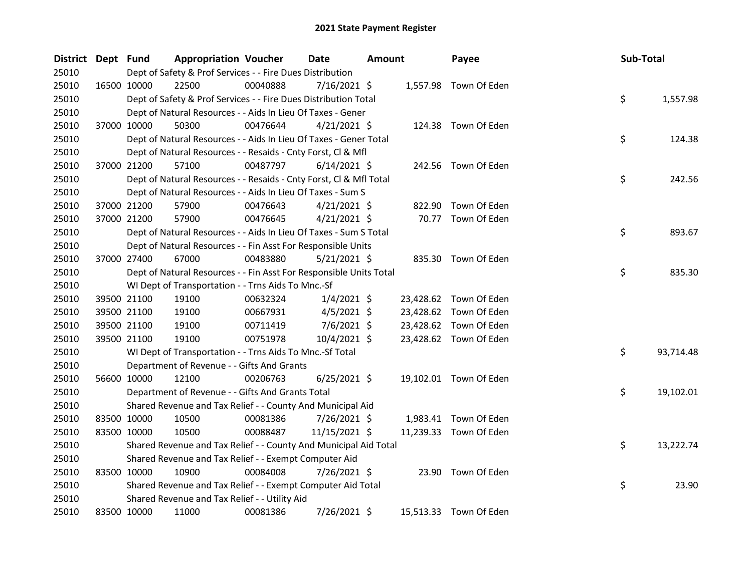## 2021 State Payment Register

| District | Dept | Fund | Appropriation | Voucher | Date | Amount | Payee | Sub-Total |
|---|---|---|---|---|---|---|---|---|
| 25010 | | Dept of Safety & Prof Services - - Fire Dues Distribution | | | | | | |
| 25010 | 16500 | 10000 | 22500 | 00040888 | 7/16/2021 | $ 1,557.98 | Town Of Eden | |
| 25010 | | Dept of Safety & Prof Services - - Fire Dues Distribution Total | | | | | | $ 1,557.98 |
| 25010 | | Dept of Natural Resources - - Aids In Lieu Of Taxes - Gener | | | | | | |
| 25010 | 37000 | 10000 | 50300 | 00476644 | 4/21/2021 | $ 124.38 | Town Of Eden | |
| 25010 | | Dept of Natural Resources - - Aids In Lieu Of Taxes - Gener Total | | | | | | $ 124.38 |
| 25010 | | Dept of Natural Resources - - Resaids - Cnty Forst, Cl & Mfl | | | | | | |
| 25010 | 37000 | 21200 | 57100 | 00487797 | 6/14/2021 | $ 242.56 | Town Of Eden | |
| 25010 | | Dept of Natural Resources - - Resaids - Cnty Forst, Cl & Mfl Total | | | | | | $ 242.56 |
| 25010 | | Dept of Natural Resources - - Aids In Lieu Of Taxes - Sum S | | | | | | |
| 25010 | 37000 | 21200 | 57900 | 00476643 | 4/21/2021 | $ 822.90 | Town Of Eden | |
| 25010 | 37000 | 21200 | 57900 | 00476645 | 4/21/2021 | $ 70.77 | Town Of Eden | |
| 25010 | | Dept of Natural Resources - - Aids In Lieu Of Taxes - Sum S Total | | | | | | $ 893.67 |
| 25010 | | Dept of Natural Resources - - Fin Asst For Responsible Units | | | | | | |
| 25010 | 37000 | 27400 | 67000 | 00483880 | 5/21/2021 | $ 835.30 | Town Of Eden | |
| 25010 | | Dept of Natural Resources - - Fin Asst For Responsible Units Total | | | | | | $ 835.30 |
| 25010 | | WI Dept of Transportation - - Trns Aids To Mnc.-Sf | | | | | | |
| 25010 | 39500 | 21100 | 19100 | 00632324 | 1/4/2021 | $ 23,428.62 | Town Of Eden | |
| 25010 | 39500 | 21100 | 19100 | 00667931 | 4/5/2021 | $ 23,428.62 | Town Of Eden | |
| 25010 | 39500 | 21100 | 19100 | 00711419 | 7/6/2021 | $ 23,428.62 | Town Of Eden | |
| 25010 | 39500 | 21100 | 19100 | 00751978 | 10/4/2021 | $ 23,428.62 | Town Of Eden | |
| 25010 | | WI Dept of Transportation - - Trns Aids To Mnc.-Sf Total | | | | | | $ 93,714.48 |
| 25010 | | Department of Revenue - - Gifts And Grants | | | | | | |
| 25010 | 56600 | 10000 | 12100 | 00206763 | 6/25/2021 | $ 19,102.01 | Town Of Eden | |
| 25010 | | Department of Revenue - - Gifts And Grants Total | | | | | | $ 19,102.01 |
| 25010 | | Shared Revenue and Tax Relief - - County And Municipal Aid | | | | | | |
| 25010 | 83500 | 10000 | 10500 | 00081386 | 7/26/2021 | $ 1,983.41 | Town Of Eden | |
| 25010 | 83500 | 10000 | 10500 | 00088487 | 11/15/2021 | $ 11,239.33 | Town Of Eden | |
| 25010 | | Shared Revenue and Tax Relief - - County And Municipal Aid Total | | | | | | $ 13,222.74 |
| 25010 | | Shared Revenue and Tax Relief - - Exempt Computer Aid | | | | | | |
| 25010 | 83500 | 10000 | 10900 | 00084008 | 7/26/2021 | $ 23.90 | Town Of Eden | |
| 25010 | | Shared Revenue and Tax Relief - - Exempt Computer Aid Total | | | | | | $ 23.90 |
| 25010 | | Shared Revenue and Tax Relief - - Utility Aid | | | | | | |
| 25010 | 83500 | 10000 | 11000 | 00081386 | 7/26/2021 | $ 15,513.33 | Town Of Eden | |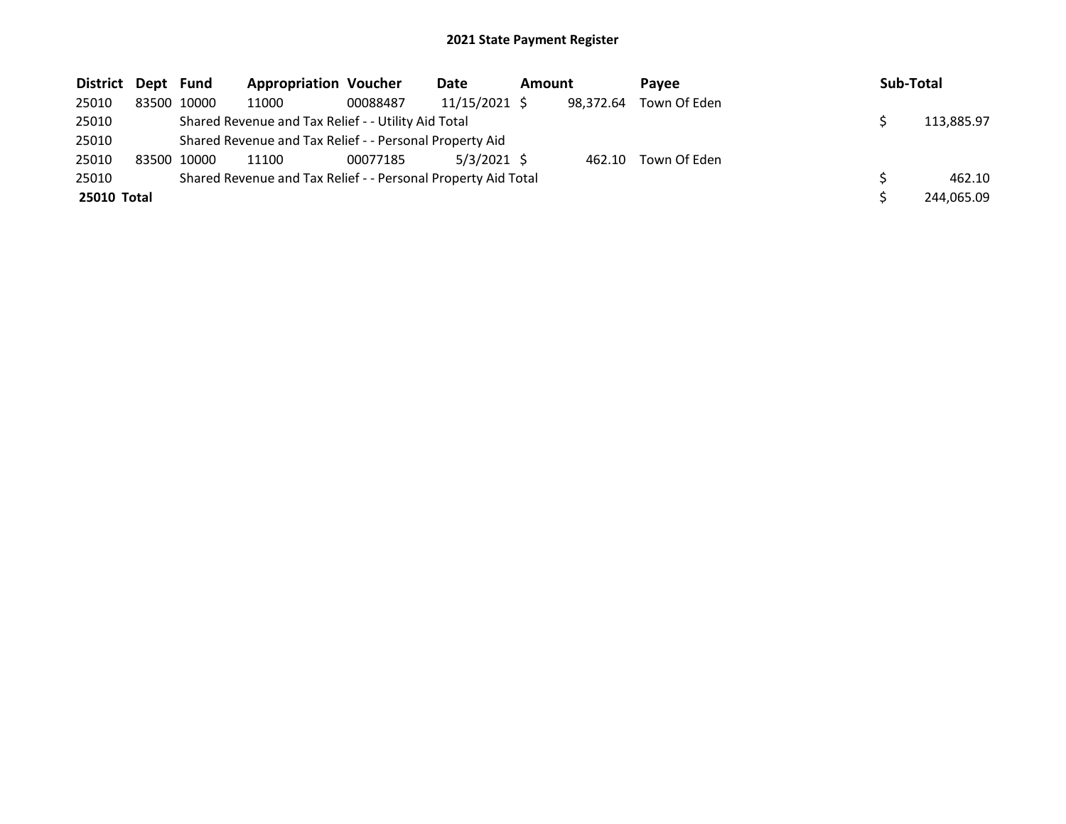# 2021 State Payment Register

| District | Dept | Fund | Appropriation | Voucher | Date | Amount | Payee | Sub-Total |
|---|---|---|---|---|---|---|---|---|
| 25010 | 83500 | 10000 | 11000 | 00088487 | 11/15/2021 | $ 98,372.64 | Town Of Eden | |
| 25010 | | Shared Revenue and Tax Relief - - Utility Aid Total | | | | | | $ 113,885.97 |
| 25010 | | Shared Revenue and Tax Relief - - Personal Property Aid | | | | | | |
| 25010 | 83500 | 10000 | 11100 | 00077185 | 5/3/2021 | $ 462.10 | Town Of Eden | |
| 25010 | | Shared Revenue and Tax Relief - - Personal Property Aid Total | | | | | | $ 462.10 |
| **25010 Total** | | | | | | | | $ 244,065.09 |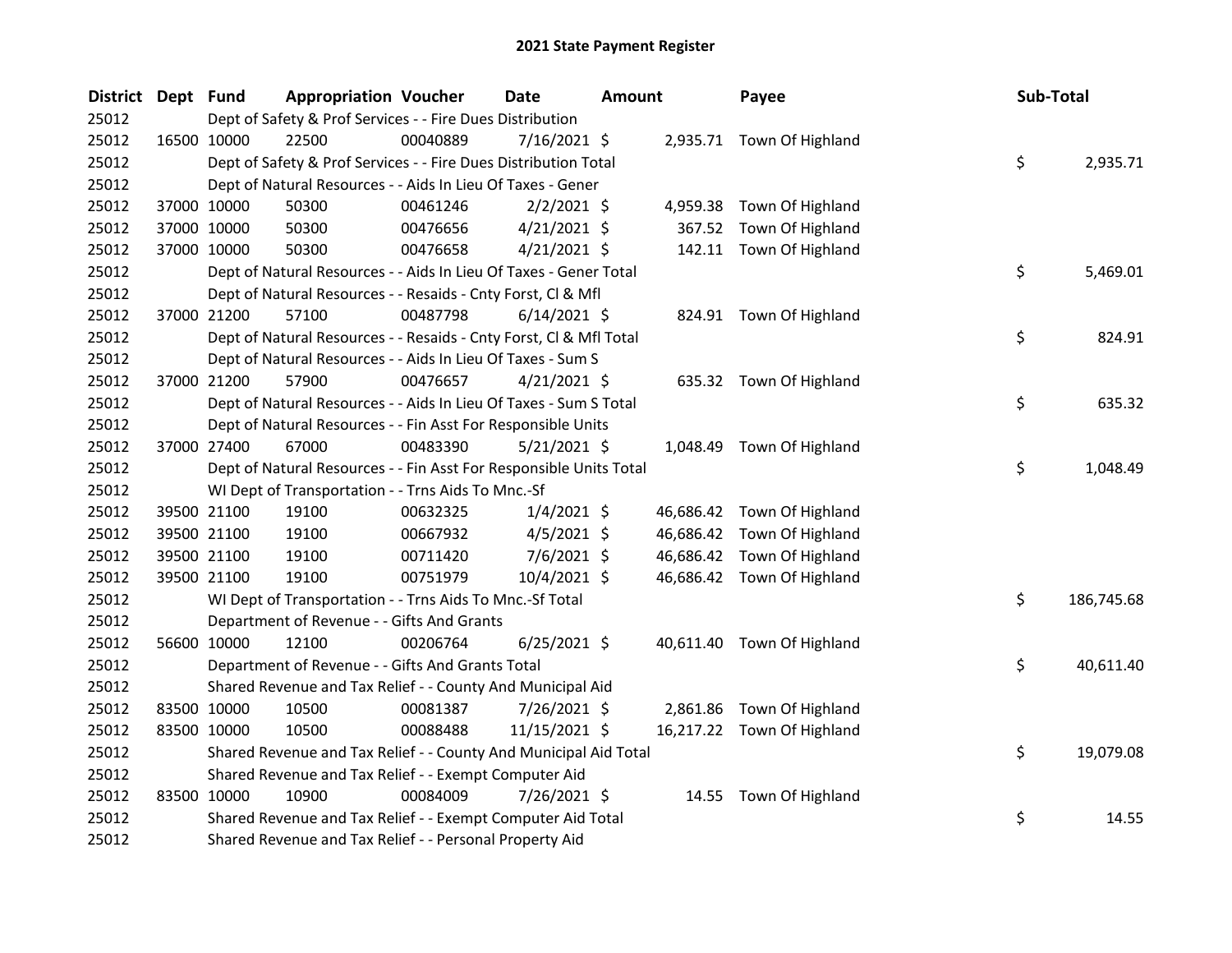# 2021 State Payment Register

| District | Dept | Fund | Appropriation | Voucher | Date | Amount | Payee | Sub-Total |
|---|---|---|---|---|---|---|---|---|
| 25012 | | | Dept of Safety & Prof Services - - Fire Dues Distribution | | | | | |
| 25012 | 16500 | 10000 | 22500 | 00040889 | 7/16/2021 | $ 2,935.71 | Town Of Highland | |
| 25012 | | | Dept of Safety & Prof Services - - Fire Dues Distribution Total | | | | | $ 2,935.71 |
| 25012 | | | Dept of Natural Resources - - Aids In Lieu Of Taxes - Gener | | | | | |
| 25012 | 37000 | 10000 | 50300 | 00461246 | 2/2/2021 | $ 4,959.38 | Town Of Highland | |
| 25012 | 37000 | 10000 | 50300 | 00476656 | 4/21/2021 | $ 367.52 | Town Of Highland | |
| 25012 | 37000 | 10000 | 50300 | 00476658 | 4/21/2021 | $ 142.11 | Town Of Highland | |
| 25012 | | | Dept of Natural Resources - - Aids In Lieu Of Taxes - Gener Total | | | | | $ 5,469.01 |
| 25012 | | | Dept of Natural Resources - - Resaids - Cnty Forst, Cl & Mfl | | | | | |
| 25012 | 37000 | 21200 | 57100 | 00487798 | 6/14/2021 | $ 824.91 | Town Of Highland | |
| 25012 | | | Dept of Natural Resources - - Resaids - Cnty Forst, Cl & Mfl Total | | | | | $ 824.91 |
| 25012 | | | Dept of Natural Resources - - Aids In Lieu Of Taxes - Sum S | | | | | |
| 25012 | 37000 | 21200 | 57900 | 00476657 | 4/21/2021 | $ 635.32 | Town Of Highland | |
| 25012 | | | Dept of Natural Resources - - Aids In Lieu Of Taxes - Sum S Total | | | | | $ 635.32 |
| 25012 | | | Dept of Natural Resources - - Fin Asst For Responsible Units | | | | | |
| 25012 | 37000 | 27400 | 67000 | 00483390 | 5/21/2021 | $ 1,048.49 | Town Of Highland | |
| 25012 | | | Dept of Natural Resources - - Fin Asst For Responsible Units Total | | | | | $ 1,048.49 |
| 25012 | | | WI Dept of Transportation - - Trns Aids To Mnc.-Sf | | | | | |
| 25012 | 39500 | 21100 | 19100 | 00632325 | 1/4/2021 | $ 46,686.42 | Town Of Highland | |
| 25012 | 39500 | 21100 | 19100 | 00667932 | 4/5/2021 | $ 46,686.42 | Town Of Highland | |
| 25012 | 39500 | 21100 | 19100 | 00711420 | 7/6/2021 | $ 46,686.42 | Town Of Highland | |
| 25012 | 39500 | 21100 | 19100 | 00751979 | 10/4/2021 | $ 46,686.42 | Town Of Highland | |
| 25012 | | | WI Dept of Transportation - - Trns Aids To Mnc.-Sf Total | | | | | $ 186,745.68 |
| 25012 | | | Department of Revenue - - Gifts And Grants | | | | | |
| 25012 | 56600 | 10000 | 12100 | 00206764 | 6/25/2021 | $ 40,611.40 | Town Of Highland | |
| 25012 | | | Department of Revenue - - Gifts And Grants Total | | | | | $ 40,611.40 |
| 25012 | | | Shared Revenue and Tax Relief - - County And Municipal Aid | | | | | |
| 25012 | 83500 | 10000 | 10500 | 00081387 | 7/26/2021 | $ 2,861.86 | Town Of Highland | |
| 25012 | 83500 | 10000 | 10500 | 00088488 | 11/15/2021 | $ 16,217.22 | Town Of Highland | |
| 25012 | | | Shared Revenue and Tax Relief - - County And Municipal Aid Total | | | | | $ 19,079.08 |
| 25012 | | | Shared Revenue and Tax Relief - - Exempt Computer Aid | | | | | |
| 25012 | 83500 | 10000 | 10900 | 00084009 | 7/26/2021 | $ 14.55 | Town Of Highland | |
| 25012 | | | Shared Revenue and Tax Relief - - Exempt Computer Aid Total | | | | | $ 14.55 |
| 25012 | | | Shared Revenue and Tax Relief - - Personal Property Aid | | | | | |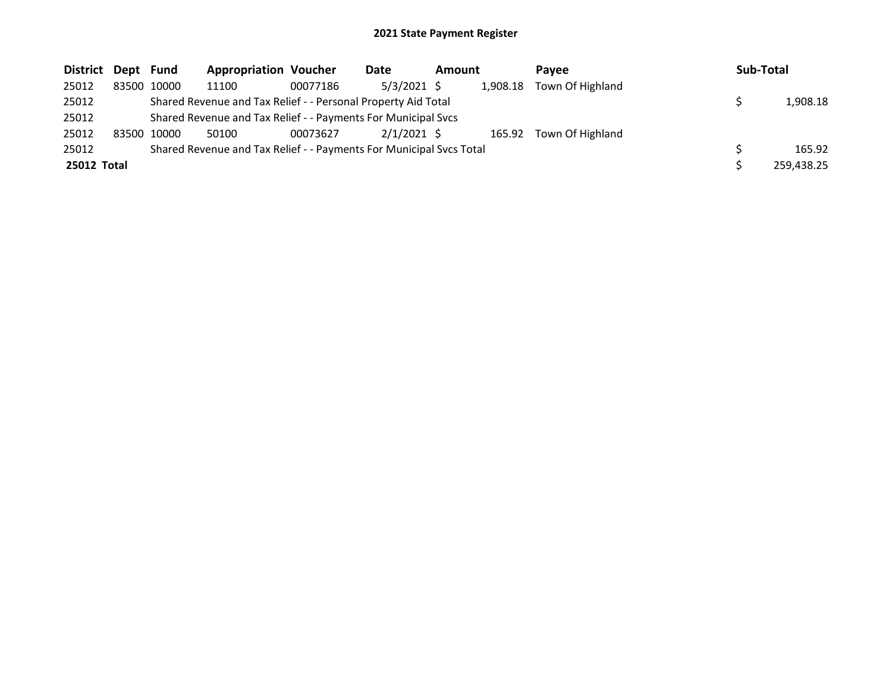# 2021 State Payment Register

| District | Dept | Fund | Appropriation | Voucher | Date | Amount | Payee | Sub-Total |
|---|---|---|---|---|---|---|---|---|
| 25012 | 83500 | 10000 | 11100 | 00077186 | 5/3/2021 | $ 1,908.18 | Town Of Highland | |
| 25012 | | Shared Revenue and Tax Relief - - Personal Property Aid Total | | | | | | $ 1,908.18 |
| 25012 | | Shared Revenue and Tax Relief - - Payments For Municipal Svcs | | | | | | |
| 25012 | 83500 | 10000 | 50100 | 00073627 | 2/1/2021 | $ 165.92 | Town Of Highland | |
| 25012 | | Shared Revenue and Tax Relief - - Payments For Municipal Svcs Total | | | | | | $ 165.92 |
| **25012 Total** | | | | | | | | $ 259,438.25 |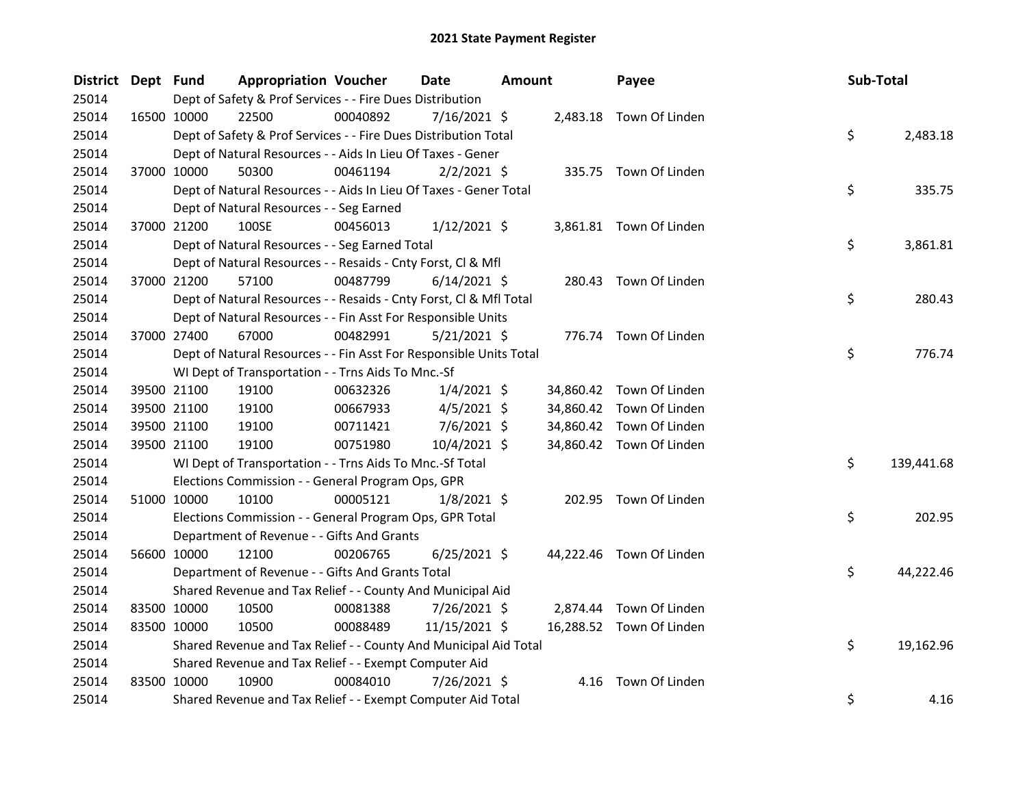# 2021 State Payment Register

| District | Dept | Fund | Appropriation | Voucher | Date | Amount | Payee | Sub-Total |
|---|---|---|---|---|---|---|---|---|
| 25014 | | Dept of Safety & Prof Services - - Fire Dues Distribution | | | | | | |
| 25014 | 16500 | 10000 | 22500 | 00040892 | 7/16/2021 | $ 2,483.18 | Town Of Linden | |
| 25014 | | Dept of Safety & Prof Services - - Fire Dues Distribution Total | | | | | | $ 2,483.18 |
| 25014 | | Dept of Natural Resources - - Aids In Lieu Of Taxes - Gener | | | | | | |
| 25014 | 37000 | 10000 | 50300 | 00461194 | 2/2/2021 | $ 335.75 | Town Of Linden | |
| 25014 | | Dept of Natural Resources - - Aids In Lieu Of Taxes - Gener Total | | | | | | $ 335.75 |
| 25014 | | Dept of Natural Resources - - Seg Earned | | | | | | |
| 25014 | 37000 | 21200 | 100SE | 00456013 | 1/12/2021 | $ 3,861.81 | Town Of Linden | |
| 25014 | | Dept of Natural Resources - - Seg Earned Total | | | | | | $ 3,861.81 |
| 25014 | | Dept of Natural Resources - - Resaids - Cnty Forst, Cl & Mfl | | | | | | |
| 25014 | 37000 | 21200 | 57100 | 00487799 | 6/14/2021 | $ 280.43 | Town Of Linden | |
| 25014 | | Dept of Natural Resources - - Resaids - Cnty Forst, Cl & Mfl Total | | | | | | $ 280.43 |
| 25014 | | Dept of Natural Resources - - Fin Asst For Responsible Units | | | | | | |
| 25014 | 37000 | 27400 | 67000 | 00482991 | 5/21/2021 | $ 776.74 | Town Of Linden | |
| 25014 | | Dept of Natural Resources - - Fin Asst For Responsible Units Total | | | | | | $ 776.74 |
| 25014 | | WI Dept of Transportation - - Trns Aids To Mnc.-Sf | | | | | | |
| 25014 | 39500 | 21100 | 19100 | 00632326 | 1/4/2021 | $ 34,860.42 | Town Of Linden | |
| 25014 | 39500 | 21100 | 19100 | 00667933 | 4/5/2021 | $ 34,860.42 | Town Of Linden | |
| 25014 | 39500 | 21100 | 19100 | 00711421 | 7/6/2021 | $ 34,860.42 | Town Of Linden | |
| 25014 | 39500 | 21100 | 19100 | 00751980 | 10/4/2021 | $ 34,860.42 | Town Of Linden | |
| 25014 | | WI Dept of Transportation - - Trns Aids To Mnc.-Sf Total | | | | | | $ 139,441.68 |
| 25014 | | Elections Commission - - General Program Ops, GPR | | | | | | |
| 25014 | 51000 | 10000 | 10100 | 00005121 | 1/8/2021 | $ 202.95 | Town Of Linden | |
| 25014 | | Elections Commission - - General Program Ops, GPR Total | | | | | | $ 202.95 |
| 25014 | | Department of Revenue - - Gifts And Grants | | | | | | |
| 25014 | 56600 | 10000 | 12100 | 00206765 | 6/25/2021 | $ 44,222.46 | Town Of Linden | |
| 25014 | | Department of Revenue - - Gifts And Grants Total | | | | | | $ 44,222.46 |
| 25014 | | Shared Revenue and Tax Relief - - County And Municipal Aid | | | | | | |
| 25014 | 83500 | 10000 | 10500 | 00081388 | 7/26/2021 | $ 2,874.44 | Town Of Linden | |
| 25014 | 83500 | 10000 | 10500 | 00088489 | 11/15/2021 | $ 16,288.52 | Town Of Linden | |
| 25014 | | Shared Revenue and Tax Relief - - County And Municipal Aid Total | | | | | | $ 19,162.96 |
| 25014 | | Shared Revenue and Tax Relief - - Exempt Computer Aid | | | | | | |
| 25014 | 83500 | 10000 | 10900 | 00084010 | 7/26/2021 | $ 4.16 | Town Of Linden | |
| 25014 | | Shared Revenue and Tax Relief - - Exempt Computer Aid Total | | | | | | $ 4.16 |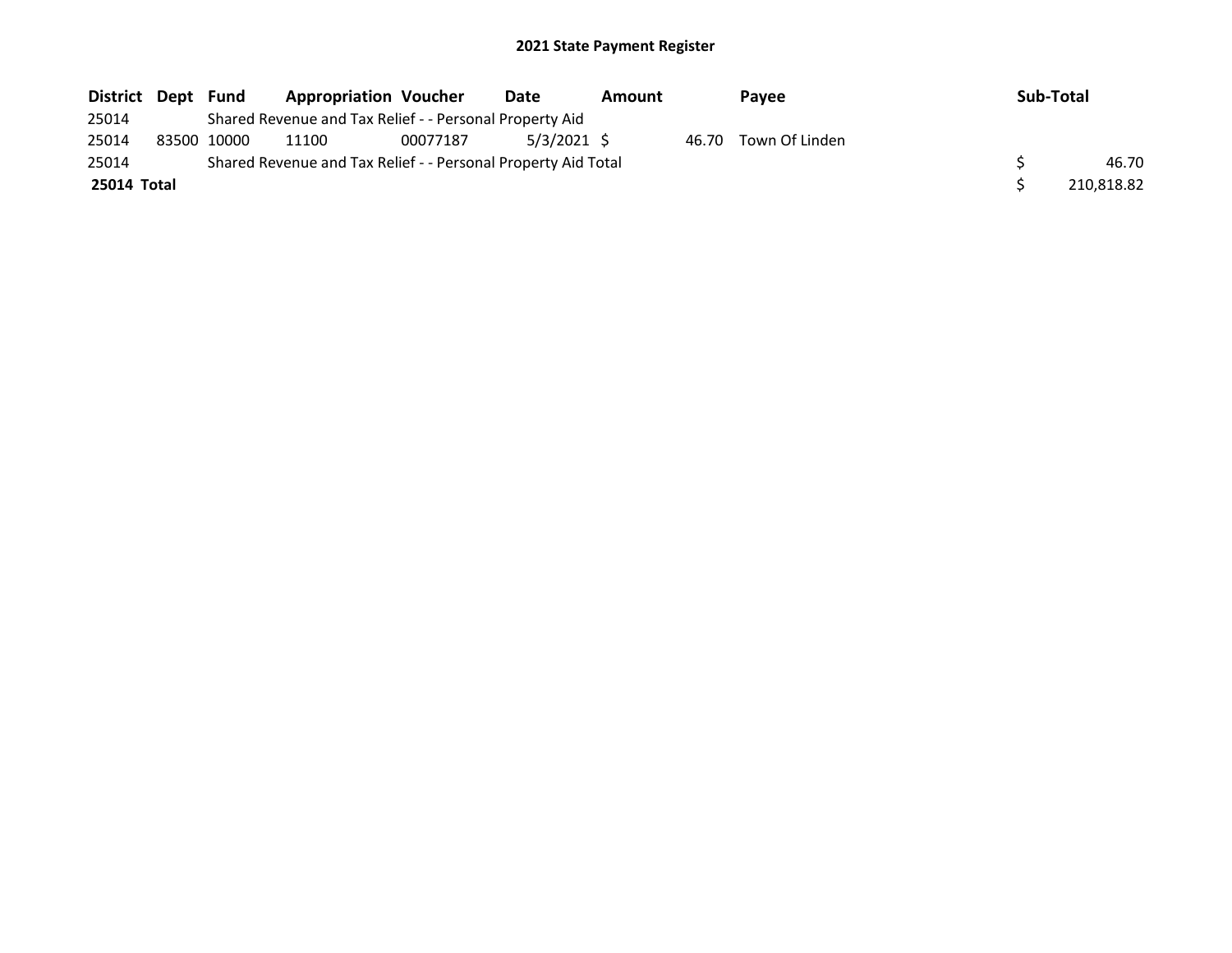# 2021 State Payment Register

| District | Dept | Fund | Appropriation | Voucher | Date | Amount | Payee | Sub-Total |
|---|---|---|---|---|---|---|---|---|
| 25014 | | Shared Revenue and Tax Relief - - Personal Property Aid | | | | | | |
| 25014 | 83500 | 10000 | 11100 | 00077187 | 5/3/2021 | $ 46.70 | Town Of Linden | |
| 25014 | | Shared Revenue and Tax Relief - - Personal Property Aid Total | | | | | | $ 46.70 |
| **25014 Total** | | | | | | | | $ 210,818.82 |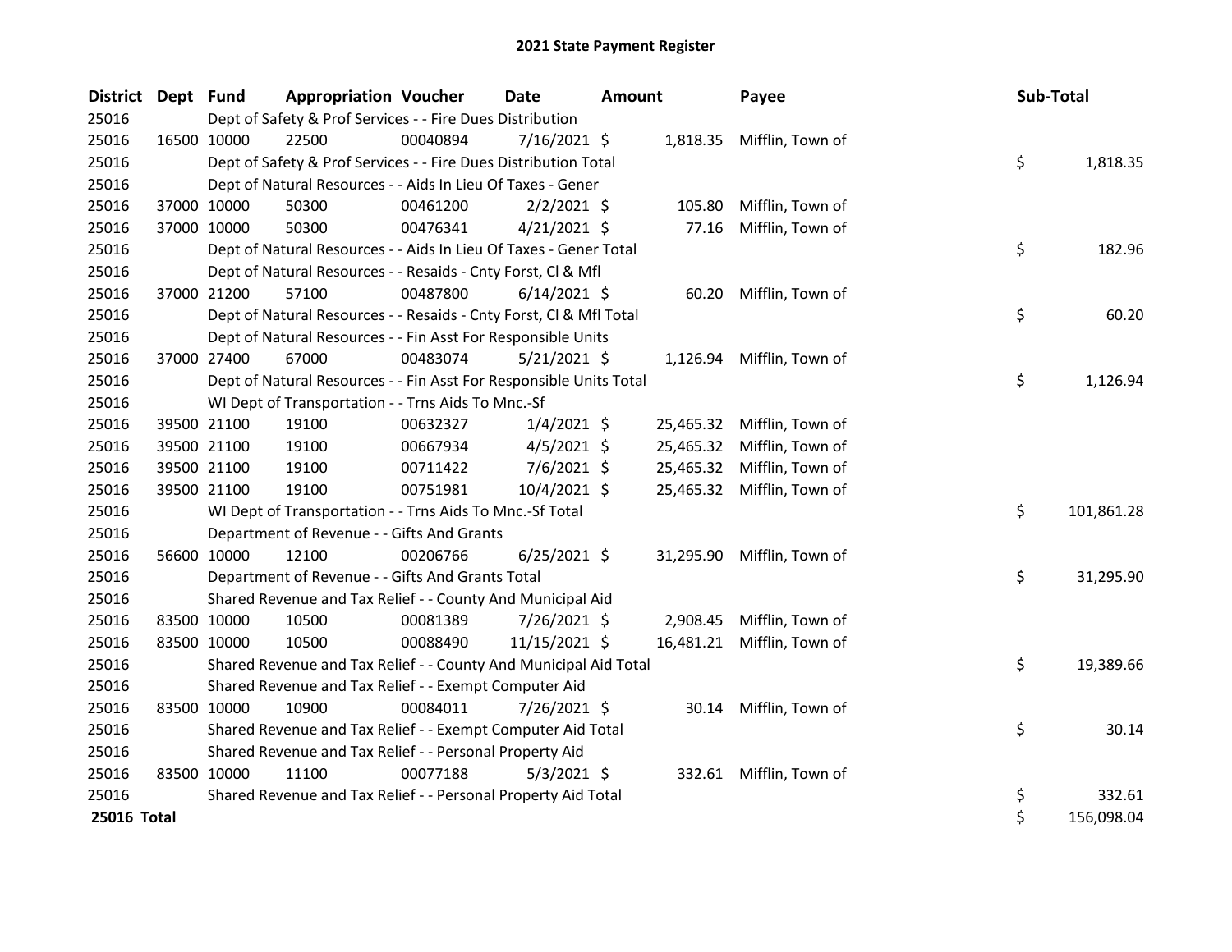# 2021 State Payment Register

| District | Dept | Fund | Appropriation | Voucher | Date | Amount | Payee | Sub-Total |
|---|---|---|---|---|---|---|---|---|
| 25016 | | Dept of Safety & Prof Services - - Fire Dues Distribution | | | | | | |
| 25016 | 16500 | 10000 | 22500 | 00040894 | 7/16/2021 | $ 1,818.35 | Mifflin, Town of | |
| 25016 | | Dept of Safety & Prof Services - - Fire Dues Distribution Total | | | | | | $ 1,818.35 |
| 25016 | | Dept of Natural Resources - - Aids In Lieu Of Taxes - Gener | | | | | | |
| 25016 | 37000 | 10000 | 50300 | 00461200 | 2/2/2021 | $ 105.80 | Mifflin, Town of | |
| 25016 | 37000 | 10000 | 50300 | 00476341 | 4/21/2021 | $ 77.16 | Mifflin, Town of | |
| 25016 | | Dept of Natural Resources - - Aids In Lieu Of Taxes - Gener Total | | | | | | $ 182.96 |
| 25016 | | Dept of Natural Resources - - Resaids - Cnty Forst, Cl & Mfl | | | | | | |
| 25016 | 37000 | 21200 | 57100 | 00487800 | 6/14/2021 | $ 60.20 | Mifflin, Town of | |
| 25016 | | Dept of Natural Resources - - Resaids - Cnty Forst, Cl & Mfl Total | | | | | | $ 60.20 |
| 25016 | | Dept of Natural Resources - - Fin Asst For Responsible Units | | | | | | |
| 25016 | 37000 | 27400 | 67000 | 00483074 | 5/21/2021 | $ 1,126.94 | Mifflin, Town of | |
| 25016 | | Dept of Natural Resources - - Fin Asst For Responsible Units Total | | | | | | $ 1,126.94 |
| 25016 | | WI Dept of Transportation - - Trns Aids To Mnc.-Sf | | | | | | |
| 25016 | 39500 | 21100 | 19100 | 00632327 | 1/4/2021 | $ 25,465.32 | Mifflin, Town of | |
| 25016 | 39500 | 21100 | 19100 | 00667934 | 4/5/2021 | $ 25,465.32 | Mifflin, Town of | |
| 25016 | 39500 | 21100 | 19100 | 00711422 | 7/6/2021 | $ 25,465.32 | Mifflin, Town of | |
| 25016 | 39500 | 21100 | 19100 | 00751981 | 10/4/2021 | $ 25,465.32 | Mifflin, Town of | |
| 25016 | | WI Dept of Transportation - - Trns Aids To Mnc.-Sf Total | | | | | | $ 101,861.28 |
| 25016 | | Department of Revenue - - Gifts And Grants | | | | | | |
| 25016 | 56600 | 10000 | 12100 | 00206766 | 6/25/2021 | $ 31,295.90 | Mifflin, Town of | |
| 25016 | | Department of Revenue - - Gifts And Grants Total | | | | | | $ 31,295.90 |
| 25016 | | Shared Revenue and Tax Relief - - County And Municipal Aid | | | | | | |
| 25016 | 83500 | 10000 | 10500 | 00081389 | 7/26/2021 | $ 2,908.45 | Mifflin, Town of | |
| 25016 | 83500 | 10000 | 10500 | 00088490 | 11/15/2021 | $ 16,481.21 | Mifflin, Town of | |
| 25016 | | Shared Revenue and Tax Relief - - County And Municipal Aid Total | | | | | | $ 19,389.66 |
| 25016 | | Shared Revenue and Tax Relief - - Exempt Computer Aid | | | | | | |
| 25016 | 83500 | 10000 | 10900 | 00084011 | 7/26/2021 | $ 30.14 | Mifflin, Town of | |
| 25016 | | Shared Revenue and Tax Relief - - Exempt Computer Aid Total | | | | | | $ 30.14 |
| 25016 | | Shared Revenue and Tax Relief - - Personal Property Aid | | | | | | |
| 25016 | 83500 | 10000 | 11100 | 00077188 | 5/3/2021 | $ 332.61 | Mifflin, Town of | |
| 25016 | | Shared Revenue and Tax Relief - - Personal Property Aid Total | | | | | | $ 332.61 |
| **25016 Total** | | | | | | | | $ 156,098.04 |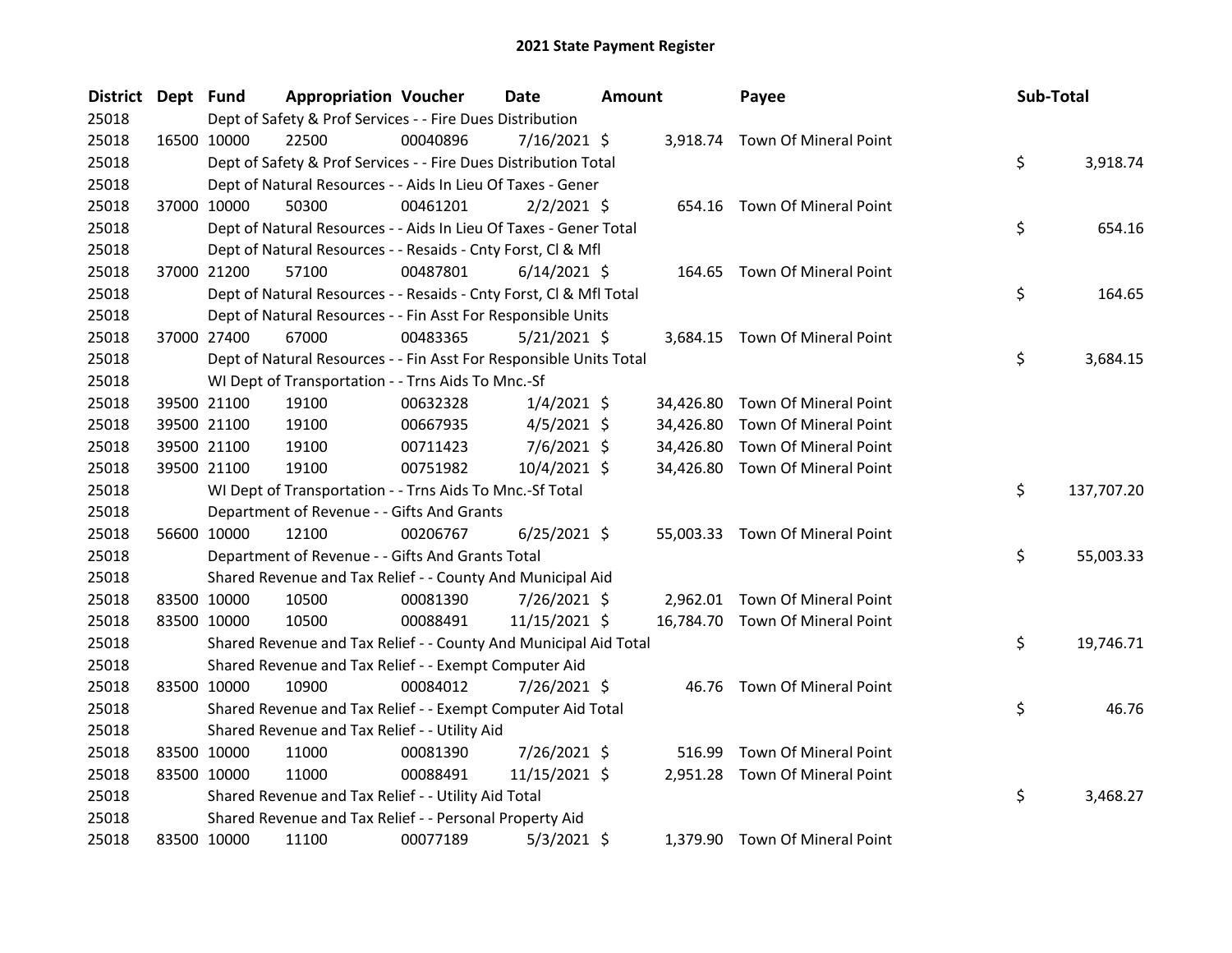# 2021 State Payment Register

| District | Dept | Fund | Appropriation | Voucher | Date | Amount | Payee | Sub-Total |
|---|---|---|---|---|---|---|---|---|
| 25018 | | Dept of Safety & Prof Services - - Fire Dues Distribution | | | | | | |
| 25018 | 16500 | 10000 | 22500 | 00040896 | 7/16/2021 | $ 3,918.74 | Town Of Mineral Point | |
| 25018 | | Dept of Safety & Prof Services - - Fire Dues Distribution Total | | | | | | $ 3,918.74 |
| 25018 | | Dept of Natural Resources - - Aids In Lieu Of Taxes - Gener | | | | | | |
| 25018 | 37000 | 10000 | 50300 | 00461201 | 2/2/2021 | $ 654.16 | Town Of Mineral Point | |
| 25018 | | Dept of Natural Resources - - Aids In Lieu Of Taxes - Gener Total | | | | | | $ 654.16 |
| 25018 | | Dept of Natural Resources - - Resaids - Cnty Forst, Cl & Mfl | | | | | | |
| 25018 | 37000 | 21200 | 57100 | 00487801 | 6/14/2021 | $ 164.65 | Town Of Mineral Point | |
| 25018 | | Dept of Natural Resources - - Resaids - Cnty Forst, Cl & Mfl Total | | | | | | $ 164.65 |
| 25018 | | Dept of Natural Resources - - Fin Asst For Responsible Units | | | | | | |
| 25018 | 37000 | 27400 | 67000 | 00483365 | 5/21/2021 | $ 3,684.15 | Town Of Mineral Point | |
| 25018 | | Dept of Natural Resources - - Fin Asst For Responsible Units Total | | | | | | $ 3,684.15 |
| 25018 | | WI Dept of Transportation - - Trns Aids To Mnc.-Sf | | | | | | |
| 25018 | 39500 | 21100 | 19100 | 00632328 | 1/4/2021 | $ 34,426.80 | Town Of Mineral Point | |
| 25018 | 39500 | 21100 | 19100 | 00667935 | 4/5/2021 | $ 34,426.80 | Town Of Mineral Point | |
| 25018 | 39500 | 21100 | 19100 | 00711423 | 7/6/2021 | $ 34,426.80 | Town Of Mineral Point | |
| 25018 | 39500 | 21100 | 19100 | 00751982 | 10/4/2021 | $ 34,426.80 | Town Of Mineral Point | |
| 25018 | | WI Dept of Transportation - - Trns Aids To Mnc.-Sf Total | | | | | | $ 137,707.20 |
| 25018 | | Department of Revenue - - Gifts And Grants | | | | | | |
| 25018 | 56600 | 10000 | 12100 | 00206767 | 6/25/2021 | $ 55,003.33 | Town Of Mineral Point | |
| 25018 | | Department of Revenue - - Gifts And Grants Total | | | | | | $ 55,003.33 |
| 25018 | | Shared Revenue and Tax Relief - - County And Municipal Aid | | | | | | |
| 25018 | 83500 | 10000 | 10500 | 00081390 | 7/26/2021 | $ 2,962.01 | Town Of Mineral Point | |
| 25018 | 83500 | 10000 | 10500 | 00088491 | 11/15/2021 | $ 16,784.70 | Town Of Mineral Point | |
| 25018 | | Shared Revenue and Tax Relief - - County And Municipal Aid Total | | | | | | $ 19,746.71 |
| 25018 | | Shared Revenue and Tax Relief - - Exempt Computer Aid | | | | | | |
| 25018 | 83500 | 10000 | 10900 | 00084012 | 7/26/2021 | $ 46.76 | Town Of Mineral Point | |
| 25018 | | Shared Revenue and Tax Relief - - Exempt Computer Aid Total | | | | | | $ 46.76 |
| 25018 | | Shared Revenue and Tax Relief - - Utility Aid | | | | | | |
| 25018 | 83500 | 10000 | 11000 | 00081390 | 7/26/2021 | $ 516.99 | Town Of Mineral Point | |
| 25018 | 83500 | 10000 | 11000 | 00088491 | 11/15/2021 | $ 2,951.28 | Town Of Mineral Point | |
| 25018 | | Shared Revenue and Tax Relief - - Utility Aid Total | | | | | | $ 3,468.27 |
| 25018 | | Shared Revenue and Tax Relief - - Personal Property Aid | | | | | | |
| 25018 | 83500 | 10000 | 11100 | 00077189 | 5/3/2021 | $ 1,379.90 | Town Of Mineral Point | |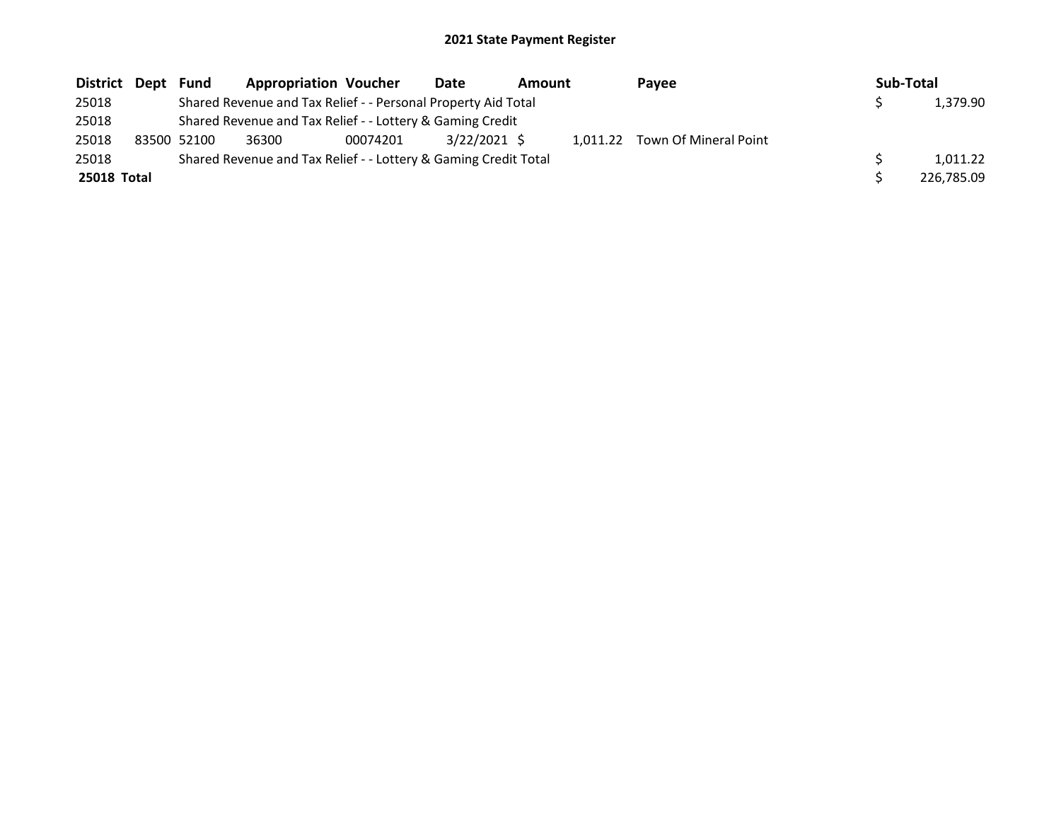# 2021 State Payment Register

| District | Dept | Fund | Appropriation | Voucher | Date | Amount | Payee | Sub-Total |
|---|---|---|---|---|---|---|---|---|
| 25018 | | Shared Revenue and Tax Relief - - Personal Property Aid Total | | | | | | $ 1,379.90 |
| 25018 | | Shared Revenue and Tax Relief - - Lottery & Gaming Credit | | | | | | |
| 25018 | 83500 | 52100 | 36300 | 00074201 | 3/22/2021 | $ 1,011.22 | Town Of Mineral Point | |
| 25018 | | Shared Revenue and Tax Relief - - Lottery & Gaming Credit Total | | | | | | $ 1,011.22 |
| **25018 Total** | | | | | | | | $ 226,785.09 |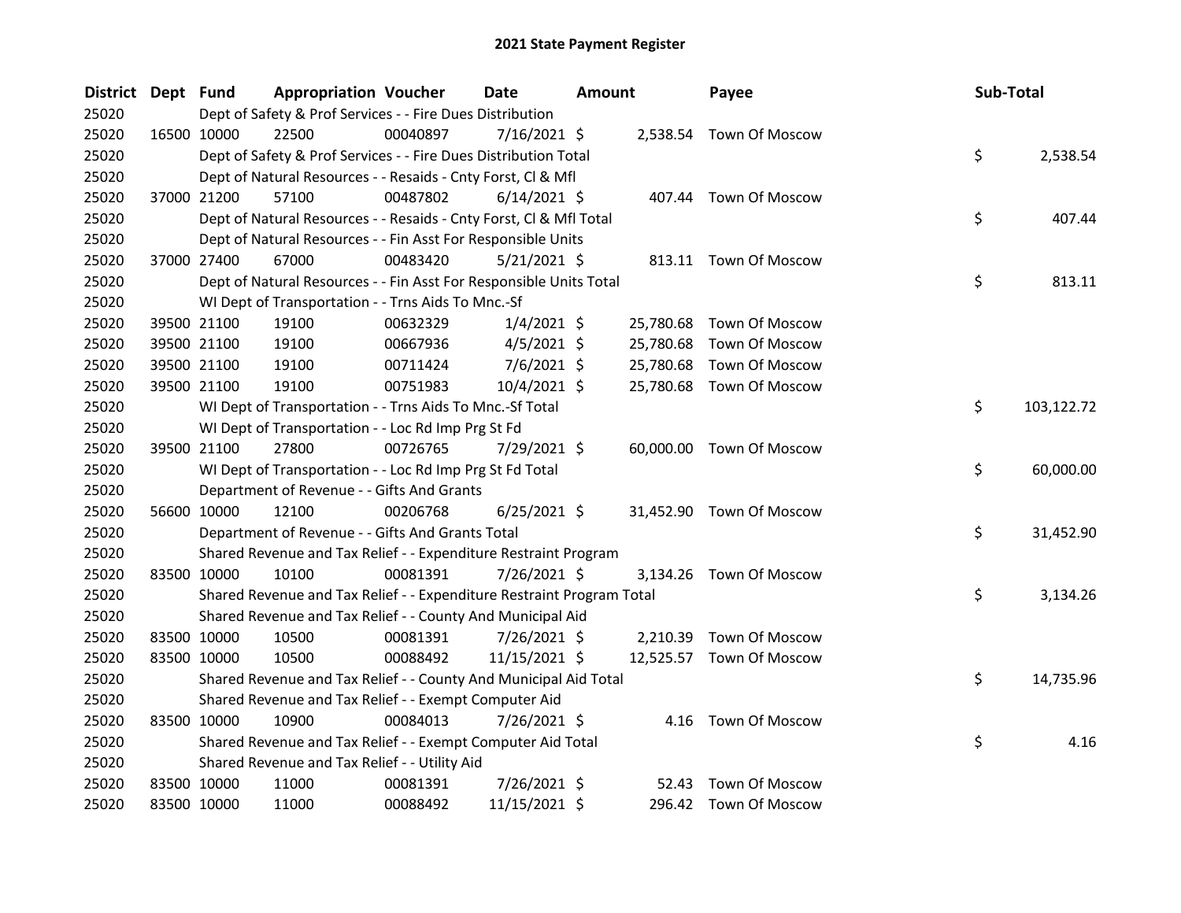# 2021 State Payment Register

| District | Dept | Fund | Appropriation | Voucher | Date | Amount | Payee | Sub-Total |
|---|---|---|---|---|---|---|---|---|
| 25020 | | Dept of Safety & Prof Services - - Fire Dues Distribution | | | | | | |
| 25020 | 16500 | 10000 | 22500 | 00040897 | 7/16/2021 | $ 2,538.54 | Town Of Moscow | |
| 25020 | | Dept of Safety & Prof Services - - Fire Dues Distribution Total | | | | | | $ 2,538.54 |
| 25020 | | Dept of Natural Resources - - Resaids - Cnty Forst, Cl & Mfl | | | | | | |
| 25020 | 37000 | 21200 | 57100 | 00487802 | 6/14/2021 | $ 407.44 | Town Of Moscow | |
| 25020 | | Dept of Natural Resources - - Resaids - Cnty Forst, Cl & Mfl Total | | | | | | $ 407.44 |
| 25020 | | Dept of Natural Resources - - Fin Asst For Responsible Units | | | | | | |
| 25020 | 37000 | 27400 | 67000 | 00483420 | 5/21/2021 | $ 813.11 | Town Of Moscow | |
| 25020 | | Dept of Natural Resources - - Fin Asst For Responsible Units Total | | | | | | $ 813.11 |
| 25020 | | WI Dept of Transportation - - Trns Aids To Mnc.-Sf | | | | | | |
| 25020 | 39500 | 21100 | 19100 | 00632329 | 1/4/2021 | $ 25,780.68 | Town Of Moscow | |
| 25020 | 39500 | 21100 | 19100 | 00667936 | 4/5/2021 | $ 25,780.68 | Town Of Moscow | |
| 25020 | 39500 | 21100 | 19100 | 00711424 | 7/6/2021 | $ 25,780.68 | Town Of Moscow | |
| 25020 | 39500 | 21100 | 19100 | 00751983 | 10/4/2021 | $ 25,780.68 | Town Of Moscow | |
| 25020 | | WI Dept of Transportation - - Trns Aids To Mnc.-Sf Total | | | | | | $ 103,122.72 |
| 25020 | | WI Dept of Transportation - - Loc Rd Imp Prg St Fd | | | | | | |
| 25020 | 39500 | 21100 | 27800 | 00726765 | 7/29/2021 | $ 60,000.00 | Town Of Moscow | |
| 25020 | | WI Dept of Transportation - - Loc Rd Imp Prg St Fd Total | | | | | | $ 60,000.00 |
| 25020 | | Department of Revenue - - Gifts And Grants | | | | | | |
| 25020 | 56600 | 10000 | 12100 | 00206768 | 6/25/2021 | $ 31,452.90 | Town Of Moscow | |
| 25020 | | Department of Revenue - - Gifts And Grants Total | | | | | | $ 31,452.90 |
| 25020 | | Shared Revenue and Tax Relief - - Expenditure Restraint Program | | | | | | |
| 25020 | 83500 | 10000 | 10100 | 00081391 | 7/26/2021 | $ 3,134.26 | Town Of Moscow | |
| 25020 | | Shared Revenue and Tax Relief - - Expenditure Restraint Program Total | | | | | | $ 3,134.26 |
| 25020 | | Shared Revenue and Tax Relief - - County And Municipal Aid | | | | | | |
| 25020 | 83500 | 10000 | 10500 | 00081391 | 7/26/2021 | $ 2,210.39 | Town Of Moscow | |
| 25020 | 83500 | 10000 | 10500 | 00088492 | 11/15/2021 | $ 12,525.57 | Town Of Moscow | |
| 25020 | | Shared Revenue and Tax Relief - - County And Municipal Aid Total | | | | | | $ 14,735.96 |
| 25020 | | Shared Revenue and Tax Relief - - Exempt Computer Aid | | | | | | |
| 25020 | 83500 | 10000 | 10900 | 00084013 | 7/26/2021 | $ 4.16 | Town Of Moscow | |
| 25020 | | Shared Revenue and Tax Relief - - Exempt Computer Aid Total | | | | | | $ 4.16 |
| 25020 | | Shared Revenue and Tax Relief - - Utility Aid | | | | | | |
| 25020 | 83500 | 10000 | 11000 | 00081391 | 7/26/2021 | $ 52.43 | Town Of Moscow | |
| 25020 | 83500 | 10000 | 11000 | 00088492 | 11/15/2021 | $ 296.42 | Town Of Moscow | |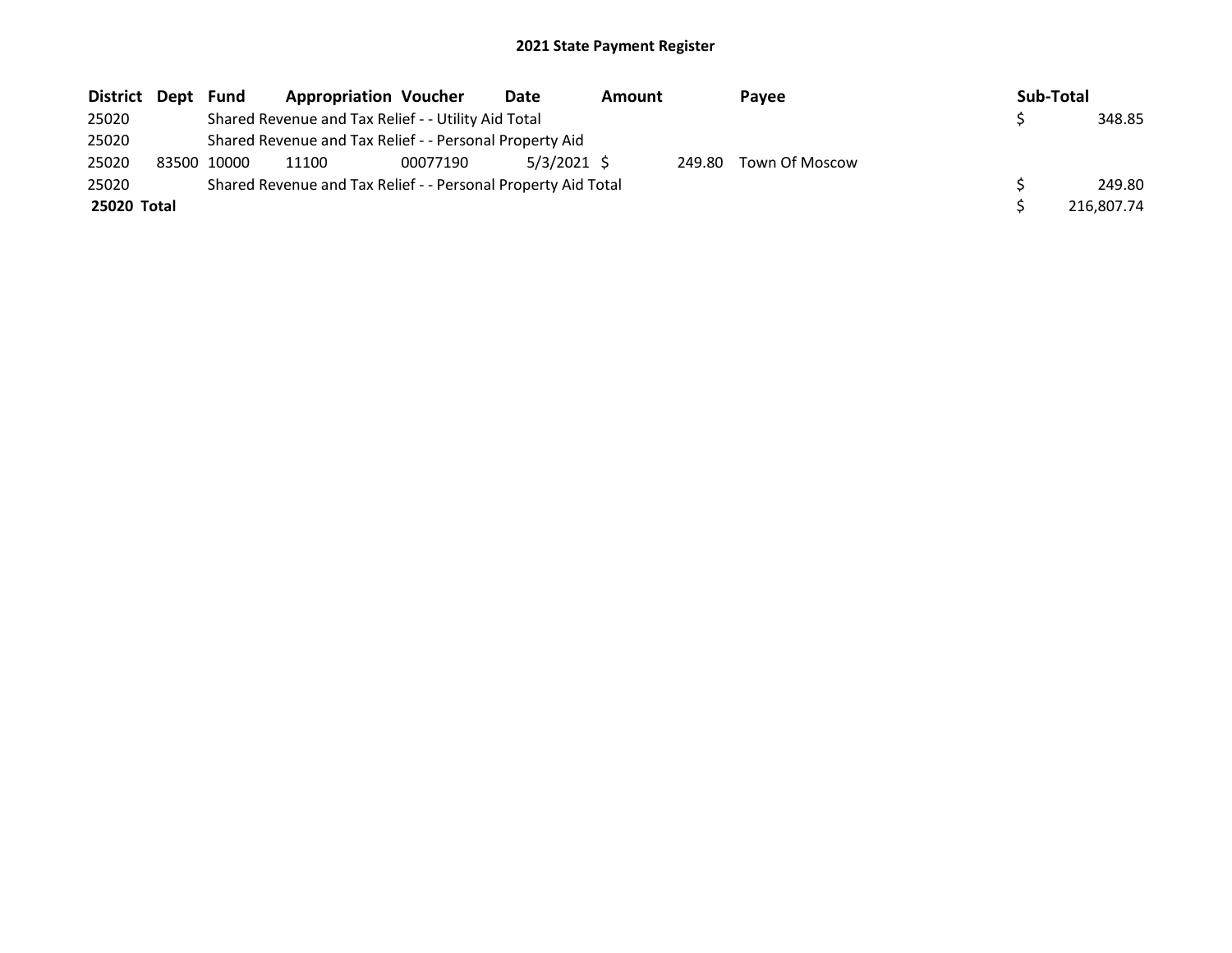# 2021 State Payment Register

| District | Dept | Fund | Appropriation | Voucher | Date | Amount | Payee | Sub-Total |
|---|---|---|---|---|---|---|---|---|
| 25020 | | Shared Revenue and Tax Relief - - Utility Aid Total | | | | | | $ 348.85 |
| 25020 | | Shared Revenue and Tax Relief - - Personal Property Aid | | | | | | |
| 25020 | 83500 | 10000 | 11100 | 00077190 | 5/3/2021 | $ 249.80 | Town Of Moscow | |
| 25020 | | Shared Revenue and Tax Relief - - Personal Property Aid Total | | | | | | $ 249.80 |
| **25020 Total** | | | | | | | | $ 216,807.74 |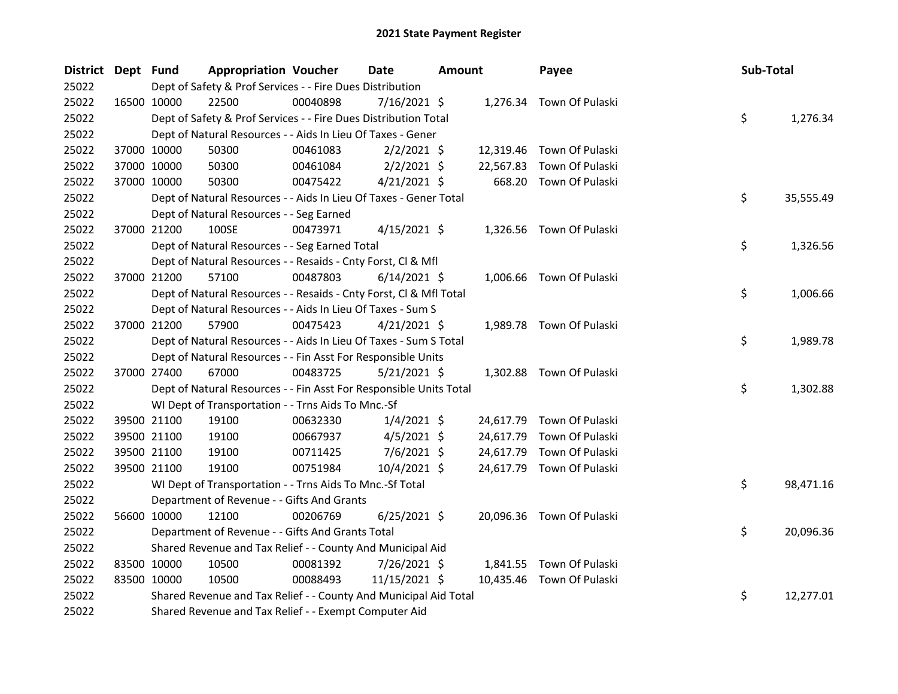# 2021 State Payment Register

| District | Dept | Fund | Appropriation | Voucher | Date | Amount | Payee | Sub-Total |
|---|---|---|---|---|---|---|---|---|
| 25022 | | Dept of Safety & Prof Services - - Fire Dues Distribution | | | | | | |
| 25022 | 16500 | 10000 | 22500 | 00040898 | 7/16/2021 | $ 1,276.34 | Town Of Pulaski | |
| 25022 | | Dept of Safety & Prof Services - - Fire Dues Distribution Total | | | | | | $ 1,276.34 |
| 25022 | | Dept of Natural Resources - - Aids In Lieu Of Taxes - Gener | | | | | | |
| 25022 | 37000 | 10000 | 50300 | 00461083 | 2/2/2021 | $ 12,319.46 | Town Of Pulaski | |
| 25022 | 37000 | 10000 | 50300 | 00461084 | 2/2/2021 | $ 22,567.83 | Town Of Pulaski | |
| 25022 | 37000 | 10000 | 50300 | 00475422 | 4/21/2021 | $ 668.20 | Town Of Pulaski | |
| 25022 | | Dept of Natural Resources - - Aids In Lieu Of Taxes - Gener Total | | | | | | $ 35,555.49 |
| 25022 | | Dept of Natural Resources - - Seg Earned | | | | | | |
| 25022 | 37000 | 21200 | 100SE | 00473971 | 4/15/2021 | $ 1,326.56 | Town Of Pulaski | |
| 25022 | | Dept of Natural Resources - - Seg Earned Total | | | | | | $ 1,326.56 |
| 25022 | | Dept of Natural Resources - - Resaids - Cnty Forst, Cl & Mfl | | | | | | |
| 25022 | 37000 | 21200 | 57100 | 00487803 | 6/14/2021 | $ 1,006.66 | Town Of Pulaski | |
| 25022 | | Dept of Natural Resources - - Resaids - Cnty Forst, Cl & Mfl Total | | | | | | $ 1,006.66 |
| 25022 | | Dept of Natural Resources - - Aids In Lieu Of Taxes - Sum S | | | | | | |
| 25022 | 37000 | 21200 | 57900 | 00475423 | 4/21/2021 | $ 1,989.78 | Town Of Pulaski | |
| 25022 | | Dept of Natural Resources - - Aids In Lieu Of Taxes - Sum S Total | | | | | | $ 1,989.78 |
| 25022 | | Dept of Natural Resources - - Fin Asst For Responsible Units | | | | | | |
| 25022 | 37000 | 27400 | 67000 | 00483725 | 5/21/2021 | $ 1,302.88 | Town Of Pulaski | |
| 25022 | | Dept of Natural Resources - - Fin Asst For Responsible Units Total | | | | | | $ 1,302.88 |
| 25022 | | WI Dept of Transportation - - Trns Aids To Mnc.-Sf | | | | | | |
| 25022 | 39500 | 21100 | 19100 | 00632330 | 1/4/2021 | $ 24,617.79 | Town Of Pulaski | |
| 25022 | 39500 | 21100 | 19100 | 00667937 | 4/5/2021 | $ 24,617.79 | Town Of Pulaski | |
| 25022 | 39500 | 21100 | 19100 | 00711425 | 7/6/2021 | $ 24,617.79 | Town Of Pulaski | |
| 25022 | 39500 | 21100 | 19100 | 00751984 | 10/4/2021 | $ 24,617.79 | Town Of Pulaski | |
| 25022 | | WI Dept of Transportation - - Trns Aids To Mnc.-Sf Total | | | | | | $ 98,471.16 |
| 25022 | | Department of Revenue - - Gifts And Grants | | | | | | |
| 25022 | 56600 | 10000 | 12100 | 00206769 | 6/25/2021 | $ 20,096.36 | Town Of Pulaski | |
| 25022 | | Department of Revenue - - Gifts And Grants Total | | | | | | $ 20,096.36 |
| 25022 | | Shared Revenue and Tax Relief - - County And Municipal Aid | | | | | | |
| 25022 | 83500 | 10000 | 10500 | 00081392 | 7/26/2021 | $ 1,841.55 | Town Of Pulaski | |
| 25022 | 83500 | 10000 | 10500 | 00088493 | 11/15/2021 | $ 10,435.46 | Town Of Pulaski | |
| 25022 | | Shared Revenue and Tax Relief - - County And Municipal Aid Total | | | | | | $ 12,277.01 |
| 25022 | | Shared Revenue and Tax Relief - - Exempt Computer Aid | | | | | | |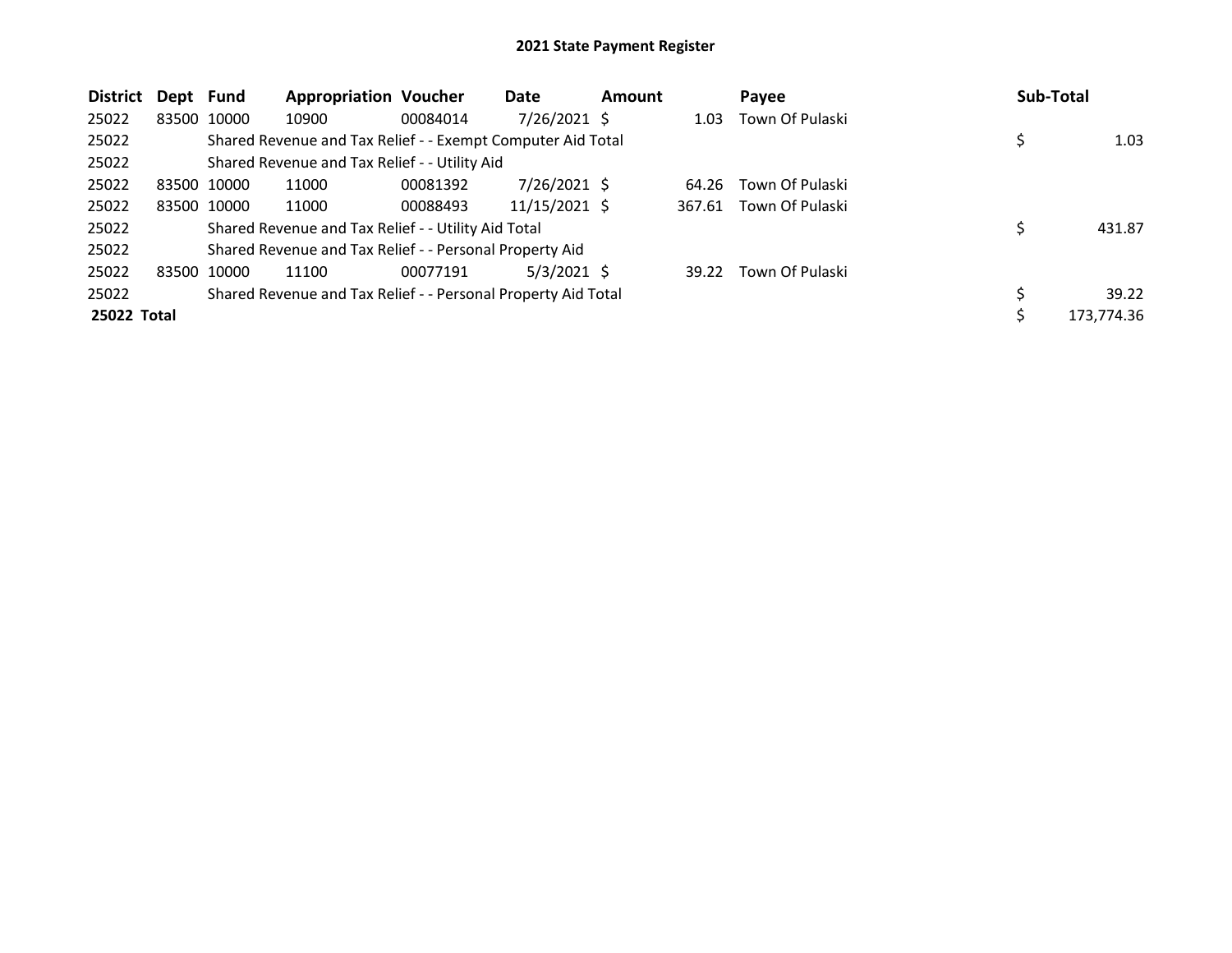# 2021 State Payment Register

| District | Dept | Fund | Appropriation | Voucher | Date | Amount | Payee | Sub-Total |
|---|---|---|---|---|---|---|---|---|
| 25022 | 83500 | 10000 | 10900 | 00084014 | 7/26/2021 | $ 1.03 | Town Of Pulaski | |
| 25022 | | Shared Revenue and Tax Relief - - Exempt Computer Aid Total | | | | | | $ 1.03 |
| 25022 | | Shared Revenue and Tax Relief - - Utility Aid | | | | | | |
| 25022 | 83500 | 10000 | 11000 | 00081392 | 7/26/2021 | $ 64.26 | Town Of Pulaski | |
| 25022 | 83500 | 10000 | 11000 | 00088493 | 11/15/2021 | $ 367.61 | Town Of Pulaski | |
| 25022 | | Shared Revenue and Tax Relief - - Utility Aid Total | | | | | | $ 431.87 |
| 25022 | | Shared Revenue and Tax Relief - - Personal Property Aid | | | | | | |
| 25022 | 83500 | 10000 | 11100 | 00077191 | 5/3/2021 | $ 39.22 | Town Of Pulaski | |
| 25022 | | Shared Revenue and Tax Relief - - Personal Property Aid Total | | | | | | $ 39.22 |
| **25022 Total** | | | | | | | | $ 173,774.36 |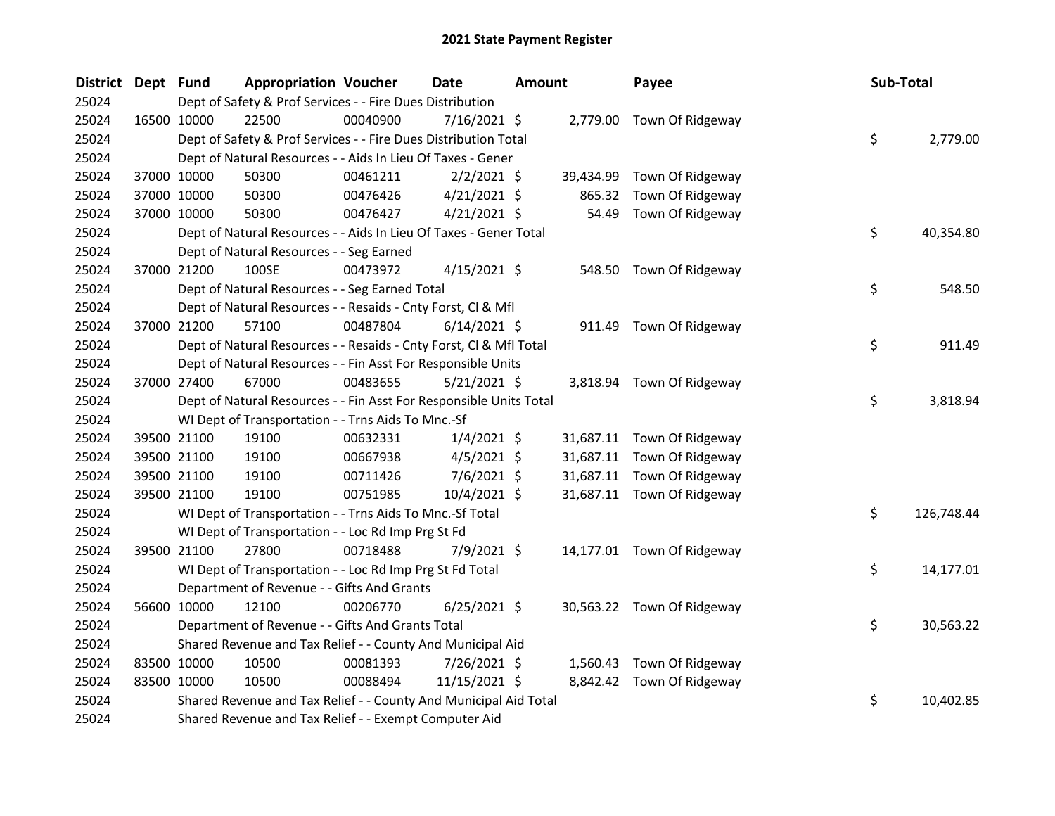# 2021 State Payment Register

| District | Dept | Fund | Appropriation | Voucher | Date | Amount | Payee | Sub-Total |
|---|---|---|---|---|---|---|---|---|
| 25024 | | Dept of Safety & Prof Services - - Fire Dues Distribution | | | | | | |
| 25024 | 16500 | 10000 | 22500 | 00040900 | 7/16/2021 | $ 2,779.00 | Town Of Ridgeway | |
| 25024 | | Dept of Safety & Prof Services - - Fire Dues Distribution Total | | | | | | $ 2,779.00 |
| 25024 | | Dept of Natural Resources - - Aids In Lieu Of Taxes - Gener | | | | | | |
| 25024 | 37000 | 10000 | 50300 | 00461211 | 2/2/2021 | $ 39,434.99 | Town Of Ridgeway | |
| 25024 | 37000 | 10000 | 50300 | 00476426 | 4/21/2021 | $ 865.32 | Town Of Ridgeway | |
| 25024 | 37000 | 10000 | 50300 | 00476427 | 4/21/2021 | $ 54.49 | Town Of Ridgeway | |
| 25024 | | Dept of Natural Resources - - Aids In Lieu Of Taxes - Gener Total | | | | | | $ 40,354.80 |
| 25024 | | Dept of Natural Resources - - Seg Earned | | | | | | |
| 25024 | 37000 | 21200 | 100SE | 00473972 | 4/15/2021 | $ 548.50 | Town Of Ridgeway | |
| 25024 | | Dept of Natural Resources - - Seg Earned Total | | | | | | $ 548.50 |
| 25024 | | Dept of Natural Resources - - Resaids - Cnty Forst, Cl & Mfl | | | | | | |
| 25024 | 37000 | 21200 | 57100 | 00487804 | 6/14/2021 | $ 911.49 | Town Of Ridgeway | |
| 25024 | | Dept of Natural Resources - - Resaids - Cnty Forst, Cl & Mfl Total | | | | | | $ 911.49 |
| 25024 | | Dept of Natural Resources - - Fin Asst For Responsible Units | | | | | | |
| 25024 | 37000 | 27400 | 67000 | 00483655 | 5/21/2021 | $ 3,818.94 | Town Of Ridgeway | |
| 25024 | | Dept of Natural Resources - - Fin Asst For Responsible Units Total | | | | | | $ 3,818.94 |
| 25024 | | WI Dept of Transportation - - Trns Aids To Mnc.-Sf | | | | | | |
| 25024 | 39500 | 21100 | 19100 | 00632331 | 1/4/2021 | $ 31,687.11 | Town Of Ridgeway | |
| 25024 | 39500 | 21100 | 19100 | 00667938 | 4/5/2021 | $ 31,687.11 | Town Of Ridgeway | |
| 25024 | 39500 | 21100 | 19100 | 00711426 | 7/6/2021 | $ 31,687.11 | Town Of Ridgeway | |
| 25024 | 39500 | 21100 | 19100 | 00751985 | 10/4/2021 | $ 31,687.11 | Town Of Ridgeway | |
| 25024 | | WI Dept of Transportation - - Trns Aids To Mnc.-Sf Total | | | | | | $ 126,748.44 |
| 25024 | | WI Dept of Transportation - - Loc Rd Imp Prg St Fd | | | | | | |
| 25024 | 39500 | 21100 | 27800 | 00718488 | 7/9/2021 | $ 14,177.01 | Town Of Ridgeway | |
| 25024 | | WI Dept of Transportation - - Loc Rd Imp Prg St Fd Total | | | | | | $ 14,177.01 |
| 25024 | | Department of Revenue - - Gifts And Grants | | | | | | |
| 25024 | 56600 | 10000 | 12100 | 00206770 | 6/25/2021 | $ 30,563.22 | Town Of Ridgeway | |
| 25024 | | Department of Revenue - - Gifts And Grants Total | | | | | | $ 30,563.22 |
| 25024 | | Shared Revenue and Tax Relief - - County And Municipal Aid | | | | | | |
| 25024 | 83500 | 10000 | 10500 | 00081393 | 7/26/2021 | $ 1,560.43 | Town Of Ridgeway | |
| 25024 | 83500 | 10000 | 10500 | 00088494 | 11/15/2021 | $ 8,842.42 | Town Of Ridgeway | |
| 25024 | | Shared Revenue and Tax Relief - - County And Municipal Aid Total | | | | | | $ 10,402.85 |
| 25024 | | Shared Revenue and Tax Relief - - Exempt Computer Aid | | | | | | |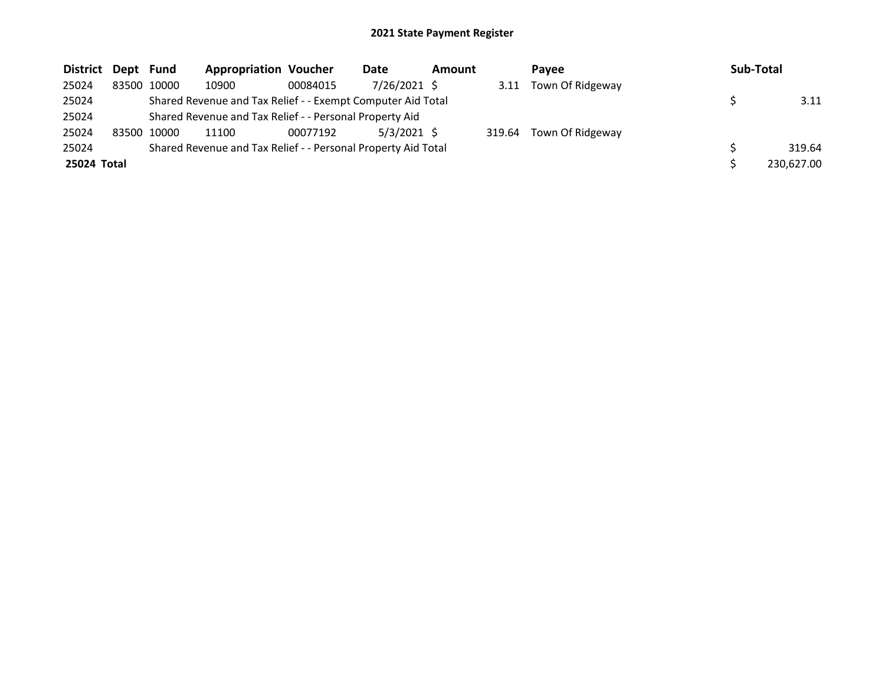# 2021 State Payment Register

| District | Dept | Fund | Appropriation | Voucher | Date | Amount | Payee | Sub-Total |
|---|---|---|---|---|---|---|---|---|
| 25024 | 83500 | 10000 | 10900 | 00084015 | 7/26/2021 | $ 3.11 | Town Of Ridgeway | |
| 25024 | | Shared Revenue and Tax Relief - - Exempt Computer Aid Total | | | | | | $ 3.11 |
| 25024 | | Shared Revenue and Tax Relief - - Personal Property Aid | | | | | | |
| 25024 | 83500 | 10000 | 11100 | 00077192 | 5/3/2021 | $ 319.64 | Town Of Ridgeway | |
| 25024 | | Shared Revenue and Tax Relief - - Personal Property Aid Total | | | | | | $ 319.64 |
| **25024 Total** | | | | | | | | $ 230,627.00 |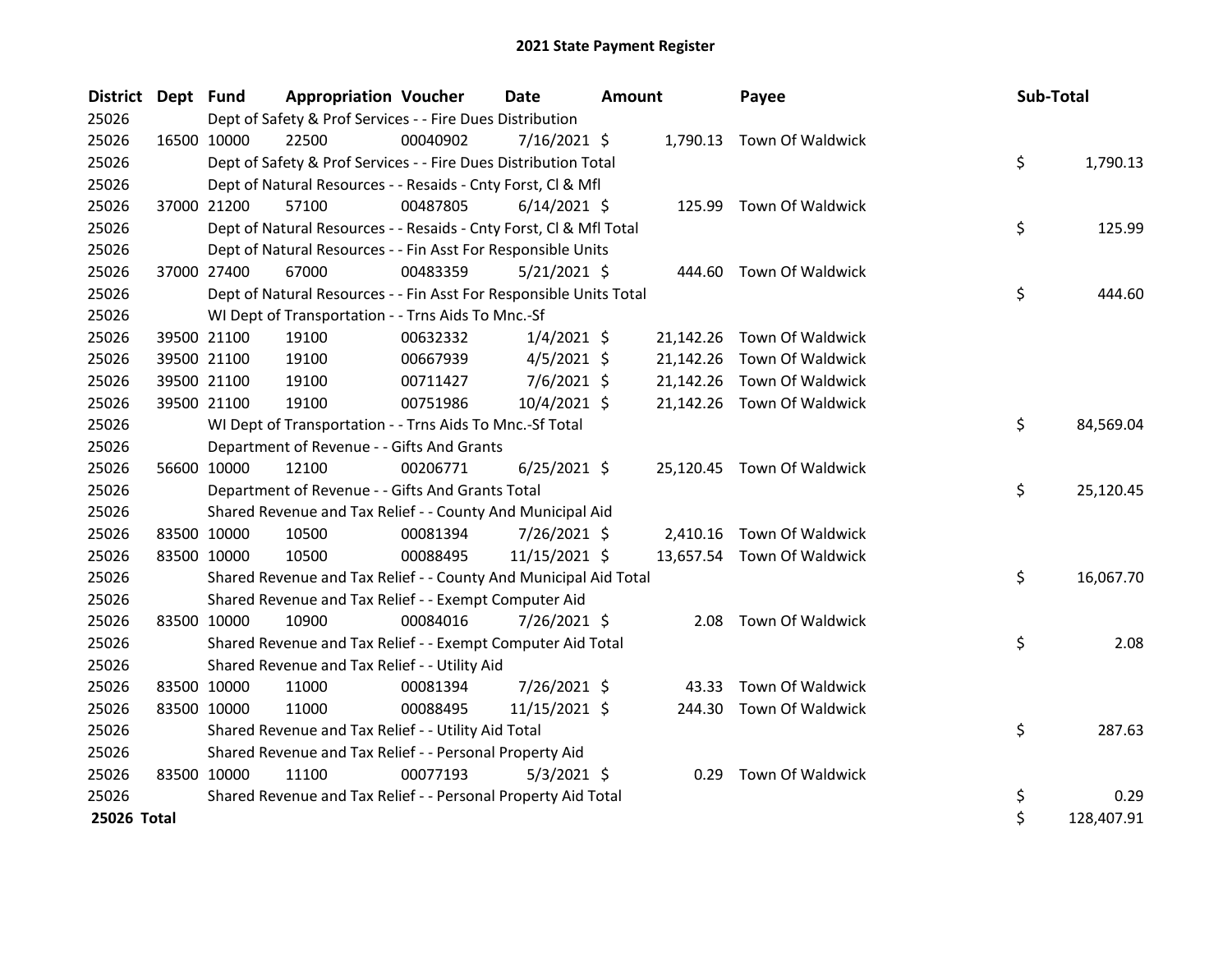# 2021 State Payment Register

| District | Dept | Fund | Appropriation | Voucher | Date | Amount | Payee | Sub-Total |
|---|---|---|---|---|---|---|---|---|
| 25026 | | Dept of Safety & Prof Services - - Fire Dues Distribution | | | | | | |
| 25026 | 16500 | 10000 | 22500 | 00040902 | 7/16/2021 | $ 1,790.13 | Town Of Waldwick | |
| 25026 | | Dept of Safety & Prof Services - - Fire Dues Distribution Total | | | | | | $ 1,790.13 |
| 25026 | | Dept of Natural Resources - - Resaids - Cnty Forst, Cl & Mfl | | | | | | |
| 25026 | 37000 | 21200 | 57100 | 00487805 | 6/14/2021 | $ 125.99 | Town Of Waldwick | |
| 25026 | | Dept of Natural Resources - - Resaids - Cnty Forst, Cl & Mfl Total | | | | | | $ 125.99 |
| 25026 | | Dept of Natural Resources - - Fin Asst For Responsible Units | | | | | | |
| 25026 | 37000 | 27400 | 67000 | 00483359 | 5/21/2021 | $ 444.60 | Town Of Waldwick | |
| 25026 | | Dept of Natural Resources - - Fin Asst For Responsible Units Total | | | | | | $ 444.60 |
| 25026 | | WI Dept of Transportation - - Trns Aids To Mnc.-Sf | | | | | | |
| 25026 | 39500 | 21100 | 19100 | 00632332 | 1/4/2021 | $ 21,142.26 | Town Of Waldwick | |
| 25026 | 39500 | 21100 | 19100 | 00667939 | 4/5/2021 | $ 21,142.26 | Town Of Waldwick | |
| 25026 | 39500 | 21100 | 19100 | 00711427 | 7/6/2021 | $ 21,142.26 | Town Of Waldwick | |
| 25026 | 39500 | 21100 | 19100 | 00751986 | 10/4/2021 | $ 21,142.26 | Town Of Waldwick | |
| 25026 | | WI Dept of Transportation - - Trns Aids To Mnc.-Sf Total | | | | | | $ 84,569.04 |
| 25026 | | Department of Revenue - - Gifts And Grants | | | | | | |
| 25026 | 56600 | 10000 | 12100 | 00206771 | 6/25/2021 | $ 25,120.45 | Town Of Waldwick | |
| 25026 | | Department of Revenue - - Gifts And Grants Total | | | | | | $ 25,120.45 |
| 25026 | | Shared Revenue and Tax Relief - - County And Municipal Aid | | | | | | |
| 25026 | 83500 | 10000 | 10500 | 00081394 | 7/26/2021 | $ 2,410.16 | Town Of Waldwick | |
| 25026 | 83500 | 10000 | 10500 | 00088495 | 11/15/2021 | $ 13,657.54 | Town Of Waldwick | |
| 25026 | | Shared Revenue and Tax Relief - - County And Municipal Aid Total | | | | | | $ 16,067.70 |
| 25026 | | Shared Revenue and Tax Relief - - Exempt Computer Aid | | | | | | |
| 25026 | 83500 | 10000 | 10900 | 00084016 | 7/26/2021 | $ 2.08 | Town Of Waldwick | |
| 25026 | | Shared Revenue and Tax Relief - - Exempt Computer Aid Total | | | | | | $ 2.08 |
| 25026 | | Shared Revenue and Tax Relief - - Utility Aid | | | | | | |
| 25026 | 83500 | 10000 | 11000 | 00081394 | 7/26/2021 | $ 43.33 | Town Of Waldwick | |
| 25026 | 83500 | 10000 | 11000 | 00088495 | 11/15/2021 | $ 244.30 | Town Of Waldwick | |
| 25026 | | Shared Revenue and Tax Relief - - Utility Aid Total | | | | | | $ 287.63 |
| 25026 | | Shared Revenue and Tax Relief - - Personal Property Aid | | | | | | |
| 25026 | 83500 | 10000 | 11100 | 00077193 | 5/3/2021 | $ 0.29 | Town Of Waldwick | |
| 25026 | | Shared Revenue and Tax Relief - - Personal Property Aid Total | | | | | | $ 0.29 |
| **25026 Total** | | | | | | | | $ 128,407.91 |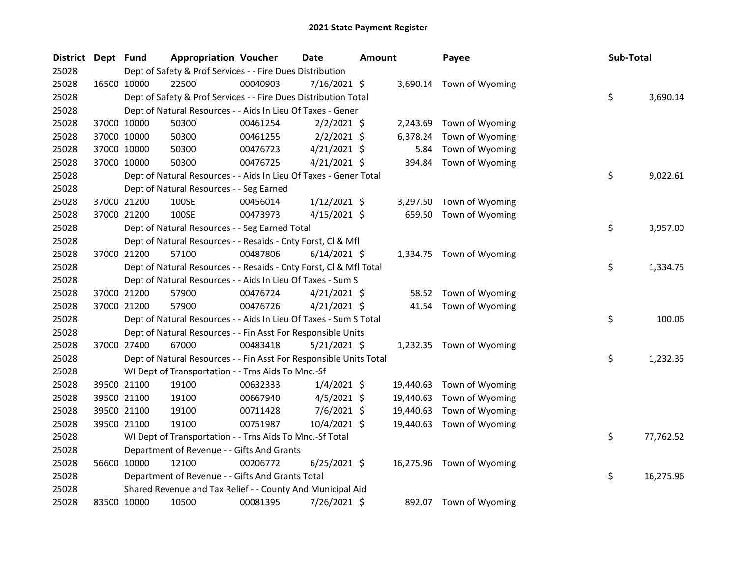# 2021 State Payment Register

| District | Dept | Fund | Appropriation | Voucher | Date | Amount | Payee | Sub-Total |
|---|---|---|---|---|---|---|---|---|
| 25028 | | Dept of Safety & Prof Services - - Fire Dues Distribution | | | | | | |
| 25028 | 16500 | 10000 | 22500 | 00040903 | 7/16/2021 | $ 3,690.14 | Town of Wyoming | |
| 25028 | | Dept of Safety & Prof Services - - Fire Dues Distribution Total | | | | | | $ 3,690.14 |
| 25028 | | Dept of Natural Resources - - Aids In Lieu Of Taxes - Gener | | | | | | |
| 25028 | 37000 | 10000 | 50300 | 00461254 | 2/2/2021 | $ 2,243.69 | Town of Wyoming | |
| 25028 | 37000 | 10000 | 50300 | 00461255 | 2/2/2021 | $ 6,378.24 | Town of Wyoming | |
| 25028 | 37000 | 10000 | 50300 | 00476723 | 4/21/2021 | $ 5.84 | Town of Wyoming | |
| 25028 | 37000 | 10000 | 50300 | 00476725 | 4/21/2021 | $ 394.84 | Town of Wyoming | |
| 25028 | | Dept of Natural Resources - - Aids In Lieu Of Taxes - Gener Total | | | | | | $ 9,022.61 |
| 25028 | | Dept of Natural Resources - - Seg Earned | | | | | | |
| 25028 | 37000 | 21200 | 100SE | 00456014 | 1/12/2021 | $ 3,297.50 | Town of Wyoming | |
| 25028 | 37000 | 21200 | 100SE | 00473973 | 4/15/2021 | $ 659.50 | Town of Wyoming | |
| 25028 | | Dept of Natural Resources - - Seg Earned Total | | | | | | $ 3,957.00 |
| 25028 | | Dept of Natural Resources - - Resaids - Cnty Forst, Cl & Mfl | | | | | | |
| 25028 | 37000 | 21200 | 57100 | 00487806 | 6/14/2021 | $ 1,334.75 | Town of Wyoming | |
| 25028 | | Dept of Natural Resources - - Resaids - Cnty Forst, Cl & Mfl Total | | | | | | $ 1,334.75 |
| 25028 | | Dept of Natural Resources - - Aids In Lieu Of Taxes - Sum S | | | | | | |
| 25028 | 37000 | 21200 | 57900 | 00476724 | 4/21/2021 | $ 58.52 | Town of Wyoming | |
| 25028 | 37000 | 21200 | 57900 | 00476726 | 4/21/2021 | $ 41.54 | Town of Wyoming | |
| 25028 | | Dept of Natural Resources - - Aids In Lieu Of Taxes - Sum S Total | | | | | | $ 100.06 |
| 25028 | | Dept of Natural Resources - - Fin Asst For Responsible Units | | | | | | |
| 25028 | 37000 | 27400 | 67000 | 00483418 | 5/21/2021 | $ 1,232.35 | Town of Wyoming | |
| 25028 | | Dept of Natural Resources - - Fin Asst For Responsible Units Total | | | | | | $ 1,232.35 |
| 25028 | | WI Dept of Transportation - - Trns Aids To Mnc.-Sf | | | | | | |
| 25028 | 39500 | 21100 | 19100 | 00632333 | 1/4/2021 | $ 19,440.63 | Town of Wyoming | |
| 25028 | 39500 | 21100 | 19100 | 00667940 | 4/5/2021 | $ 19,440.63 | Town of Wyoming | |
| 25028 | 39500 | 21100 | 19100 | 00711428 | 7/6/2021 | $ 19,440.63 | Town of Wyoming | |
| 25028 | 39500 | 21100 | 19100 | 00751987 | 10/4/2021 | $ 19,440.63 | Town of Wyoming | |
| 25028 | | WI Dept of Transportation - - Trns Aids To Mnc.-Sf Total | | | | | | $ 77,762.52 |
| 25028 | | Department of Revenue - - Gifts And Grants | | | | | | |
| 25028 | 56600 | 10000 | 12100 | 00206772 | 6/25/2021 | $ 16,275.96 | Town of Wyoming | |
| 25028 | | Department of Revenue - - Gifts And Grants Total | | | | | | $ 16,275.96 |
| 25028 | | Shared Revenue and Tax Relief - - County And Municipal Aid | | | | | | |
| 25028 | 83500 | 10000 | 10500 | 00081395 | 7/26/2021 | $ 892.07 | Town of Wyoming | |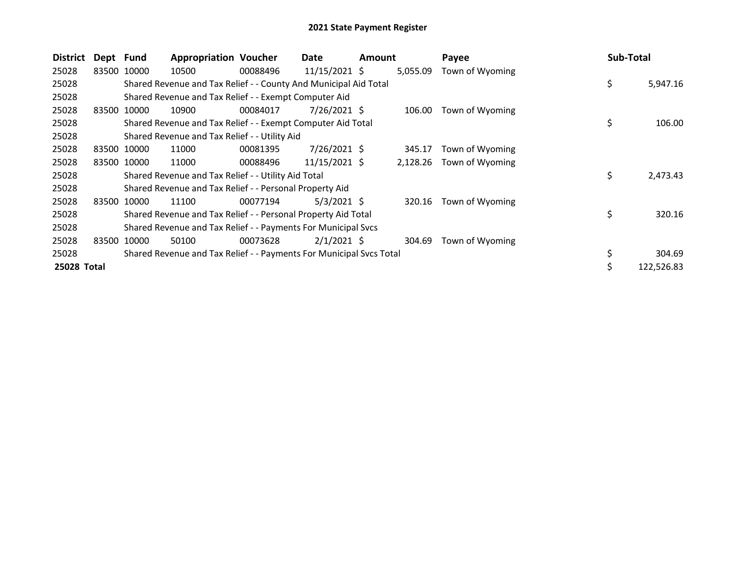# 2021 State Payment Register

| District | Dept | Fund | Appropriation | Voucher | Date | Amount | Payee | Sub-Total |
|---|---|---|---|---|---|---|---|---|
| 25028 | 83500 | 10000 | 10500 | 00088496 | 11/15/2021 | $ 5,055.09 | Town of Wyoming | |
| 25028 | | Shared Revenue and Tax Relief - - County And Municipal Aid Total | | | | | | $ 5,947.16 |
| 25028 | | Shared Revenue and Tax Relief - - Exempt Computer Aid | | | | | | |
| 25028 | 83500 | 10000 | 10900 | 00084017 | 7/26/2021 | $ 106.00 | Town of Wyoming | |
| 25028 | | Shared Revenue and Tax Relief - - Exempt Computer Aid Total | | | | | | $ 106.00 |
| 25028 | | Shared Revenue and Tax Relief - - Utility Aid | | | | | | |
| 25028 | 83500 | 10000 | 11000 | 00081395 | 7/26/2021 | $ 345.17 | Town of Wyoming | |
| 25028 | 83500 | 10000 | 11000 | 00088496 | 11/15/2021 | $ 2,128.26 | Town of Wyoming | |
| 25028 | | Shared Revenue and Tax Relief - - Utility Aid Total | | | | | | $ 2,473.43 |
| 25028 | | Shared Revenue and Tax Relief - - Personal Property Aid | | | | | | |
| 25028 | 83500 | 10000 | 11100 | 00077194 | 5/3/2021 | $ 320.16 | Town of Wyoming | |
| 25028 | | Shared Revenue and Tax Relief - - Personal Property Aid Total | | | | | | $ 320.16 |
| 25028 | | Shared Revenue and Tax Relief - - Payments For Municipal Svcs | | | | | | |
| 25028 | 83500 | 10000 | 50100 | 00073628 | 2/1/2021 | $ 304.69 | Town of Wyoming | |
| 25028 | | Shared Revenue and Tax Relief - - Payments For Municipal Svcs Total | | | | | | $ 304.69 |
| **25028 Total** | | | | | | | | $ 122,526.83 |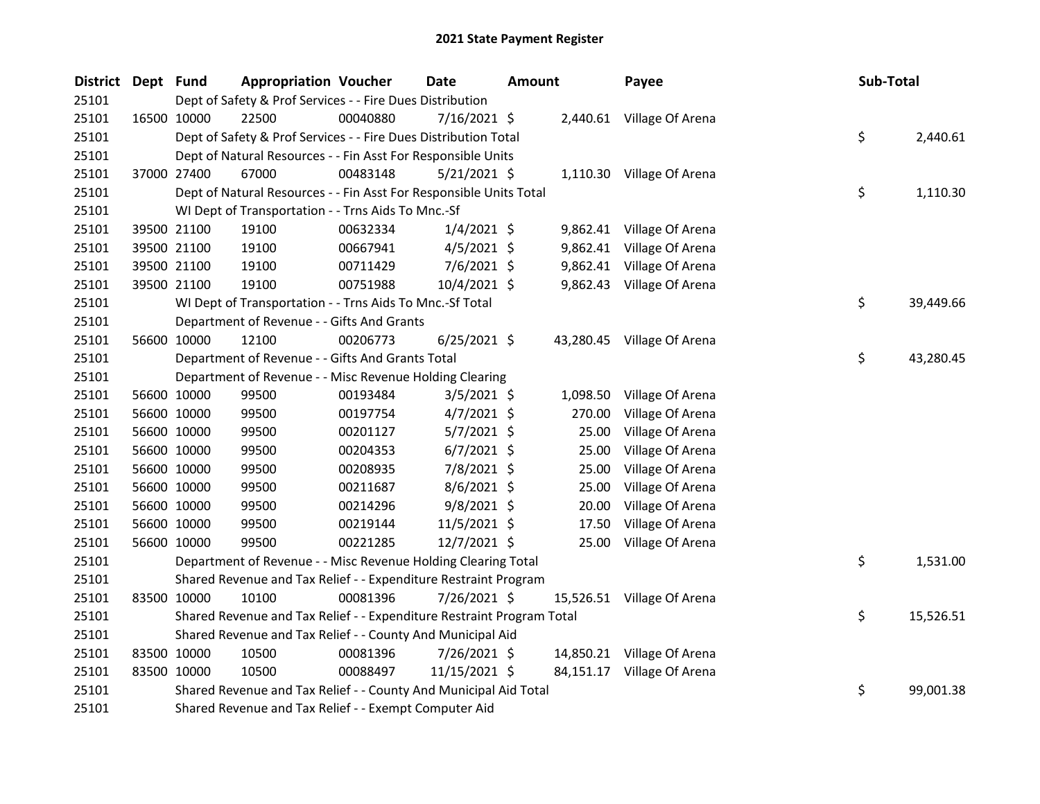# 2021 State Payment Register

| District | Dept | Fund | Appropriation | Voucher | Date | Amount | Payee | Sub-Total |
|---|---|---|---|---|---|---|---|---|
| 25101 | Dept of Safety & Prof Services - - Fire Dues Distribution | | | | | | | |
| 25101 | 16500 | 10000 | 22500 | 00040880 | 7/16/2021 | $ 2,440.61 | Village Of Arena | |
| 25101 | Dept of Safety & Prof Services - - Fire Dues Distribution Total | | | | | | | $ 2,440.61 |
| 25101 | Dept of Natural Resources - - Fin Asst For Responsible Units | | | | | | | |
| 25101 | 37000 | 27400 | 67000 | 00483148 | 5/21/2021 | $ 1,110.30 | Village Of Arena | |
| 25101 | Dept of Natural Resources - - Fin Asst For Responsible Units Total | | | | | | | $ 1,110.30 |
| 25101 | WI Dept of Transportation - - Trns Aids To Mnc.-Sf | | | | | | | |
| 25101 | 39500 | 21100 | 19100 | 00632334 | 1/4/2021 | $ 9,862.41 | Village Of Arena | |
| 25101 | 39500 | 21100 | 19100 | 00667941 | 4/5/2021 | $ 9,862.41 | Village Of Arena | |
| 25101 | 39500 | 21100 | 19100 | 00711429 | 7/6/2021 | $ 9,862.41 | Village Of Arena | |
| 25101 | 39500 | 21100 | 19100 | 00751988 | 10/4/2021 | $ 9,862.43 | Village Of Arena | |
| 25101 | WI Dept of Transportation - - Trns Aids To Mnc.-Sf Total | | | | | | | $ 39,449.66 |
| 25101 | Department of Revenue - - Gifts And Grants | | | | | | | |
| 25101 | 56600 | 10000 | 12100 | 00206773 | 6/25/2021 | $ 43,280.45 | Village Of Arena | |
| 25101 | Department of Revenue - - Gifts And Grants Total | | | | | | | $ 43,280.45 |
| 25101 | Department of Revenue - - Misc Revenue Holding Clearing | | | | | | | |
| 25101 | 56600 | 10000 | 99500 | 00193484 | 3/5/2021 | $ 1,098.50 | Village Of Arena | |
| 25101 | 56600 | 10000 | 99500 | 00197754 | 4/7/2021 | $ 270.00 | Village Of Arena | |
| 25101 | 56600 | 10000 | 99500 | 00201127 | 5/7/2021 | $ 25.00 | Village Of Arena | |
| 25101 | 56600 | 10000 | 99500 | 00204353 | 6/7/2021 | $ 25.00 | Village Of Arena | |
| 25101 | 56600 | 10000 | 99500 | 00208935 | 7/8/2021 | $ 25.00 | Village Of Arena | |
| 25101 | 56600 | 10000 | 99500 | 00211687 | 8/6/2021 | $ 25.00 | Village Of Arena | |
| 25101 | 56600 | 10000 | 99500 | 00214296 | 9/8/2021 | $ 20.00 | Village Of Arena | |
| 25101 | 56600 | 10000 | 99500 | 00219144 | 11/5/2021 | $ 17.50 | Village Of Arena | |
| 25101 | 56600 | 10000 | 99500 | 00221285 | 12/7/2021 | $ 25.00 | Village Of Arena | |
| 25101 | Department of Revenue - - Misc Revenue Holding Clearing Total | | | | | | | $ 1,531.00 |
| 25101 | Shared Revenue and Tax Relief - - Expenditure Restraint Program | | | | | | | |
| 25101 | 83500 | 10000 | 10100 | 00081396 | 7/26/2021 | $ 15,526.51 | Village Of Arena | |
| 25101 | Shared Revenue and Tax Relief - - Expenditure Restraint Program Total | | | | | | | $ 15,526.51 |
| 25101 | Shared Revenue and Tax Relief - - County And Municipal Aid | | | | | | | |
| 25101 | 83500 | 10000 | 10500 | 00081396 | 7/26/2021 | $ 14,850.21 | Village Of Arena | |
| 25101 | 83500 | 10000 | 10500 | 00088497 | 11/15/2021 | $ 84,151.17 | Village Of Arena | |
| 25101 | Shared Revenue and Tax Relief - - County And Municipal Aid Total | | | | | | | $ 99,001.38 |
| 25101 | Shared Revenue and Tax Relief - - Exempt Computer Aid | | | | | | | |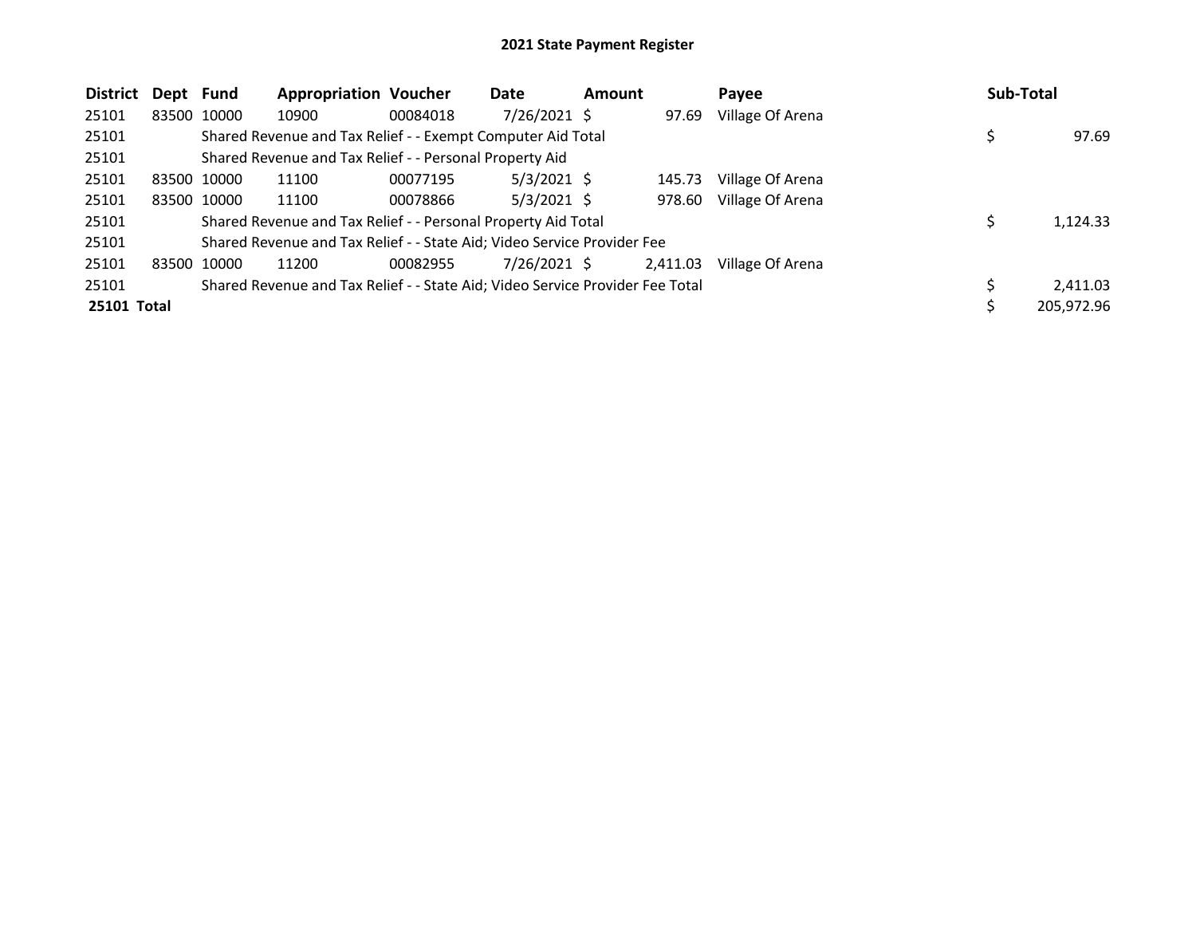# 2021 State Payment Register

| District | Dept | Fund | Appropriation | Voucher | Date | Amount | Payee | Sub-Total |
|---|---|---|---|---|---|---|---|---|
| 25101 | 83500 | 10000 | 10900 | 00084018 | 7/26/2021 | $ 97.69 | Village Of Arena | |
| 25101 | | Shared Revenue and Tax Relief - - Exempt Computer Aid Total | | | | | | $ 97.69 |
| 25101 | | Shared Revenue and Tax Relief - - Personal Property Aid | | | | | | |
| 25101 | 83500 | 10000 | 11100 | 00077195 | 5/3/2021 | $ 145.73 | Village Of Arena | |
| 25101 | 83500 | 10000 | 11100 | 00078866 | 5/3/2021 | $ 978.60 | Village Of Arena | |
| 25101 | | Shared Revenue and Tax Relief - - Personal Property Aid Total | | | | | | $ 1,124.33 |
| 25101 | | Shared Revenue and Tax Relief - - State Aid; Video Service Provider Fee | | | | | | |
| 25101 | 83500 | 10000 | 11200 | 00082955 | 7/26/2021 | $ 2,411.03 | Village Of Arena | |
| 25101 | | Shared Revenue and Tax Relief - - State Aid; Video Service Provider Fee Total | | | | | | $ 2,411.03 |
| **25101 Total** | | | | | | | | $ 205,972.96 |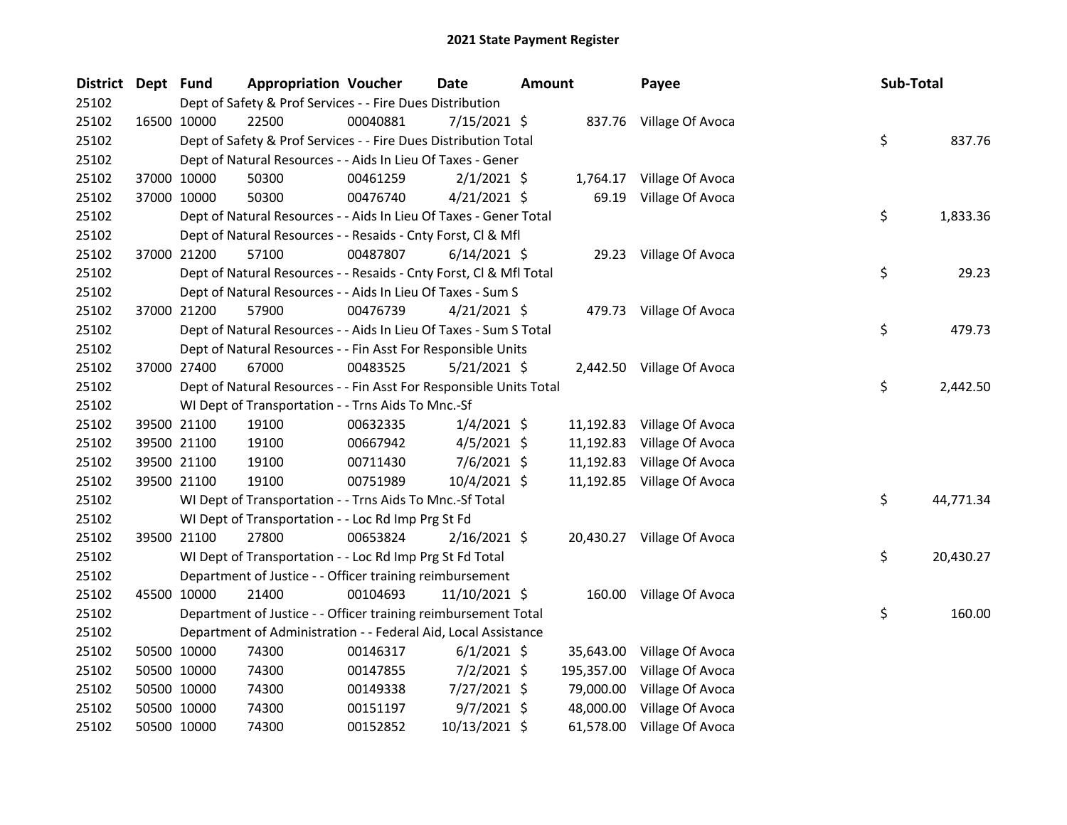# 2021 State Payment Register

| District | Dept | Fund | Appropriation | Voucher | Date | Amount | Payee | Sub-Total |
|---|---|---|---|---|---|---|---|---|
| 25102 | | Dept of Safety & Prof Services - - Fire Dues Distribution | | | | | | |
| 25102 | 16500 | 10000 | 22500 | 00040881 | 7/15/2021 | $ 837.76 | Village Of Avoca | |
| 25102 | | Dept of Safety & Prof Services - - Fire Dues Distribution Total | | | | | | $ 837.76 |
| 25102 | | Dept of Natural Resources - - Aids In Lieu Of Taxes - Gener | | | | | | |
| 25102 | 37000 | 10000 | 50300 | 00461259 | 2/1/2021 | $ 1,764.17 | Village Of Avoca | |
| 25102 | 37000 | 10000 | 50300 | 00476740 | 4/21/2021 | $ 69.19 | Village Of Avoca | |
| 25102 | | Dept of Natural Resources - - Aids In Lieu Of Taxes - Gener Total | | | | | | $ 1,833.36 |
| 25102 | | Dept of Natural Resources - - Resaids - Cnty Forst, Cl & Mfl | | | | | | |
| 25102 | 37000 | 21200 | 57100 | 00487807 | 6/14/2021 | $ 29.23 | Village Of Avoca | |
| 25102 | | Dept of Natural Resources - - Resaids - Cnty Forst, Cl & Mfl Total | | | | | | $ 29.23 |
| 25102 | | Dept of Natural Resources - - Aids In Lieu Of Taxes - Sum S | | | | | | |
| 25102 | 37000 | 21200 | 57900 | 00476739 | 4/21/2021 | $ 479.73 | Village Of Avoca | |
| 25102 | | Dept of Natural Resources - - Aids In Lieu Of Taxes - Sum S Total | | | | | | $ 479.73 |
| 25102 | | Dept of Natural Resources - - Fin Asst For Responsible Units | | | | | | |
| 25102 | 37000 | 27400 | 67000 | 00483525 | 5/21/2021 | $ 2,442.50 | Village Of Avoca | |
| 25102 | | Dept of Natural Resources - - Fin Asst For Responsible Units Total | | | | | | $ 2,442.50 |
| 25102 | | WI Dept of Transportation - - Trns Aids To Mnc.-Sf | | | | | | |
| 25102 | 39500 | 21100 | 19100 | 00632335 | 1/4/2021 | $ 11,192.83 | Village Of Avoca | |
| 25102 | 39500 | 21100 | 19100 | 00667942 | 4/5/2021 | $ 11,192.83 | Village Of Avoca | |
| 25102 | 39500 | 21100 | 19100 | 00711430 | 7/6/2021 | $ 11,192.83 | Village Of Avoca | |
| 25102 | 39500 | 21100 | 19100 | 00751989 | 10/4/2021 | $ 11,192.85 | Village Of Avoca | |
| 25102 | | WI Dept of Transportation - - Trns Aids To Mnc.-Sf Total | | | | | | $ 44,771.34 |
| 25102 | | WI Dept of Transportation - - Loc Rd Imp Prg St Fd | | | | | | |
| 25102 | 39500 | 21100 | 27800 | 00653824 | 2/16/2021 | $ 20,430.27 | Village Of Avoca | |
| 25102 | | WI Dept of Transportation - - Loc Rd Imp Prg St Fd Total | | | | | | $ 20,430.27 |
| 25102 | | Department of Justice - - Officer training reimbursement | | | | | | |
| 25102 | 45500 | 10000 | 21400 | 00104693 | 11/10/2021 | $ 160.00 | Village Of Avoca | |
| 25102 | | Department of Justice - - Officer training reimbursement Total | | | | | | $ 160.00 |
| 25102 | | Department of Administration - - Federal Aid, Local Assistance | | | | | | |
| 25102 | 50500 | 10000 | 74300 | 00146317 | 6/1/2021 | $ 35,643.00 | Village Of Avoca | |
| 25102 | 50500 | 10000 | 74300 | 00147855 | 7/2/2021 | $ 195,357.00 | Village Of Avoca | |
| 25102 | 50500 | 10000 | 74300 | 00149338 | 7/27/2021 | $ 79,000.00 | Village Of Avoca | |
| 25102 | 50500 | 10000 | 74300 | 00151197 | 9/7/2021 | $ 48,000.00 | Village Of Avoca | |
| 25102 | 50500 | 10000 | 74300 | 00152852 | 10/13/2021 | $ 61,578.00 | Village Of Avoca | |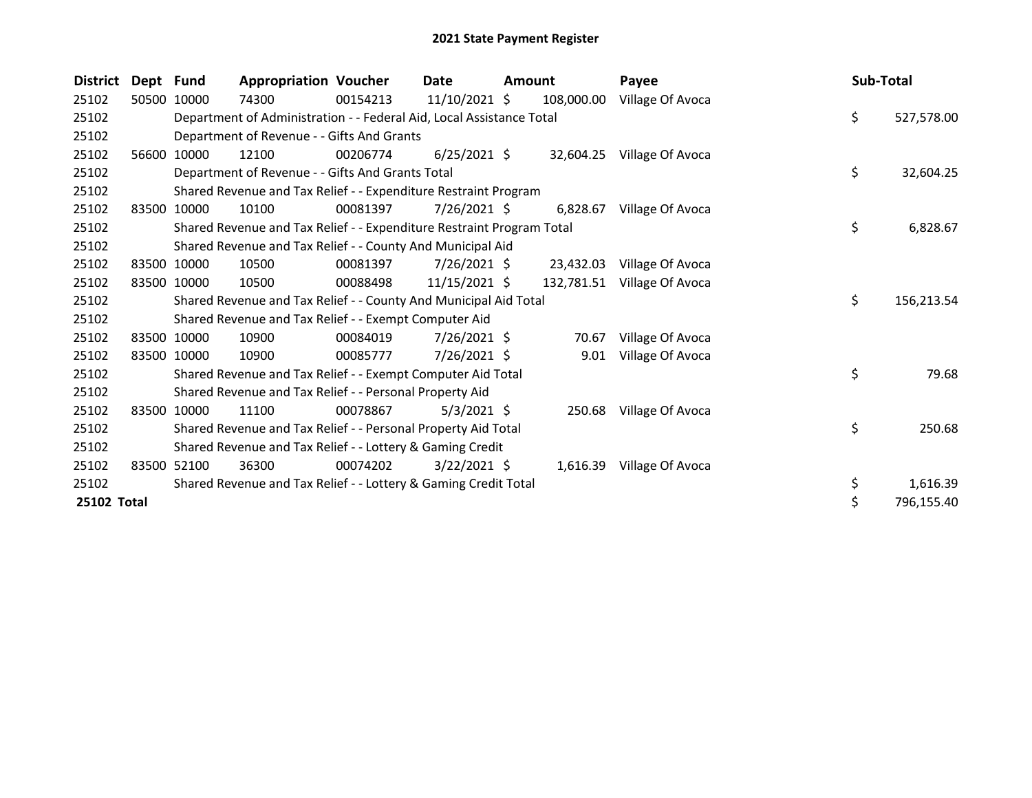# 2021 State Payment Register

| District | Dept | Fund | Appropriation | Voucher | Date | Amount | Payee | Sub-Total |
|---|---|---|---|---|---|---|---|---|
| 25102 | 50500 | 10000 | 74300 | 00154213 | 11/10/2021 | $ 108,000.00 | Village Of Avoca | |
| 25102 | | Department of Administration - - Federal Aid, Local Assistance Total | | | | | | $ 527,578.00 |
| 25102 | | Department of Revenue - - Gifts And Grants | | | | | | |
| 25102 | 56600 | 10000 | 12100 | 00206774 | 6/25/2021 | $ 32,604.25 | Village Of Avoca | |
| 25102 | | Department of Revenue - - Gifts And Grants Total | | | | | | $ 32,604.25 |
| 25102 | | Shared Revenue and Tax Relief - - Expenditure Restraint Program | | | | | | |
| 25102 | 83500 | 10000 | 10100 | 00081397 | 7/26/2021 | $ 6,828.67 | Village Of Avoca | |
| 25102 | | Shared Revenue and Tax Relief - - Expenditure Restraint Program Total | | | | | | $ 6,828.67 |
| 25102 | | Shared Revenue and Tax Relief - - County And Municipal Aid | | | | | | |
| 25102 | 83500 | 10000 | 10500 | 00081397 | 7/26/2021 | $ 23,432.03 | Village Of Avoca | |
| 25102 | 83500 | 10000 | 10500 | 00088498 | 11/15/2021 | $ 132,781.51 | Village Of Avoca | |
| 25102 | | Shared Revenue and Tax Relief - - County And Municipal Aid Total | | | | | | $ 156,213.54 |
| 25102 | | Shared Revenue and Tax Relief - - Exempt Computer Aid | | | | | | |
| 25102 | 83500 | 10000 | 10900 | 00084019 | 7/26/2021 | $ 70.67 | Village Of Avoca | |
| 25102 | 83500 | 10000 | 10900 | 00085777 | 7/26/2021 | $ 9.01 | Village Of Avoca | |
| 25102 | | Shared Revenue and Tax Relief - - Exempt Computer Aid Total | | | | | | $ 79.68 |
| 25102 | | Shared Revenue and Tax Relief - - Personal Property Aid | | | | | | |
| 25102 | 83500 | 10000 | 11100 | 00078867 | 5/3/2021 | $ 250.68 | Village Of Avoca | |
| 25102 | | Shared Revenue and Tax Relief - - Personal Property Aid Total | | | | | | $ 250.68 |
| 25102 | | Shared Revenue and Tax Relief - - Lottery & Gaming Credit | | | | | | |
| 25102 | 83500 | 52100 | 36300 | 00074202 | 3/22/2021 | $ 1,616.39 | Village Of Avoca | |
| 25102 | | Shared Revenue and Tax Relief - - Lottery & Gaming Credit Total | | | | | | $ 1,616.39 |
| **25102 Total** | | | | | | | | $ 796,155.40 |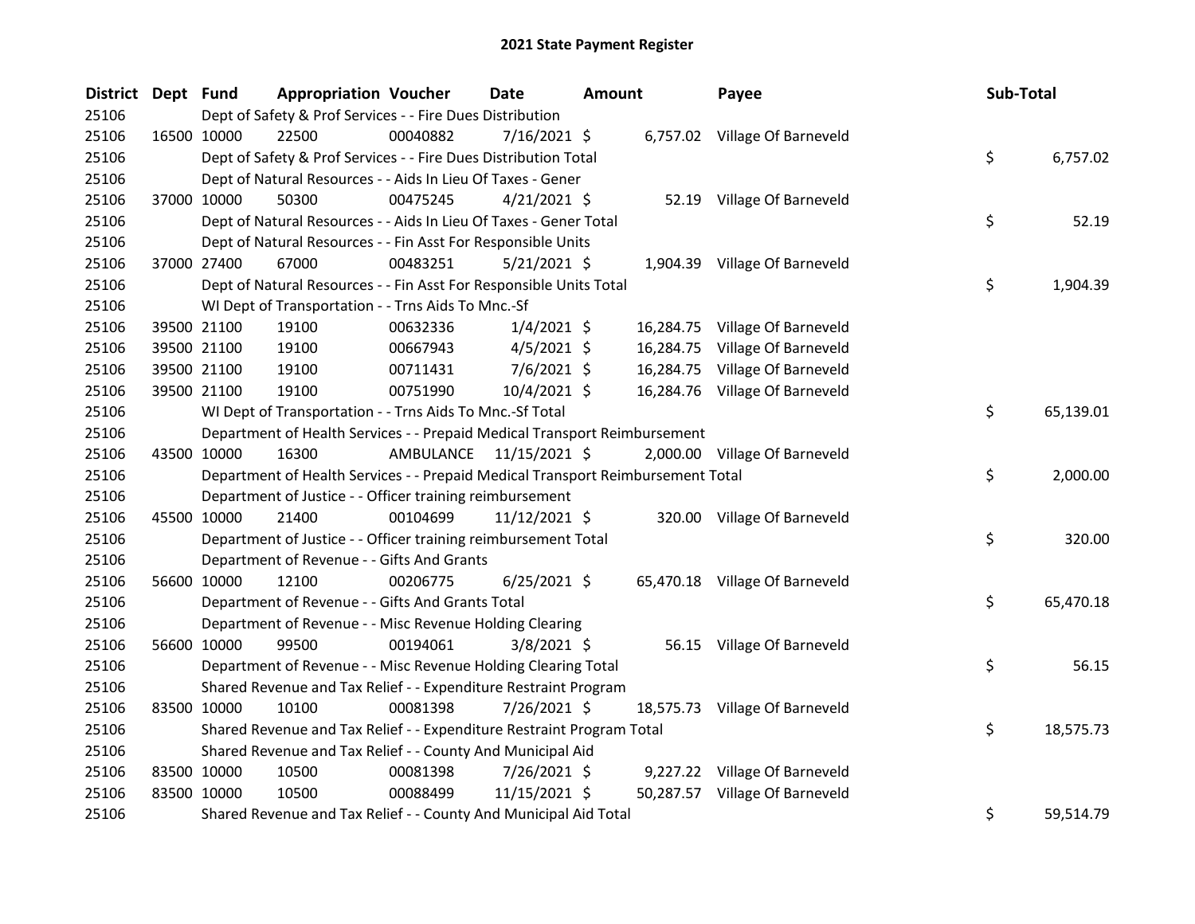# 2021 State Payment Register

| District | Dept | Fund | Appropriation | Voucher | Date | Amount | Payee | Sub-Total |
|---|---|---|---|---|---|---|---|---|
| 25106 | | Dept of Safety & Prof Services - - Fire Dues Distribution | | | | | | |
| 25106 | 16500 | 10000 | 22500 | 00040882 | 7/16/2021 | $ 6,757.02 | Village Of Barneveld | |
| 25106 | | Dept of Safety & Prof Services - - Fire Dues Distribution Total | | | | | | $ 6,757.02 |
| 25106 | | Dept of Natural Resources - - Aids In Lieu Of Taxes - Gener | | | | | | |
| 25106 | 37000 | 10000 | 50300 | 00475245 | 4/21/2021 | $ 52.19 | Village Of Barneveld | |
| 25106 | | Dept of Natural Resources - - Aids In Lieu Of Taxes - Gener Total | | | | | | $ 52.19 |
| 25106 | | Dept of Natural Resources - - Fin Asst For Responsible Units | | | | | | |
| 25106 | 37000 | 27400 | 67000 | 00483251 | 5/21/2021 | $ 1,904.39 | Village Of Barneveld | |
| 25106 | | Dept of Natural Resources - - Fin Asst For Responsible Units Total | | | | | | $ 1,904.39 |
| 25106 | | WI Dept of Transportation - - Trns Aids To Mnc.-Sf | | | | | | |
| 25106 | 39500 | 21100 | 19100 | 00632336 | 1/4/2021 | $ 16,284.75 | Village Of Barneveld | |
| 25106 | 39500 | 21100 | 19100 | 00667943 | 4/5/2021 | $ 16,284.75 | Village Of Barneveld | |
| 25106 | 39500 | 21100 | 19100 | 00711431 | 7/6/2021 | $ 16,284.75 | Village Of Barneveld | |
| 25106 | 39500 | 21100 | 19100 | 00751990 | 10/4/2021 | $ 16,284.76 | Village Of Barneveld | |
| 25106 | | WI Dept of Transportation - - Trns Aids To Mnc.-Sf Total | | | | | | $ 65,139.01 |
| 25106 | | Department of Health Services - - Prepaid Medical Transport Reimbursement | | | | | | |
| 25106 | 43500 | 10000 | 16300 | AMBULANCE | 11/15/2021 | $ 2,000.00 | Village Of Barneveld | |
| 25106 | | Department of Health Services - - Prepaid Medical Transport Reimbursement Total | | | | | | $ 2,000.00 |
| 25106 | | Department of Justice - - Officer training reimbursement | | | | | | |
| 25106 | 45500 | 10000 | 21400 | 00104699 | 11/12/2021 | $ 320.00 | Village Of Barneveld | |
| 25106 | | Department of Justice - - Officer training reimbursement Total | | | | | | $ 320.00 |
| 25106 | | Department of Revenue - - Gifts And Grants | | | | | | |
| 25106 | 56600 | 10000 | 12100 | 00206775 | 6/25/2021 | $ 65,470.18 | Village Of Barneveld | |
| 25106 | | Department of Revenue - - Gifts And Grants Total | | | | | | $ 65,470.18 |
| 25106 | | Department of Revenue - - Misc Revenue Holding Clearing | | | | | | |
| 25106 | 56600 | 10000 | 99500 | 00194061 | 3/8/2021 | $ 56.15 | Village Of Barneveld | |
| 25106 | | Department of Revenue - - Misc Revenue Holding Clearing Total | | | | | | $ 56.15 |
| 25106 | | Shared Revenue and Tax Relief - - Expenditure Restraint Program | | | | | | |
| 25106 | 83500 | 10000 | 10100 | 00081398 | 7/26/2021 | $ 18,575.73 | Village Of Barneveld | |
| 25106 | | Shared Revenue and Tax Relief - - Expenditure Restraint Program Total | | | | | | $ 18,575.73 |
| 25106 | | Shared Revenue and Tax Relief - - County And Municipal Aid | | | | | | |
| 25106 | 83500 | 10000 | 10500 | 00081398 | 7/26/2021 | $ 9,227.22 | Village Of Barneveld | |
| 25106 | 83500 | 10000 | 10500 | 00088499 | 11/15/2021 | $ 50,287.57 | Village Of Barneveld | |
| 25106 | | Shared Revenue and Tax Relief - - County And Municipal Aid Total | | | | | | $ 59,514.79 |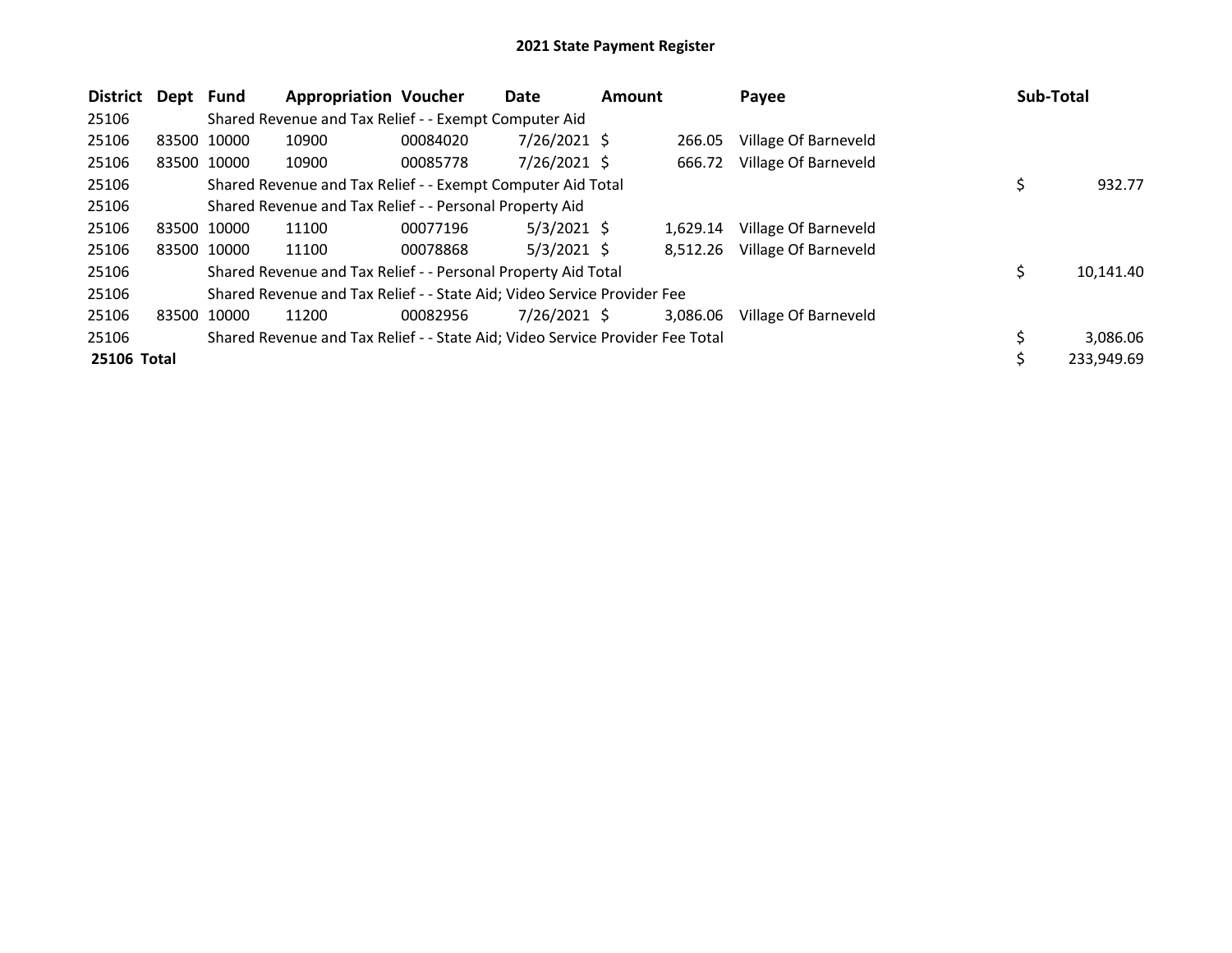# 2021 State Payment Register

| District | Dept | Fund | Appropriation | Voucher | Date | Amount | Payee | Sub-Total |
|---|---|---|---|---|---|---|---|---|
| 25106 | | Shared Revenue and Tax Relief - - Exempt Computer Aid | | | | | | |
| 25106 | 83500 | 10000 | 10900 | 00084020 | 7/26/2021 | $ 266.05 | Village Of Barneveld | |
| 25106 | 83500 | 10000 | 10900 | 00085778 | 7/26/2021 | $ 666.72 | Village Of Barneveld | |
| 25106 | | Shared Revenue and Tax Relief - - Exempt Computer Aid Total | | | | | | $ 932.77 |
| 25106 | | Shared Revenue and Tax Relief - - Personal Property Aid | | | | | | |
| 25106 | 83500 | 10000 | 11100 | 00077196 | 5/3/2021 | $ 1,629.14 | Village Of Barneveld | |
| 25106 | 83500 | 10000 | 11100 | 00078868 | 5/3/2021 | $ 8,512.26 | Village Of Barneveld | |
| 25106 | | Shared Revenue and Tax Relief - - Personal Property Aid Total | | | | | | $ 10,141.40 |
| 25106 | | Shared Revenue and Tax Relief - - State Aid; Video Service Provider Fee | | | | | | |
| 25106 | 83500 | 10000 | 11200 | 00082956 | 7/26/2021 | $ 3,086.06 | Village Of Barneveld | |
| 25106 | | Shared Revenue and Tax Relief - - State Aid; Video Service Provider Fee Total | | | | | | $ 3,086.06 |
| **25106 Total** | | | | | | | | $ 233,949.69 |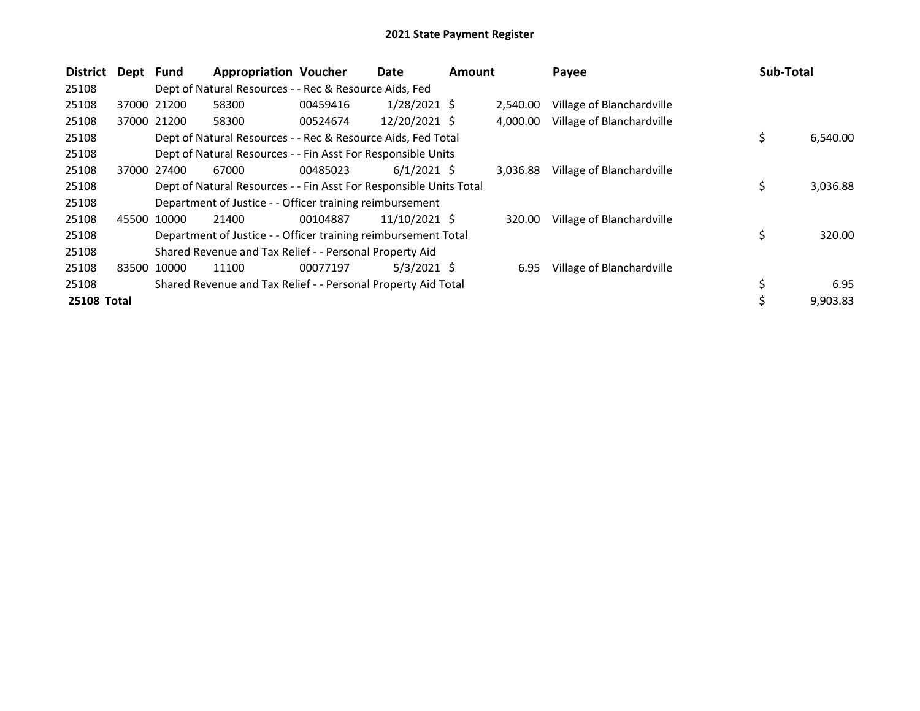# 2021 State Payment Register

| District | Dept | Fund | Appropriation | Voucher | Date | Amount | Payee | Sub-Total |
|---|---|---|---|---|---|---|---|---|
| 25108 | | Dept of Natural Resources - - Rec & Resource Aids, Fed | | | | | | |
| 25108 | 37000 | 21200 | 58300 | 00459416 | 1/28/2021 | $ 2,540.00 | Village of Blanchardville | |
| 25108 | 37000 | 21200 | 58300 | 00524674 | 12/20/2021 | $ 4,000.00 | Village of Blanchardville | |
| 25108 | | Dept of Natural Resources - - Rec & Resource Aids, Fed Total | | | | | | $ 6,540.00 |
| 25108 | | Dept of Natural Resources - - Fin Asst For Responsible Units | | | | | | |
| 25108 | 37000 | 27400 | 67000 | 00485023 | 6/1/2021 | $ 3,036.88 | Village of Blanchardville | |
| 25108 | | Dept of Natural Resources - - Fin Asst For Responsible Units Total | | | | | | $ 3,036.88 |
| 25108 | | Department of Justice - - Officer training reimbursement | | | | | | |
| 25108 | 45500 | 10000 | 21400 | 00104887 | 11/10/2021 | $ 320.00 | Village of Blanchardville | |
| 25108 | | Department of Justice - - Officer training reimbursement Total | | | | | | $ 320.00 |
| 25108 | | Shared Revenue and Tax Relief - - Personal Property Aid | | | | | | |
| 25108 | 83500 | 10000 | 11100 | 00077197 | 5/3/2021 | $ 6.95 | Village of Blanchardville | |
| 25108 | | Shared Revenue and Tax Relief - - Personal Property Aid Total | | | | | | $ 6.95 |
| **25108 Total** | | | | | | | | $ 9,903.83 |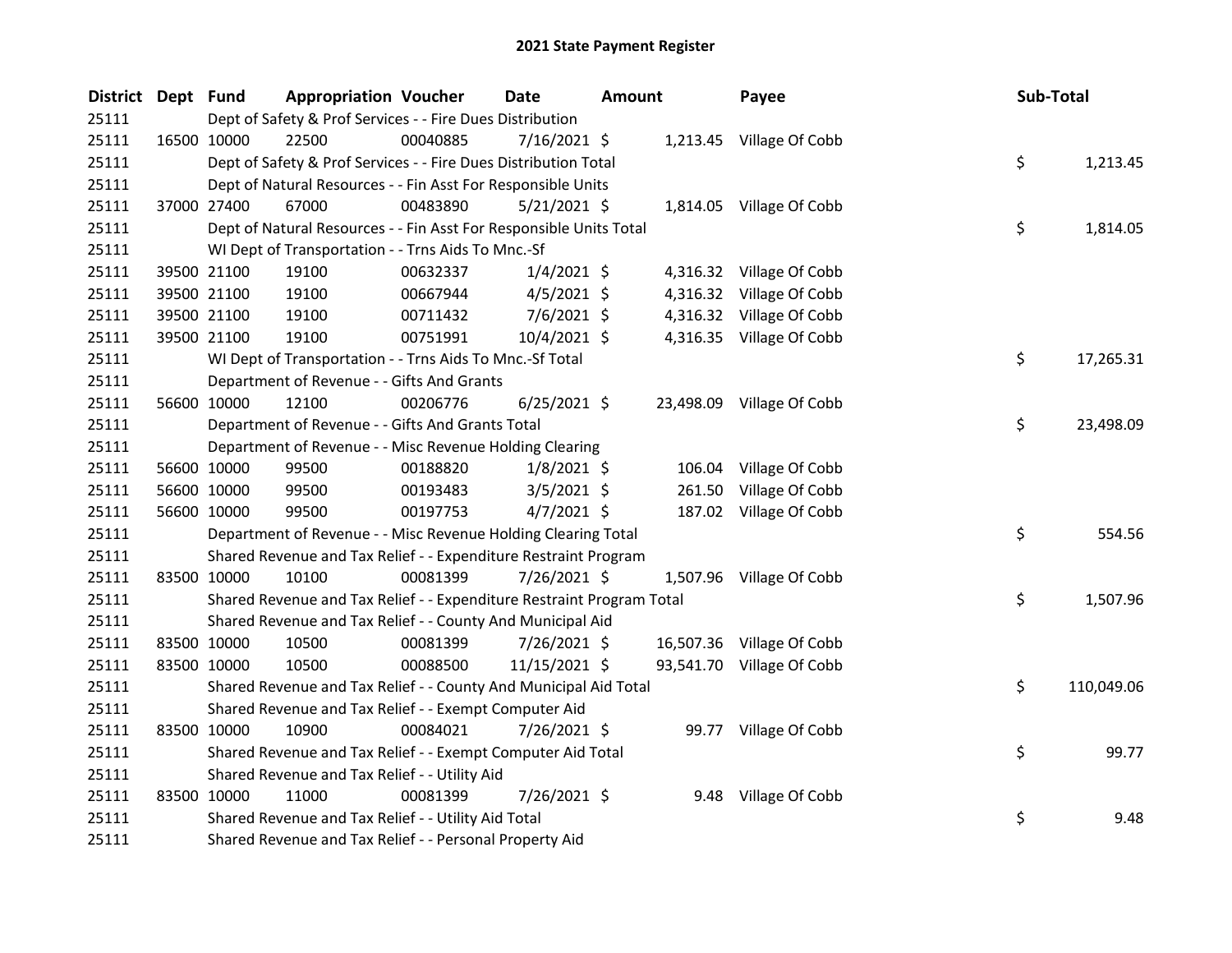# 2021 State Payment Register

| District | Dept | Fund | Appropriation | Voucher | Date | Amount | Payee | Sub-Total |
|---|---|---|---|---|---|---|---|---|
| 25111 | | | Dept of Safety & Prof Services - - Fire Dues Distribution | | | | | |
| 25111 | 16500 | 10000 | 22500 | 00040885 | 7/16/2021 | $ 1,213.45 | Village Of Cobb | |
| 25111 | | | Dept of Safety & Prof Services - - Fire Dues Distribution Total | | | | | $ 1,213.45 |
| 25111 | | | Dept of Natural Resources - - Fin Asst For Responsible Units | | | | | |
| 25111 | 37000 | 27400 | 67000 | 00483890 | 5/21/2021 | $ 1,814.05 | Village Of Cobb | |
| 25111 | | | Dept of Natural Resources - - Fin Asst For Responsible Units Total | | | | | $ 1,814.05 |
| 25111 | | | WI Dept of Transportation - - Trns Aids To Mnc.-Sf | | | | | |
| 25111 | 39500 | 21100 | 19100 | 00632337 | 1/4/2021 | $ 4,316.32 | Village Of Cobb | |
| 25111 | 39500 | 21100 | 19100 | 00667944 | 4/5/2021 | $ 4,316.32 | Village Of Cobb | |
| 25111 | 39500 | 21100 | 19100 | 00711432 | 7/6/2021 | $ 4,316.32 | Village Of Cobb | |
| 25111 | 39500 | 21100 | 19100 | 00751991 | 10/4/2021 | $ 4,316.35 | Village Of Cobb | |
| 25111 | | | WI Dept of Transportation - - Trns Aids To Mnc.-Sf Total | | | | | $ 17,265.31 |
| 25111 | | | Department of Revenue - - Gifts And Grants | | | | | |
| 25111 | 56600 | 10000 | 12100 | 00206776 | 6/25/2021 | $ 23,498.09 | Village Of Cobb | |
| 25111 | | | Department of Revenue - - Gifts And Grants Total | | | | | $ 23,498.09 |
| 25111 | | | Department of Revenue - - Misc Revenue Holding Clearing | | | | | |
| 25111 | 56600 | 10000 | 99500 | 00188820 | 1/8/2021 | $ 106.04 | Village Of Cobb | |
| 25111 | 56600 | 10000 | 99500 | 00193483 | 3/5/2021 | $ 261.50 | Village Of Cobb | |
| 25111 | 56600 | 10000 | 99500 | 00197753 | 4/7/2021 | $ 187.02 | Village Of Cobb | |
| 25111 | | | Department of Revenue - - Misc Revenue Holding Clearing Total | | | | | $ 554.56 |
| 25111 | | | Shared Revenue and Tax Relief - - Expenditure Restraint Program | | | | | |
| 25111 | 83500 | 10000 | 10100 | 00081399 | 7/26/2021 | $ 1,507.96 | Village Of Cobb | |
| 25111 | | | Shared Revenue and Tax Relief - - Expenditure Restraint Program Total | | | | | $ 1,507.96 |
| 25111 | | | Shared Revenue and Tax Relief - - County And Municipal Aid | | | | | |
| 25111 | 83500 | 10000 | 10500 | 00081399 | 7/26/2021 | $ 16,507.36 | Village Of Cobb | |
| 25111 | 83500 | 10000 | 10500 | 00088500 | 11/15/2021 | $ 93,541.70 | Village Of Cobb | |
| 25111 | | | Shared Revenue and Tax Relief - - County And Municipal Aid Total | | | | | $ 110,049.06 |
| 25111 | | | Shared Revenue and Tax Relief - - Exempt Computer Aid | | | | | |
| 25111 | 83500 | 10000 | 10900 | 00084021 | 7/26/2021 | $ 99.77 | Village Of Cobb | |
| 25111 | | | Shared Revenue and Tax Relief - - Exempt Computer Aid Total | | | | | $ 99.77 |
| 25111 | | | Shared Revenue and Tax Relief - - Utility Aid | | | | | |
| 25111 | 83500 | 10000 | 11000 | 00081399 | 7/26/2021 | $ 9.48 | Village Of Cobb | |
| 25111 | | | Shared Revenue and Tax Relief - - Utility Aid Total | | | | | $ 9.48 |
| 25111 | | | Shared Revenue and Tax Relief - - Personal Property Aid | | | | | |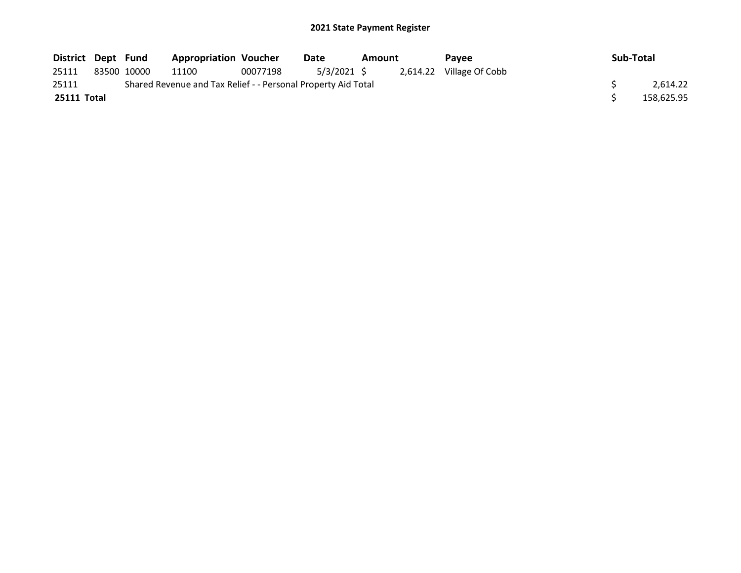## 2021 State Payment Register

| District | Dept | Fund | Appropriation | Voucher | Date | Amount | Payee | Sub-Total |
|---|---|---|---|---|---|---|---|---|
| 25111 | 83500 | 10000 | 11100 | 00077198 | 5/3/2021 | $ 2,614.22 | Village Of Cobb | |
| 25111 | | Shared Revenue and Tax Relief - - Personal Property Aid Total | | | | | | $ 2,614.22 |
| **25111 Total** | | | | | | | | $ 158,625.95 |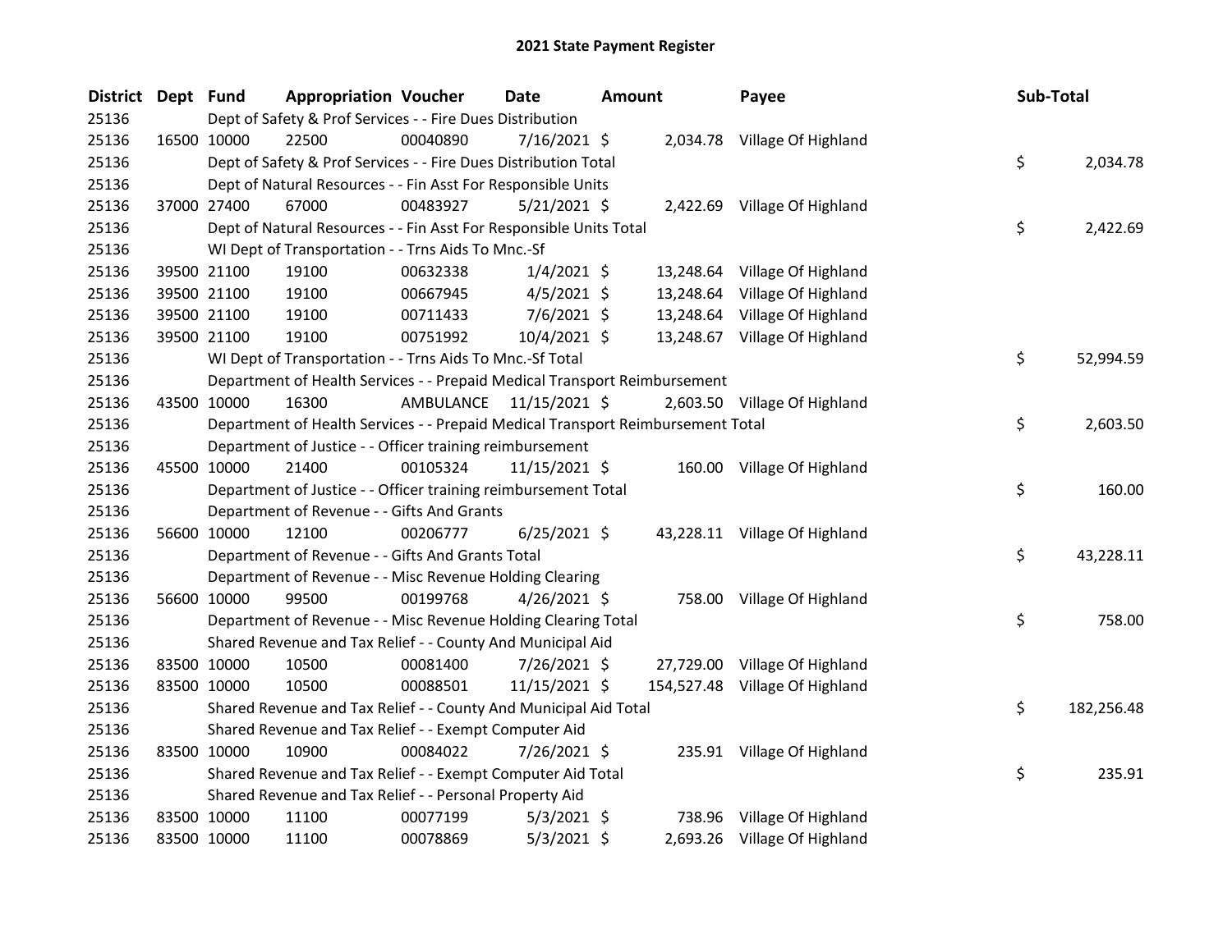# 2021 State Payment Register

| District | Dept | Fund | Appropriation | Voucher | Date | Amount | Payee | Sub-Total |
|---|---|---|---|---|---|---|---|---|
| 25136 | | | Dept of Safety & Prof Services - - Fire Dues Distribution | | | | | |
| 25136 | 16500 | 10000 | 22500 | 00040890 | 7/16/2021 | $ 2,034.78 | Village Of Highland | |
| 25136 | | | Dept of Safety & Prof Services - - Fire Dues Distribution Total | | | | | $ 2,034.78 |
| 25136 | | | Dept of Natural Resources - - Fin Asst For Responsible Units | | | | | |
| 25136 | 37000 | 27400 | 67000 | 00483927 | 5/21/2021 | $ 2,422.69 | Village Of Highland | |
| 25136 | | | Dept of Natural Resources - - Fin Asst For Responsible Units Total | | | | | $ 2,422.69 |
| 25136 | | | WI Dept of Transportation - - Trns Aids To Mnc.-Sf | | | | | |
| 25136 | 39500 | 21100 | 19100 | 00632338 | 1/4/2021 | $ 13,248.64 | Village Of Highland | |
| 25136 | 39500 | 21100 | 19100 | 00667945 | 4/5/2021 | $ 13,248.64 | Village Of Highland | |
| 25136 | 39500 | 21100 | 19100 | 00711433 | 7/6/2021 | $ 13,248.64 | Village Of Highland | |
| 25136 | 39500 | 21100 | 19100 | 00751992 | 10/4/2021 | $ 13,248.67 | Village Of Highland | |
| 25136 | | | WI Dept of Transportation - - Trns Aids To Mnc.-Sf Total | | | | | $ 52,994.59 |
| 25136 | | | Department of Health Services - - Prepaid Medical Transport Reimbursement | | | | | |
| 25136 | 43500 | 10000 | 16300 | AMBULANCE | 11/15/2021 | $ 2,603.50 | Village Of Highland | |
| 25136 | | | Department of Health Services - - Prepaid Medical Transport Reimbursement Total | | | | | $ 2,603.50 |
| 25136 | | | Department of Justice - - Officer training reimbursement | | | | | |
| 25136 | 45500 | 10000 | 21400 | 00105324 | 11/15/2021 | $ 160.00 | Village Of Highland | |
| 25136 | | | Department of Justice - - Officer training reimbursement Total | | | | | $ 160.00 |
| 25136 | | | Department of Revenue - - Gifts And Grants | | | | | |
| 25136 | 56600 | 10000 | 12100 | 00206777 | 6/25/2021 | $ 43,228.11 | Village Of Highland | |
| 25136 | | | Department of Revenue - - Gifts And Grants Total | | | | | $ 43,228.11 |
| 25136 | | | Department of Revenue - - Misc Revenue Holding Clearing | | | | | |
| 25136 | 56600 | 10000 | 99500 | 00199768 | 4/26/2021 | $ 758.00 | Village Of Highland | |
| 25136 | | | Department of Revenue - - Misc Revenue Holding Clearing Total | | | | | $ 758.00 |
| 25136 | | | Shared Revenue and Tax Relief - - County And Municipal Aid | | | | | |
| 25136 | 83500 | 10000 | 10500 | 00081400 | 7/26/2021 | $ 27,729.00 | Village Of Highland | |
| 25136 | 83500 | 10000 | 10500 | 00088501 | 11/15/2021 | $ 154,527.48 | Village Of Highland | |
| 25136 | | | Shared Revenue and Tax Relief - - County And Municipal Aid Total | | | | | $ 182,256.48 |
| 25136 | | | Shared Revenue and Tax Relief - - Exempt Computer Aid | | | | | |
| 25136 | 83500 | 10000 | 10900 | 00084022 | 7/26/2021 | $ 235.91 | Village Of Highland | |
| 25136 | | | Shared Revenue and Tax Relief - - Exempt Computer Aid Total | | | | | $ 235.91 |
| 25136 | | | Shared Revenue and Tax Relief - - Personal Property Aid | | | | | |
| 25136 | 83500 | 10000 | 11100 | 00077199 | 5/3/2021 | $ 738.96 | Village Of Highland | |
| 25136 | 83500 | 10000 | 11100 | 00078869 | 5/3/2021 | $ 2,693.26 | Village Of Highland | |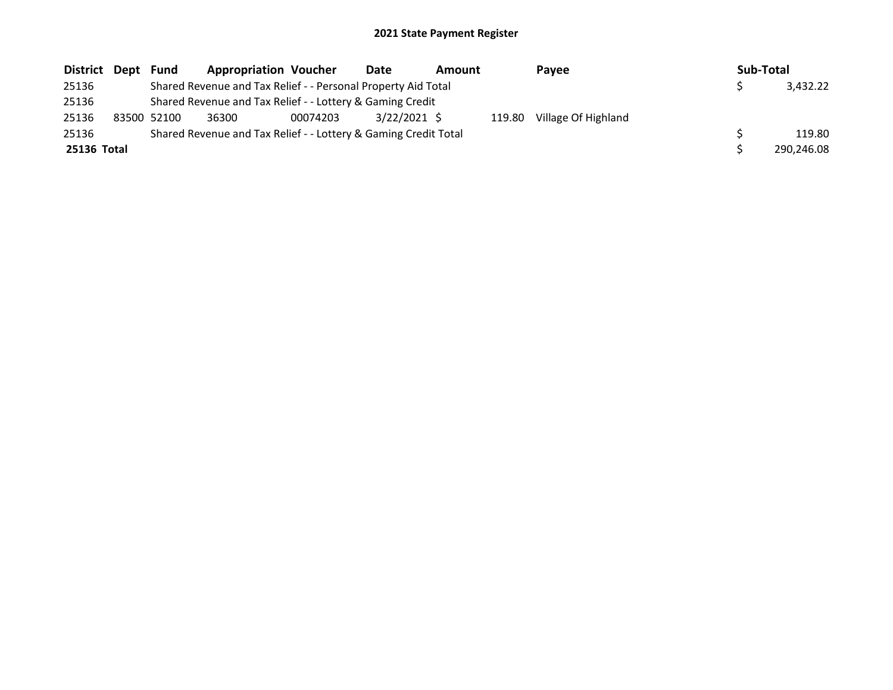# 2021 State Payment Register

| District | Dept | Fund | Appropriation | Voucher | Date | Amount | Payee | Sub-Total |
|---|---|---|---|---|---|---|---|---|
| 25136 | | Shared Revenue and Tax Relief - - Personal Property Aid Total | | | | | | $ 3,432.22 |
| 25136 | | Shared Revenue and Tax Relief - - Lottery & Gaming Credit | | | | | | |
| 25136 | 83500 | 52100 | 36300 | 00074203 | 3/22/2021 | $ 119.80 | Village Of Highland | |
| 25136 | | Shared Revenue and Tax Relief - - Lottery & Gaming Credit Total | | | | | | $ 119.80 |
| **25136 Total** | | | | | | | | $ 290,246.08 |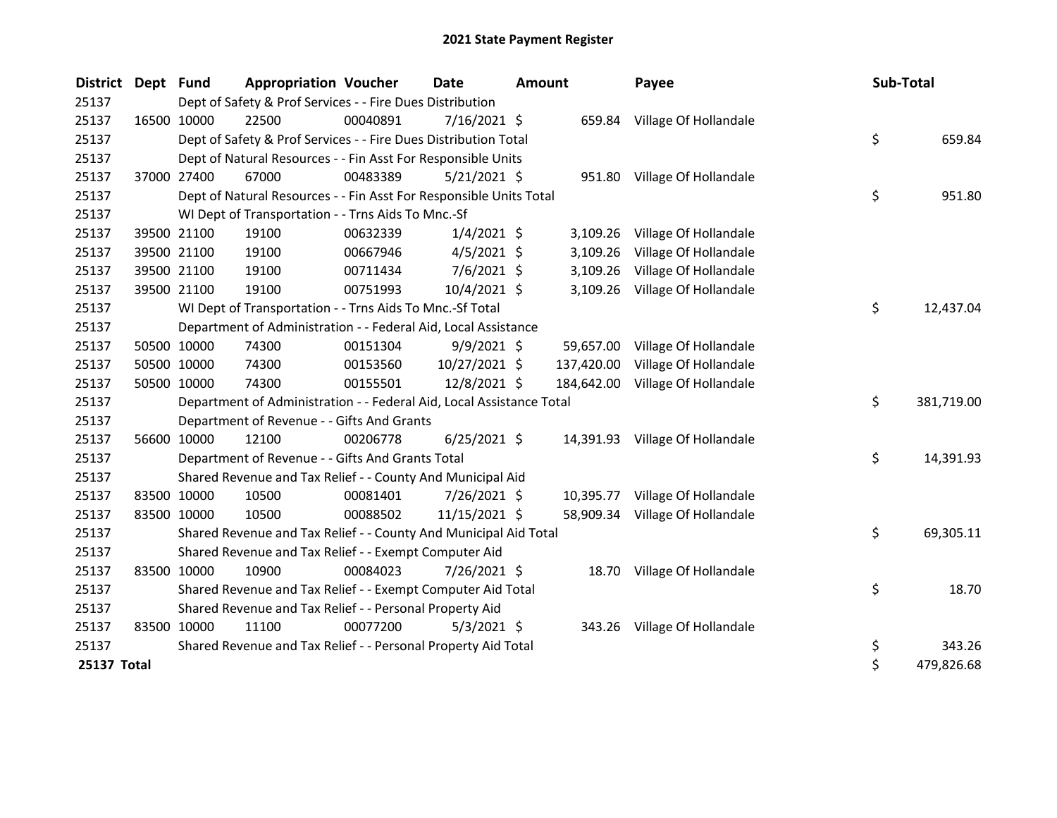# 2021 State Payment Register

| District | Dept | Fund | Appropriation | Voucher | Date | Amount | Payee | Sub-Total |
|---|---|---|---|---|---|---|---|---|
| 25137 | | Dept of Safety & Prof Services - - Fire Dues Distribution | | | | | | |
| 25137 | 16500 | 10000 | 22500 | 00040891 | 7/16/2021 | $ 659.84 | Village Of Hollandale | |
| 25137 | | Dept of Safety & Prof Services - - Fire Dues Distribution Total | | | | | | $ 659.84 |
| 25137 | | Dept of Natural Resources - - Fin Asst For Responsible Units | | | | | | |
| 25137 | 37000 | 27400 | 67000 | 00483389 | 5/21/2021 | $ 951.80 | Village Of Hollandale | |
| 25137 | | Dept of Natural Resources - - Fin Asst For Responsible Units Total | | | | | | $ 951.80 |
| 25137 | | WI Dept of Transportation - - Trns Aids To Mnc.-Sf | | | | | | |
| 25137 | 39500 | 21100 | 19100 | 00632339 | 1/4/2021 | $ 3,109.26 | Village Of Hollandale | |
| 25137 | 39500 | 21100 | 19100 | 00667946 | 4/5/2021 | $ 3,109.26 | Village Of Hollandale | |
| 25137 | 39500 | 21100 | 19100 | 00711434 | 7/6/2021 | $ 3,109.26 | Village Of Hollandale | |
| 25137 | 39500 | 21100 | 19100 | 00751993 | 10/4/2021 | $ 3,109.26 | Village Of Hollandale | |
| 25137 | | WI Dept of Transportation - - Trns Aids To Mnc.-Sf Total | | | | | | $ 12,437.04 |
| 25137 | | Department of Administration - - Federal Aid, Local Assistance | | | | | | |
| 25137 | 50500 | 10000 | 74300 | 00151304 | 9/9/2021 | $ 59,657.00 | Village Of Hollandale | |
| 25137 | 50500 | 10000 | 74300 | 00153560 | 10/27/2021 | $ 137,420.00 | Village Of Hollandale | |
| 25137 | 50500 | 10000 | 74300 | 00155501 | 12/8/2021 | $ 184,642.00 | Village Of Hollandale | |
| 25137 | | Department of Administration - - Federal Aid, Local Assistance Total | | | | | | $ 381,719.00 |
| 25137 | | Department of Revenue - - Gifts And Grants | | | | | | |
| 25137 | 56600 | 10000 | 12100 | 00206778 | 6/25/2021 | $ 14,391.93 | Village Of Hollandale | |
| 25137 | | Department of Revenue - - Gifts And Grants Total | | | | | | $ 14,391.93 |
| 25137 | | Shared Revenue and Tax Relief - - County And Municipal Aid | | | | | | |
| 25137 | 83500 | 10000 | 10500 | 00081401 | 7/26/2021 | $ 10,395.77 | Village Of Hollandale | |
| 25137 | 83500 | 10000 | 10500 | 00088502 | 11/15/2021 | $ 58,909.34 | Village Of Hollandale | |
| 25137 | | Shared Revenue and Tax Relief - - County And Municipal Aid Total | | | | | | $ 69,305.11 |
| 25137 | | Shared Revenue and Tax Relief - - Exempt Computer Aid | | | | | | |
| 25137 | 83500 | 10000 | 10900 | 00084023 | 7/26/2021 | $ 18.70 | Village Of Hollandale | |
| 25137 | | Shared Revenue and Tax Relief - - Exempt Computer Aid Total | | | | | | $ 18.70 |
| 25137 | | Shared Revenue and Tax Relief - - Personal Property Aid | | | | | | |
| 25137 | 83500 | 10000 | 11100 | 00077200 | 5/3/2021 | $ 343.26 | Village Of Hollandale | |
| 25137 | | Shared Revenue and Tax Relief - - Personal Property Aid Total | | | | | | $ 343.26 |
| **25137 Total** | | | | | | | | $ 479,826.68 |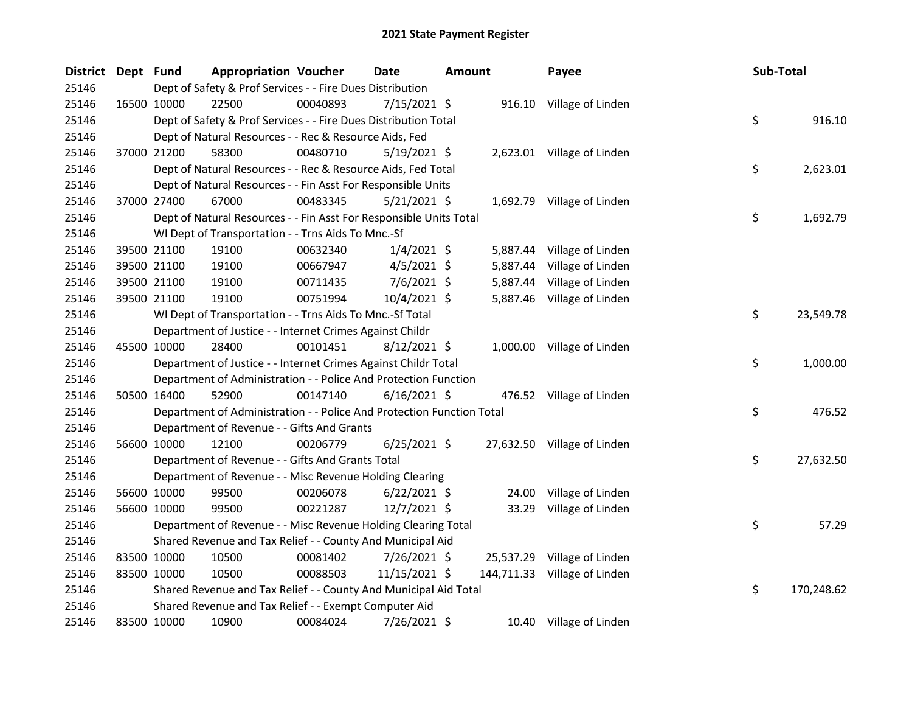# 2021 State Payment Register

| District | Dept | Fund | Appropriation | Voucher | Date | Amount | Payee | Sub-Total |
|---|---|---|---|---|---|---|---|---|
| 25146 | | Dept of Safety & Prof Services - - Fire Dues Distribution | | | | | | |
| 25146 | 16500 | 10000 | 22500 | 00040893 | 7/15/2021 | $ 916.10 | Village of Linden | |
| 25146 | | Dept of Safety & Prof Services - - Fire Dues Distribution Total | | | | | | $ 916.10 |
| 25146 | | Dept of Natural Resources - - Rec & Resource Aids, Fed | | | | | | |
| 25146 | 37000 | 21200 | 58300 | 00480710 | 5/19/2021 | $ 2,623.01 | Village of Linden | |
| 25146 | | Dept of Natural Resources - - Rec & Resource Aids, Fed Total | | | | | | $ 2,623.01 |
| 25146 | | Dept of Natural Resources - - Fin Asst For Responsible Units | | | | | | |
| 25146 | 37000 | 27400 | 67000 | 00483345 | 5/21/2021 | $ 1,692.79 | Village of Linden | |
| 25146 | | Dept of Natural Resources - - Fin Asst For Responsible Units Total | | | | | | $ 1,692.79 |
| 25146 | | WI Dept of Transportation - - Trns Aids To Mnc.-Sf | | | | | | |
| 25146 | 39500 | 21100 | 19100 | 00632340 | 1/4/2021 | $ 5,887.44 | Village of Linden | |
| 25146 | 39500 | 21100 | 19100 | 00667947 | 4/5/2021 | $ 5,887.44 | Village of Linden | |
| 25146 | 39500 | 21100 | 19100 | 00711435 | 7/6/2021 | $ 5,887.44 | Village of Linden | |
| 25146 | 39500 | 21100 | 19100 | 00751994 | 10/4/2021 | $ 5,887.46 | Village of Linden | |
| 25146 | | WI Dept of Transportation - - Trns Aids To Mnc.-Sf Total | | | | | | $ 23,549.78 |
| 25146 | | Department of Justice - - Internet Crimes Against Childr | | | | | | |
| 25146 | 45500 | 10000 | 28400 | 00101451 | 8/12/2021 | $ 1,000.00 | Village of Linden | |
| 25146 | | Department of Justice - - Internet Crimes Against Childr Total | | | | | | $ 1,000.00 |
| 25146 | | Department of Administration - - Police And Protection Function | | | | | | |
| 25146 | 50500 | 16400 | 52900 | 00147140 | 6/16/2021 | $ 476.52 | Village of Linden | |
| 25146 | | Department of Administration - - Police And Protection Function Total | | | | | | $ 476.52 |
| 25146 | | Department of Revenue - - Gifts And Grants | | | | | | |
| 25146 | 56600 | 10000 | 12100 | 00206779 | 6/25/2021 | $ 27,632.50 | Village of Linden | |
| 25146 | | Department of Revenue - - Gifts And Grants Total | | | | | | $ 27,632.50 |
| 25146 | | Department of Revenue - - Misc Revenue Holding Clearing | | | | | | |
| 25146 | 56600 | 10000 | 99500 | 00206078 | 6/22/2021 | $ 24.00 | Village of Linden | |
| 25146 | 56600 | 10000 | 99500 | 00221287 | 12/7/2021 | $ 33.29 | Village of Linden | |
| 25146 | | Department of Revenue - - Misc Revenue Holding Clearing Total | | | | | | $ 57.29 |
| 25146 | | Shared Revenue and Tax Relief - - County And Municipal Aid | | | | | | |
| 25146 | 83500 | 10000 | 10500 | 00081402 | 7/26/2021 | $ 25,537.29 | Village of Linden | |
| 25146 | 83500 | 10000 | 10500 | 00088503 | 11/15/2021 | $ 144,711.33 | Village of Linden | |
| 25146 | | Shared Revenue and Tax Relief - - County And Municipal Aid Total | | | | | | $ 170,248.62 |
| 25146 | | Shared Revenue and Tax Relief - - Exempt Computer Aid | | | | | | |
| 25146 | 83500 | 10000 | 10900 | 00084024 | 7/26/2021 | $ 10.40 | Village of Linden | |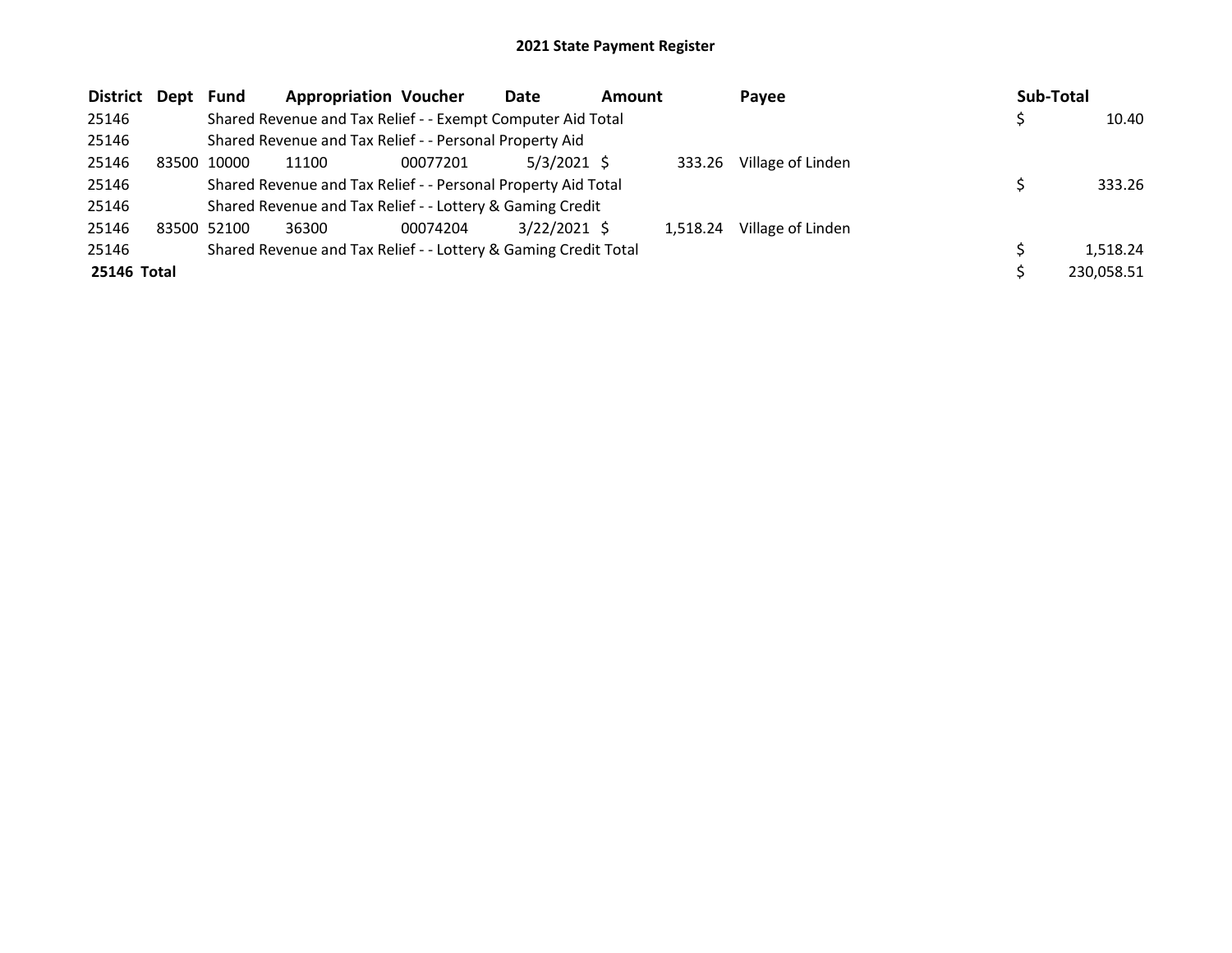# 2021 State Payment Register

| District | Dept | Fund | Appropriation | Voucher | Date | Amount | Payee | Sub-Total |
|---|---|---|---|---|---|---|---|---|
| 25146 | | Shared Revenue and Tax Relief - - Exempt Computer Aid Total | | | | | | $ 10.40 |
| 25146 | | Shared Revenue and Tax Relief - - Personal Property Aid | | | | | | |
| 25146 | 83500 | 10000 | 11100 | 00077201 | 5/3/2021 | $ 333.26 | Village of Linden | |
| 25146 | | Shared Revenue and Tax Relief - - Personal Property Aid Total | | | | | | $ 333.26 |
| 25146 | | Shared Revenue and Tax Relief - - Lottery & Gaming Credit | | | | | | |
| 25146 | 83500 | 52100 | 36300 | 00074204 | 3/22/2021 | $ 1,518.24 | Village of Linden | |
| 25146 | | Shared Revenue and Tax Relief - - Lottery & Gaming Credit Total | | | | | | $ 1,518.24 |
| **25146 Total** | | | | | | | | $ 230,058.51 |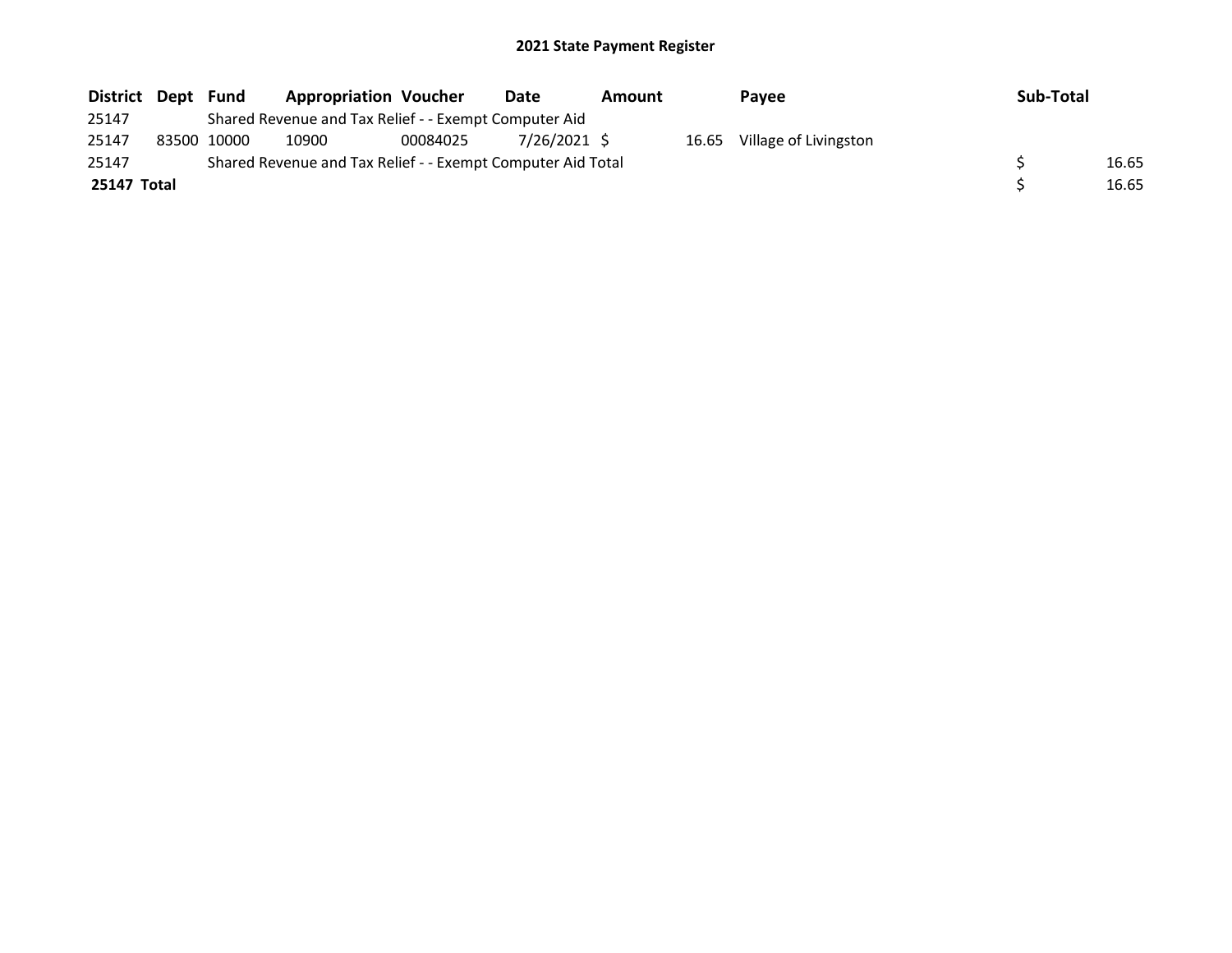# 2021 State Payment Register

| District | Dept | Fund | Appropriation | Voucher | Date | Amount | Payee | Sub-Total |
|---|---|---|---|---|---|---|---|---|
| 25147 | | Shared Revenue and Tax Relief - - Exempt Computer Aid | | | | | | |
| 25147 | 83500 | 10000 | 10900 | 00084025 | 7/26/2021 | $ 16.65 | Village of Livingston | |
| 25147 | | Shared Revenue and Tax Relief - - Exempt Computer Aid Total | | | | | | $ 16.65 |
| **25147 Total** | | | | | | | | $ 16.65 |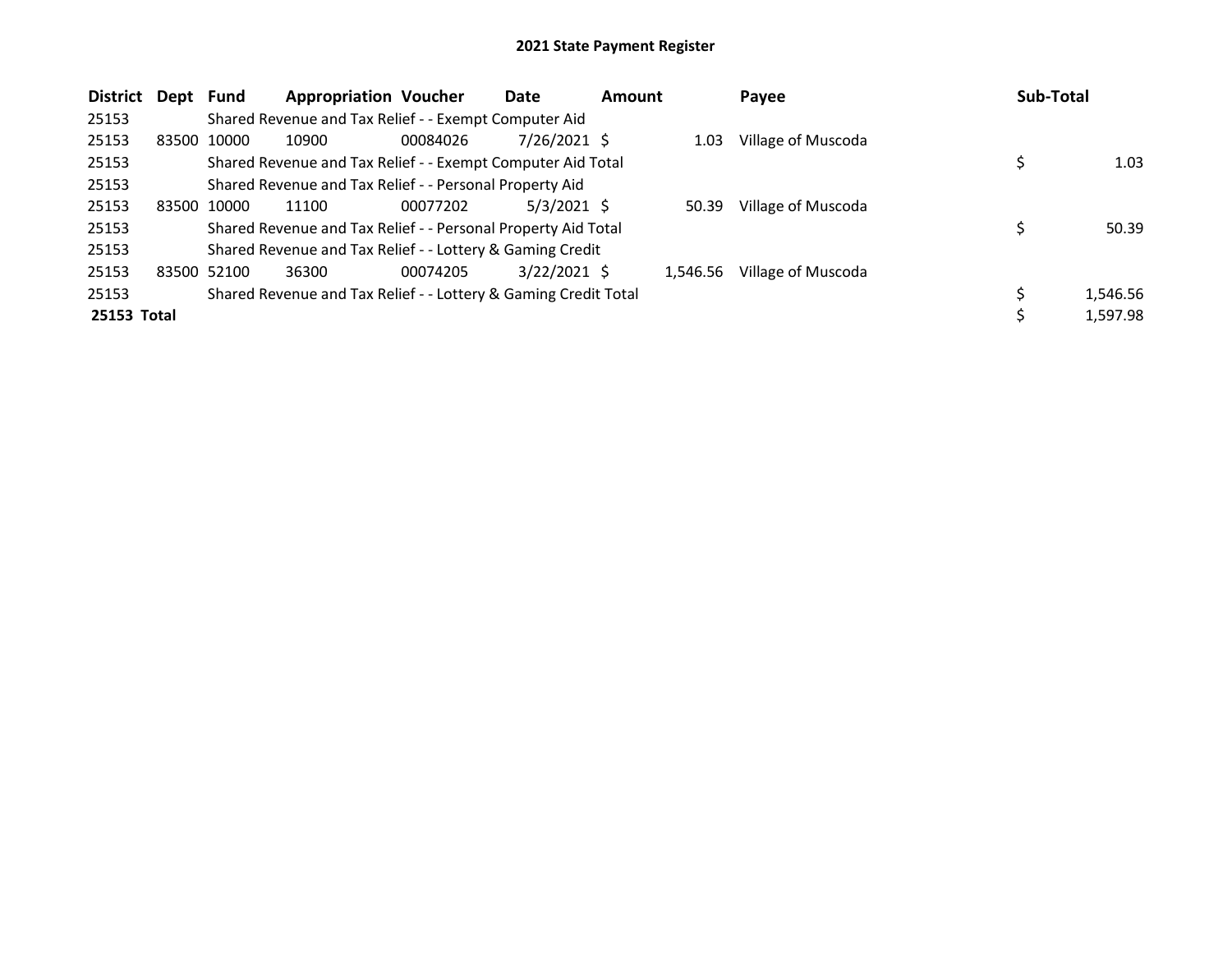# 2021 State Payment Register

| District | Dept | Fund | Appropriation | Voucher | Date | Amount | Payee | Sub-Total |
|---|---|---|---|---|---|---|---|---|
| 25153 | | Shared Revenue and Tax Relief - - Exempt Computer Aid | | | | | | |
| 25153 | 83500 | 10000 | 10900 | 00084026 | 7/26/2021 | $ 1.03 | Village of Muscoda | |
| 25153 | | Shared Revenue and Tax Relief - - Exempt Computer Aid Total | | | | | | $ 1.03 |
| 25153 | | Shared Revenue and Tax Relief - - Personal Property Aid | | | | | | |
| 25153 | 83500 | 10000 | 11100 | 00077202 | 5/3/2021 | $ 50.39 | Village of Muscoda | |
| 25153 | | Shared Revenue and Tax Relief - - Personal Property Aid Total | | | | | | $ 50.39 |
| 25153 | | Shared Revenue and Tax Relief - - Lottery & Gaming Credit | | | | | | |
| 25153 | 83500 | 52100 | 36300 | 00074205 | 3/22/2021 | $ 1,546.56 | Village of Muscoda | |
| 25153 | | Shared Revenue and Tax Relief - - Lottery & Gaming Credit Total | | | | | | $ 1,546.56 |
| **25153 Total** | | | | | | | | $ 1,597.98 |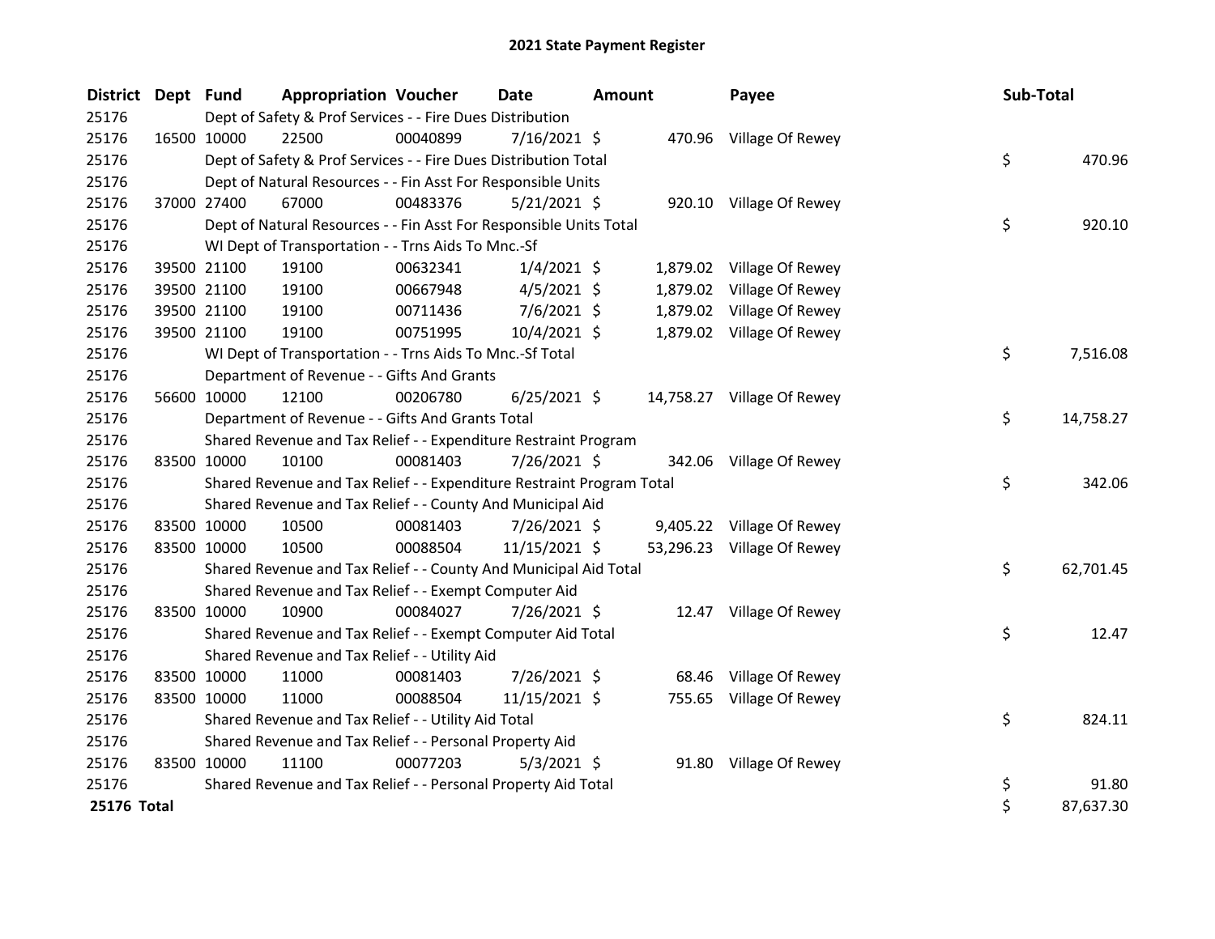# 2021 State Payment Register

| District | Dept | Fund | Appropriation | Voucher | Date | Amount | Payee | Sub-Total |
|---|---|---|---|---|---|---|---|---|
| 25176 | | Dept of Safety & Prof Services - - Fire Dues Distribution | | | | | | |
| 25176 | 16500 | 10000 | 22500 | 00040899 | 7/16/2021 | $ 470.96 | Village Of Rewey | |
| 25176 | | Dept of Safety & Prof Services - - Fire Dues Distribution Total | | | | | | $ 470.96 |
| 25176 | | Dept of Natural Resources - - Fin Asst For Responsible Units | | | | | | |
| 25176 | 37000 | 27400 | 67000 | 00483376 | 5/21/2021 | $ 920.10 | Village Of Rewey | |
| 25176 | | Dept of Natural Resources - - Fin Asst For Responsible Units Total | | | | | | $ 920.10 |
| 25176 | | WI Dept of Transportation - - Trns Aids To Mnc.-Sf | | | | | | |
| 25176 | 39500 | 21100 | 19100 | 00632341 | 1/4/2021 | $ 1,879.02 | Village Of Rewey | |
| 25176 | 39500 | 21100 | 19100 | 00667948 | 4/5/2021 | $ 1,879.02 | Village Of Rewey | |
| 25176 | 39500 | 21100 | 19100 | 00711436 | 7/6/2021 | $ 1,879.02 | Village Of Rewey | |
| 25176 | 39500 | 21100 | 19100 | 00751995 | 10/4/2021 | $ 1,879.02 | Village Of Rewey | |
| 25176 | | WI Dept of Transportation - - Trns Aids To Mnc.-Sf Total | | | | | | $ 7,516.08 |
| 25176 | | Department of Revenue - - Gifts And Grants | | | | | | |
| 25176 | 56600 | 10000 | 12100 | 00206780 | 6/25/2021 | $ 14,758.27 | Village Of Rewey | |
| 25176 | | Department of Revenue - - Gifts And Grants Total | | | | | | $ 14,758.27 |
| 25176 | | Shared Revenue and Tax Relief - - Expenditure Restraint Program | | | | | | |
| 25176 | 83500 | 10000 | 10100 | 00081403 | 7/26/2021 | $ 342.06 | Village Of Rewey | |
| 25176 | | Shared Revenue and Tax Relief - - Expenditure Restraint Program Total | | | | | | $ 342.06 |
| 25176 | | Shared Revenue and Tax Relief - - County And Municipal Aid | | | | | | |
| 25176 | 83500 | 10000 | 10500 | 00081403 | 7/26/2021 | $ 9,405.22 | Village Of Rewey | |
| 25176 | 83500 | 10000 | 10500 | 00088504 | 11/15/2021 | $ 53,296.23 | Village Of Rewey | |
| 25176 | | Shared Revenue and Tax Relief - - County And Municipal Aid Total | | | | | | $ 62,701.45 |
| 25176 | | Shared Revenue and Tax Relief - - Exempt Computer Aid | | | | | | |
| 25176 | 83500 | 10000 | 10900 | 00084027 | 7/26/2021 | $ 12.47 | Village Of Rewey | |
| 25176 | | Shared Revenue and Tax Relief - - Exempt Computer Aid Total | | | | | | $ 12.47 |
| 25176 | | Shared Revenue and Tax Relief - - Utility Aid | | | | | | |
| 25176 | 83500 | 10000 | 11000 | 00081403 | 7/26/2021 | $ 68.46 | Village Of Rewey | |
| 25176 | 83500 | 10000 | 11000 | 00088504 | 11/15/2021 | $ 755.65 | Village Of Rewey | |
| 25176 | | Shared Revenue and Tax Relief - - Utility Aid Total | | | | | | $ 824.11 |
| 25176 | | Shared Revenue and Tax Relief - - Personal Property Aid | | | | | | |
| 25176 | 83500 | 10000 | 11100 | 00077203 | 5/3/2021 | $ 91.80 | Village Of Rewey | |
| 25176 | | Shared Revenue and Tax Relief - - Personal Property Aid Total | | | | | | $ 91.80 |
| **25176 Total** | | | | | | | | $ 87,637.30 |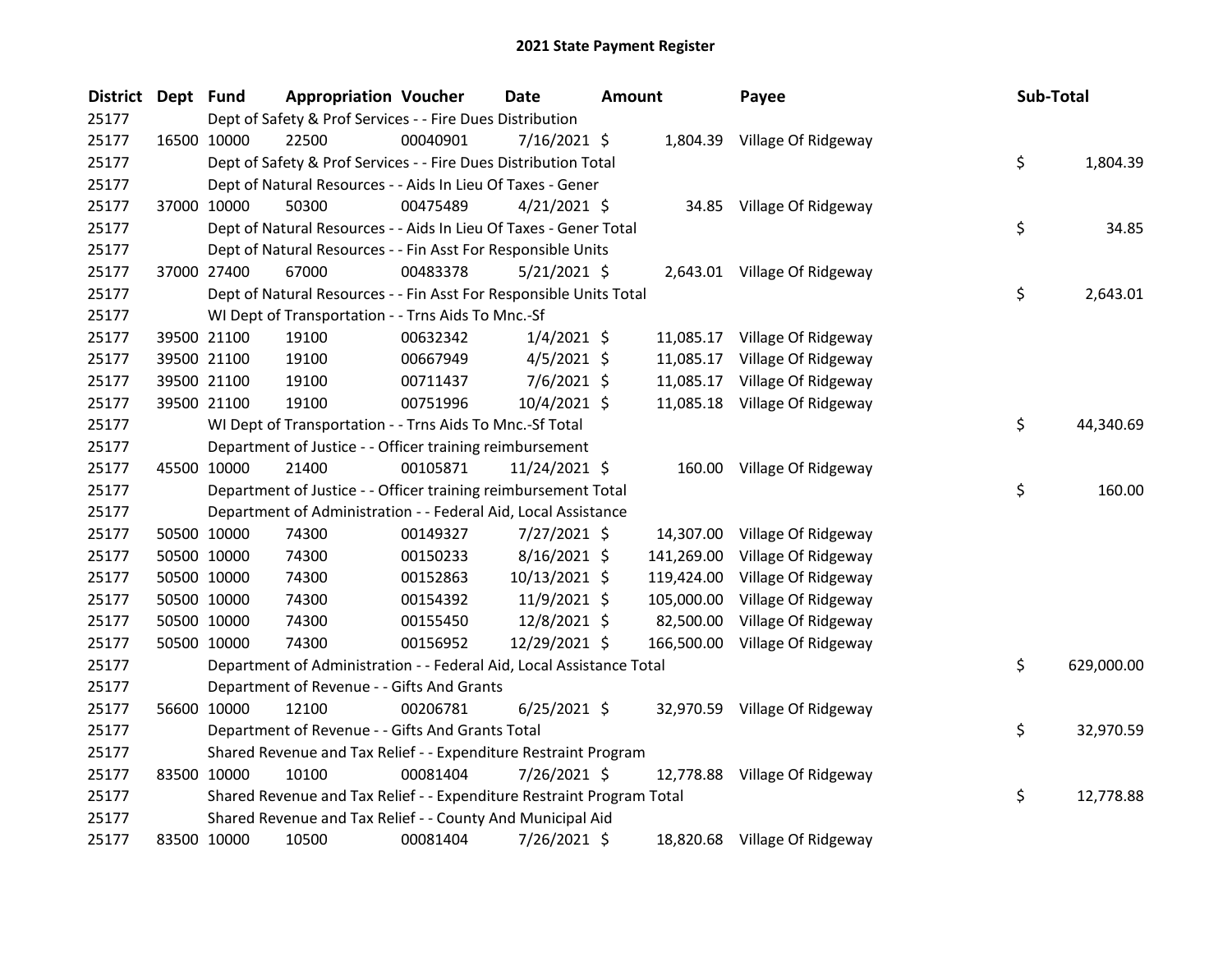# 2021 State Payment Register

| District | Dept | Fund | Appropriation | Voucher | Date | Amount | Payee | Sub-Total |
|---|---|---|---|---|---|---|---|---|
| 25177 | | Dept of Safety & Prof Services - - Fire Dues Distribution | | | | | | |
| 25177 | 16500 | 10000 | 22500 | 00040901 | 7/16/2021 | $ 1,804.39 | Village Of Ridgeway | |
| 25177 | | Dept of Safety & Prof Services - - Fire Dues Distribution Total | | | | | | $ 1,804.39 |
| 25177 | | Dept of Natural Resources - - Aids In Lieu Of Taxes - Gener | | | | | | |
| 25177 | 37000 | 10000 | 50300 | 00475489 | 4/21/2021 | $ 34.85 | Village Of Ridgeway | |
| 25177 | | Dept of Natural Resources - - Aids In Lieu Of Taxes - Gener Total | | | | | | $ 34.85 |
| 25177 | | Dept of Natural Resources - - Fin Asst For Responsible Units | | | | | | |
| 25177 | 37000 | 27400 | 67000 | 00483378 | 5/21/2021 | $ 2,643.01 | Village Of Ridgeway | |
| 25177 | | Dept of Natural Resources - - Fin Asst For Responsible Units Total | | | | | | $ 2,643.01 |
| 25177 | | WI Dept of Transportation - - Trns Aids To Mnc.-Sf | | | | | | |
| 25177 | 39500 | 21100 | 19100 | 00632342 | 1/4/2021 | $ 11,085.17 | Village Of Ridgeway | |
| 25177 | 39500 | 21100 | 19100 | 00667949 | 4/5/2021 | $ 11,085.17 | Village Of Ridgeway | |
| 25177 | 39500 | 21100 | 19100 | 00711437 | 7/6/2021 | $ 11,085.17 | Village Of Ridgeway | |
| 25177 | 39500 | 21100 | 19100 | 00751996 | 10/4/2021 | $ 11,085.18 | Village Of Ridgeway | |
| 25177 | | WI Dept of Transportation - - Trns Aids To Mnc.-Sf Total | | | | | | $ 44,340.69 |
| 25177 | | Department of Justice - - Officer training reimbursement | | | | | | |
| 25177 | 45500 | 10000 | 21400 | 00105871 | 11/24/2021 | $ 160.00 | Village Of Ridgeway | |
| 25177 | | Department of Justice - - Officer training reimbursement Total | | | | | | $ 160.00 |
| 25177 | | Department of Administration - - Federal Aid, Local Assistance | | | | | | |
| 25177 | 50500 | 10000 | 74300 | 00149327 | 7/27/2021 | $ 14,307.00 | Village Of Ridgeway | |
| 25177 | 50500 | 10000 | 74300 | 00150233 | 8/16/2021 | $ 141,269.00 | Village Of Ridgeway | |
| 25177 | 50500 | 10000 | 74300 | 00152863 | 10/13/2021 | $ 119,424.00 | Village Of Ridgeway | |
| 25177 | 50500 | 10000 | 74300 | 00154392 | 11/9/2021 | $ 105,000.00 | Village Of Ridgeway | |
| 25177 | 50500 | 10000 | 74300 | 00155450 | 12/8/2021 | $ 82,500.00 | Village Of Ridgeway | |
| 25177 | 50500 | 10000 | 74300 | 00156952 | 12/29/2021 | $ 166,500.00 | Village Of Ridgeway | |
| 25177 | | Department of Administration - - Federal Aid, Local Assistance Total | | | | | | $ 629,000.00 |
| 25177 | | Department of Revenue - - Gifts And Grants | | | | | | |
| 25177 | 56600 | 10000 | 12100 | 00206781 | 6/25/2021 | $ 32,970.59 | Village Of Ridgeway | |
| 25177 | | Department of Revenue - - Gifts And Grants Total | | | | | | $ 32,970.59 |
| 25177 | | Shared Revenue and Tax Relief - - Expenditure Restraint Program | | | | | | |
| 25177 | 83500 | 10000 | 10100 | 00081404 | 7/26/2021 | $ 12,778.88 | Village Of Ridgeway | |
| 25177 | | Shared Revenue and Tax Relief - - Expenditure Restraint Program Total | | | | | | $ 12,778.88 |
| 25177 | | Shared Revenue and Tax Relief - - County And Municipal Aid | | | | | | |
| 25177 | 83500 | 10000 | 10500 | 00081404 | 7/26/2021 | $ 18,820.68 | Village Of Ridgeway | |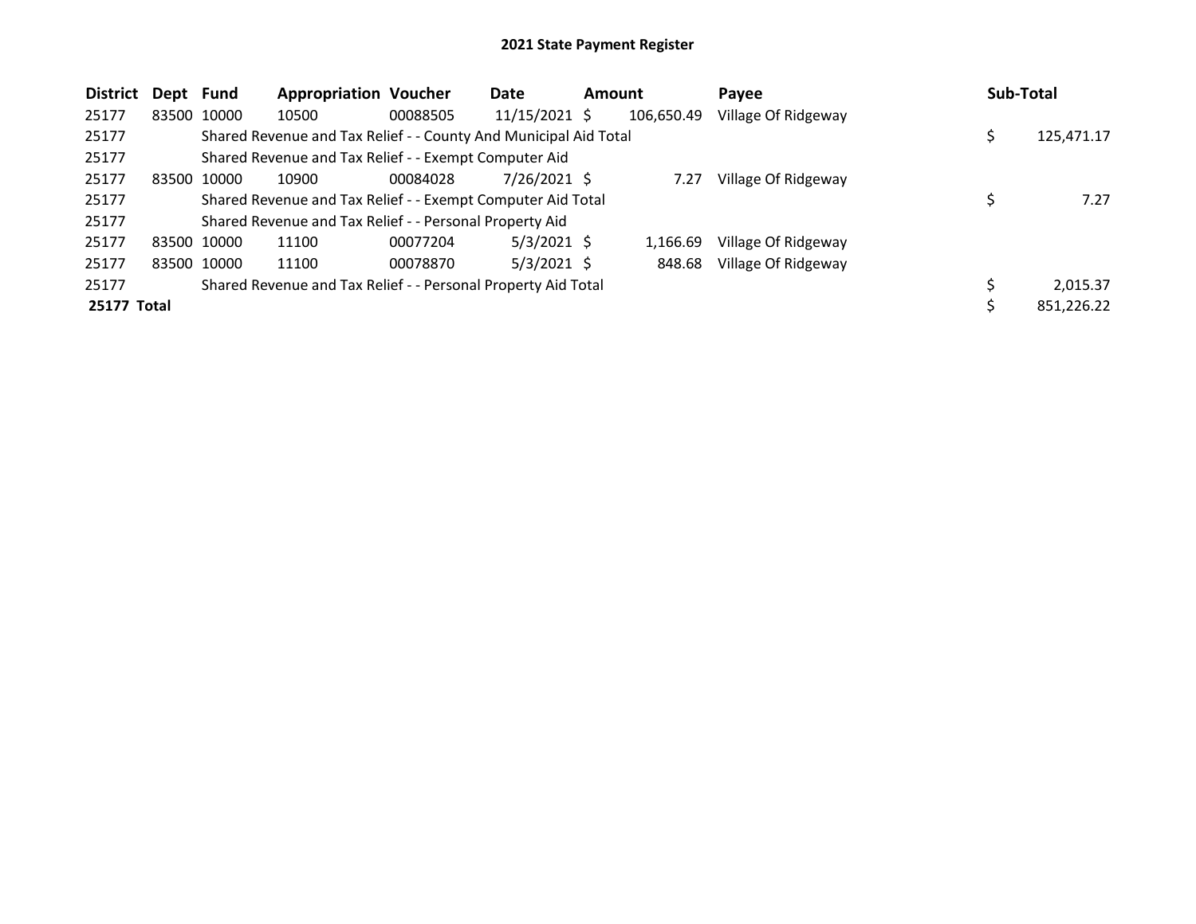# 2021 State Payment Register

| District | Dept | Fund | Appropriation | Voucher | Date | Amount | Payee | Sub-Total |
|---|---|---|---|---|---|---|---|---|
| 25177 | 83500 | 10000 | 10500 | 00088505 | 11/15/2021 | $ 106,650.49 | Village Of Ridgeway | |
| 25177 | | Shared Revenue and Tax Relief - - County And Municipal Aid Total | | | | | | $ 125,471.17 |
| 25177 | | Shared Revenue and Tax Relief - - Exempt Computer Aid | | | | | | |
| 25177 | 83500 | 10000 | 10900 | 00084028 | 7/26/2021 | $ 7.27 | Village Of Ridgeway | |
| 25177 | | Shared Revenue and Tax Relief - - Exempt Computer Aid Total | | | | | | $ 7.27 |
| 25177 | | Shared Revenue and Tax Relief - - Personal Property Aid | | | | | | |
| 25177 | 83500 | 10000 | 11100 | 00077204 | 5/3/2021 | $ 1,166.69 | Village Of Ridgeway | |
| 25177 | 83500 | 10000 | 11100 | 00078870 | 5/3/2021 | $ 848.68 | Village Of Ridgeway | |
| 25177 | | Shared Revenue and Tax Relief - - Personal Property Aid Total | | | | | | $ 2,015.37 |
| **25177 Total** | | | | | | | | $ 851,226.22 |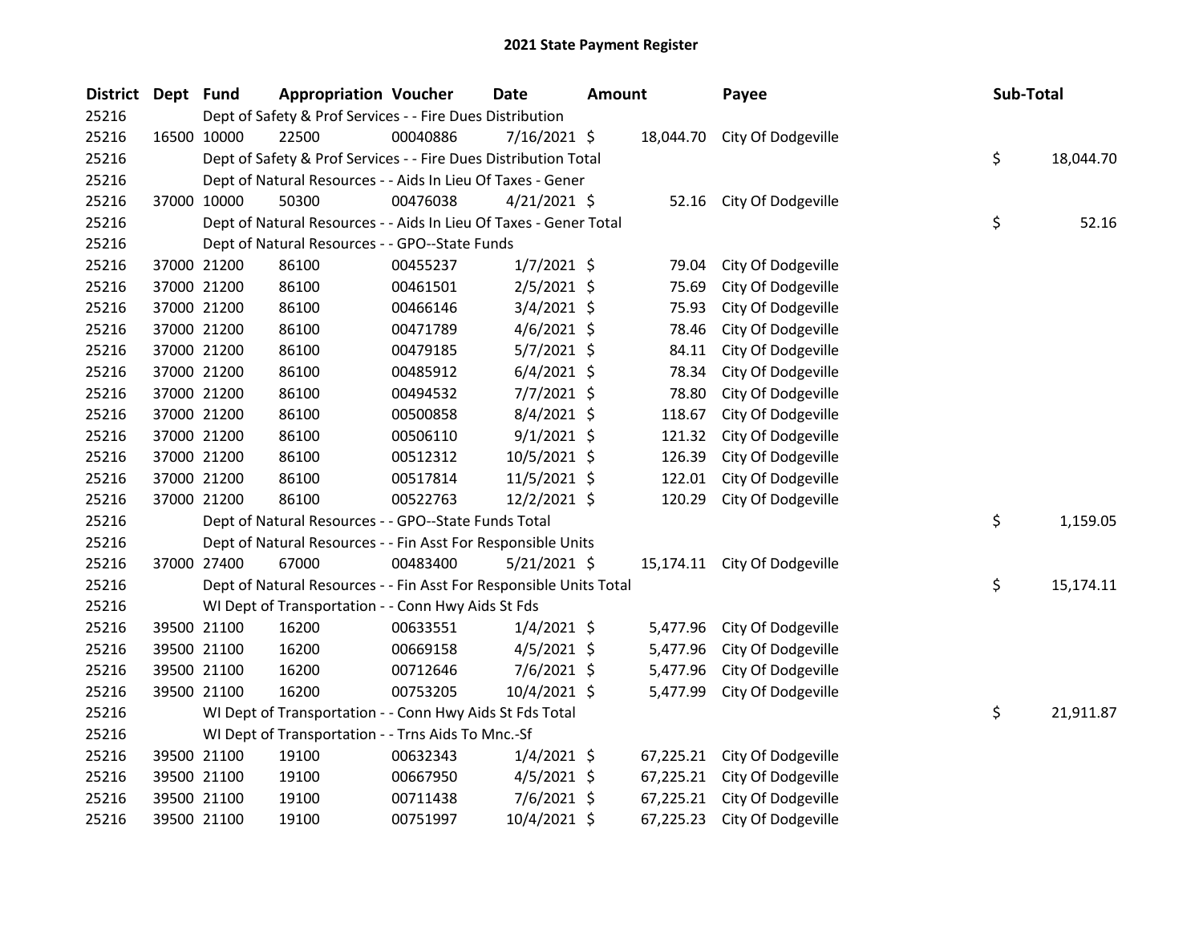# 2021 State Payment Register

| District | Dept | Fund | Appropriation | Voucher | Date | Amount | Payee | Sub-Total |
|---|---|---|---|---|---|---|---|---|
| 25216 | | Dept of Safety & Prof Services - - Fire Dues Distribution | | | | | | |
| 25216 | 16500 | 10000 | 22500 | 00040886 | 7/16/2021 | $ 18,044.70 | City Of Dodgeville | |
| 25216 | | Dept of Safety & Prof Services - - Fire Dues Distribution Total | | | | | | $ 18,044.70 |
| 25216 | | Dept of Natural Resources - - Aids In Lieu Of Taxes - Gener | | | | | | |
| 25216 | 37000 | 10000 | 50300 | 00476038 | 4/21/2021 | $ 52.16 | City Of Dodgeville | |
| 25216 | | Dept of Natural Resources - - Aids In Lieu Of Taxes - Gener Total | | | | | | $ 52.16 |
| 25216 | | Dept of Natural Resources - - GPO--State Funds | | | | | | |
| 25216 | 37000 | 21200 | 86100 | 00455237 | 1/7/2021 | $ 79.04 | City Of Dodgeville | |
| 25216 | 37000 | 21200 | 86100 | 00461501 | 2/5/2021 | $ 75.69 | City Of Dodgeville | |
| 25216 | 37000 | 21200 | 86100 | 00466146 | 3/4/2021 | $ 75.93 | City Of Dodgeville | |
| 25216 | 37000 | 21200 | 86100 | 00471789 | 4/6/2021 | $ 78.46 | City Of Dodgeville | |
| 25216 | 37000 | 21200 | 86100 | 00479185 | 5/7/2021 | $ 84.11 | City Of Dodgeville | |
| 25216 | 37000 | 21200 | 86100 | 00485912 | 6/4/2021 | $ 78.34 | City Of Dodgeville | |
| 25216 | 37000 | 21200 | 86100 | 00494532 | 7/7/2021 | $ 78.80 | City Of Dodgeville | |
| 25216 | 37000 | 21200 | 86100 | 00500858 | 8/4/2021 | $ 118.67 | City Of Dodgeville | |
| 25216 | 37000 | 21200 | 86100 | 00506110 | 9/1/2021 | $ 121.32 | City Of Dodgeville | |
| 25216 | 37000 | 21200 | 86100 | 00512312 | 10/5/2021 | $ 126.39 | City Of Dodgeville | |
| 25216 | 37000 | 21200 | 86100 | 00517814 | 11/5/2021 | $ 122.01 | City Of Dodgeville | |
| 25216 | 37000 | 21200 | 86100 | 00522763 | 12/2/2021 | $ 120.29 | City Of Dodgeville | |
| 25216 | | Dept of Natural Resources - - GPO--State Funds Total | | | | | | $ 1,159.05 |
| 25216 | | Dept of Natural Resources - - Fin Asst For Responsible Units | | | | | | |
| 25216 | 37000 | 27400 | 67000 | 00483400 | 5/21/2021 | $ 15,174.11 | City Of Dodgeville | |
| 25216 | | Dept of Natural Resources - - Fin Asst For Responsible Units Total | | | | | | $ 15,174.11 |
| 25216 | | WI Dept of Transportation - - Conn Hwy Aids St Fds | | | | | | |
| 25216 | 39500 | 21100 | 16200 | 00633551 | 1/4/2021 | $ 5,477.96 | City Of Dodgeville | |
| 25216 | 39500 | 21100 | 16200 | 00669158 | 4/5/2021 | $ 5,477.96 | City Of Dodgeville | |
| 25216 | 39500 | 21100 | 16200 | 00712646 | 7/6/2021 | $ 5,477.96 | City Of Dodgeville | |
| 25216 | 39500 | 21100 | 16200 | 00753205 | 10/4/2021 | $ 5,477.99 | City Of Dodgeville | |
| 25216 | | WI Dept of Transportation - - Conn Hwy Aids St Fds Total | | | | | | $ 21,911.87 |
| 25216 | | WI Dept of Transportation - - Trns Aids To Mnc.-Sf | | | | | | |
| 25216 | 39500 | 21100 | 19100 | 00632343 | 1/4/2021 | $ 67,225.21 | City Of Dodgeville | |
| 25216 | 39500 | 21100 | 19100 | 00667950 | 4/5/2021 | $ 67,225.21 | City Of Dodgeville | |
| 25216 | 39500 | 21100 | 19100 | 00711438 | 7/6/2021 | $ 67,225.21 | City Of Dodgeville | |
| 25216 | 39500 | 21100 | 19100 | 00751997 | 10/4/2021 | $ 67,225.23 | City Of Dodgeville | |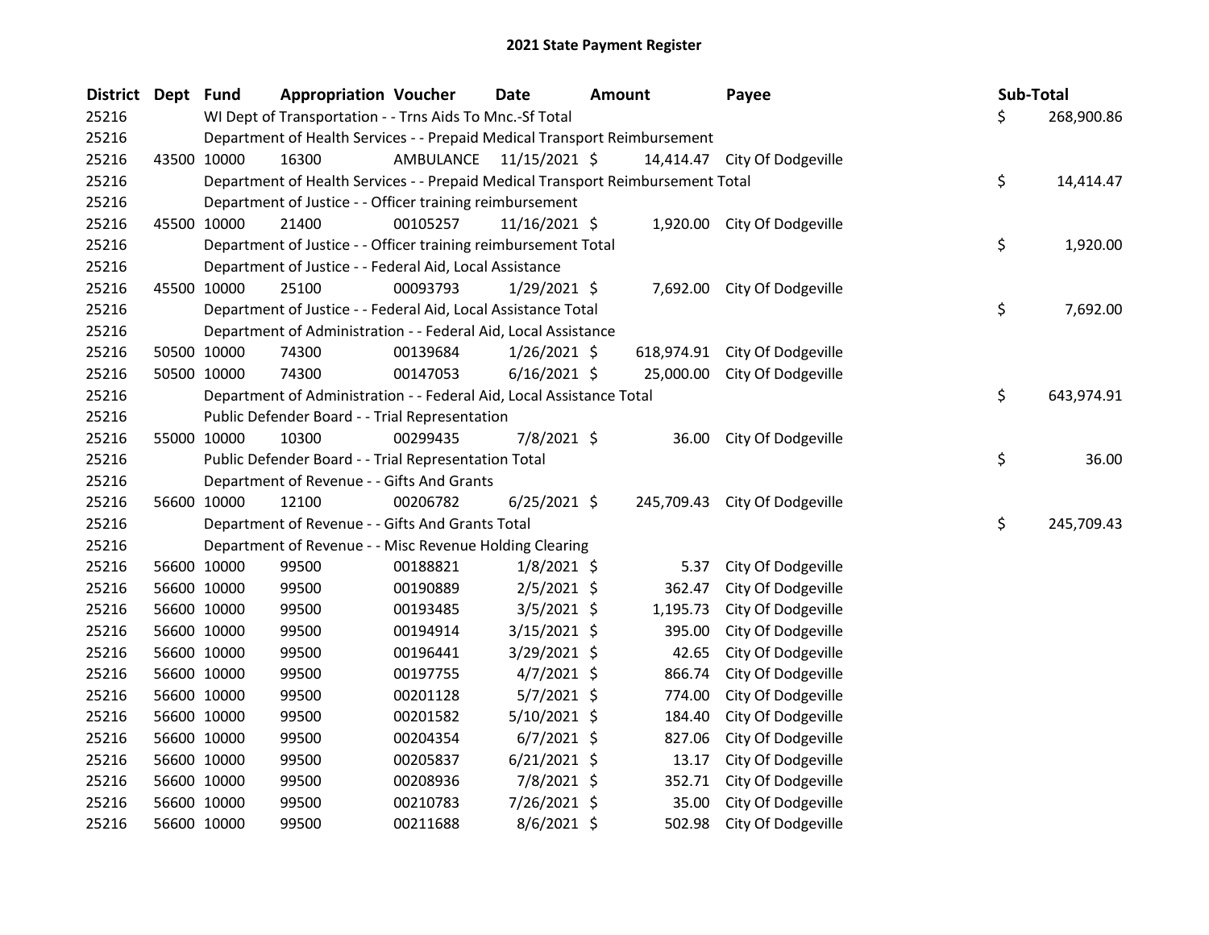# 2021 State Payment Register

| District | Dept | Fund | Appropriation | Voucher | Date | Amount | Payee | Sub-Total |
|---|---|---|---|---|---|---|---|---|
| 25216 | | WI Dept of Transportation - - Trns Aids To Mnc.-Sf Total | | | | | | $ 268,900.86 |
| 25216 | | Department of Health Services - - Prepaid Medical Transport Reimbursement | | | | | | |
| 25216 | 43500 | 10000 | 16300 | AMBULANCE | 11/15/2021 | $ 14,414.47 | City Of Dodgeville | |
| 25216 | | Department of Health Services - - Prepaid Medical Transport Reimbursement Total | | | | | | $ 14,414.47 |
| 25216 | | Department of Justice - - Officer training reimbursement | | | | | | |
| 25216 | 45500 | 10000 | 21400 | 00105257 | 11/16/2021 | $ 1,920.00 | City Of Dodgeville | |
| 25216 | | Department of Justice - - Officer training reimbursement Total | | | | | | $ 1,920.00 |
| 25216 | | Department of Justice - - Federal Aid, Local Assistance | | | | | | |
| 25216 | 45500 | 10000 | 25100 | 00093793 | 1/29/2021 | $ 7,692.00 | City Of Dodgeville | |
| 25216 | | Department of Justice - - Federal Aid, Local Assistance Total | | | | | | $ 7,692.00 |
| 25216 | | Department of Administration - - Federal Aid, Local Assistance | | | | | | |
| 25216 | 50500 | 10000 | 74300 | 00139684 | 1/26/2021 | $ 618,974.91 | City Of Dodgeville | |
| 25216 | 50500 | 10000 | 74300 | 00147053 | 6/16/2021 | $ 25,000.00 | City Of Dodgeville | |
| 25216 | | Department of Administration - - Federal Aid, Local Assistance Total | | | | | | $ 643,974.91 |
| 25216 | | Public Defender Board - - Trial Representation | | | | | | |
| 25216 | 55000 | 10000 | 10300 | 00299435 | 7/8/2021 | $ 36.00 | City Of Dodgeville | |
| 25216 | | Public Defender Board - - Trial Representation Total | | | | | | $ 36.00 |
| 25216 | | Department of Revenue - - Gifts And Grants | | | | | | |
| 25216 | 56600 | 10000 | 12100 | 00206782 | 6/25/2021 | $ 245,709.43 | City Of Dodgeville | |
| 25216 | | Department of Revenue - - Gifts And Grants Total | | | | | | $ 245,709.43 |
| 25216 | | Department of Revenue - - Misc Revenue Holding Clearing | | | | | | |
| 25216 | 56600 | 10000 | 99500 | 00188821 | 1/8/2021 | $ 5.37 | City Of Dodgeville | |
| 25216 | 56600 | 10000 | 99500 | 00190889 | 2/5/2021 | $ 362.47 | City Of Dodgeville | |
| 25216 | 56600 | 10000 | 99500 | 00193485 | 3/5/2021 | $ 1,195.73 | City Of Dodgeville | |
| 25216 | 56600 | 10000 | 99500 | 00194914 | 3/15/2021 | $ 395.00 | City Of Dodgeville | |
| 25216 | 56600 | 10000 | 99500 | 00196441 | 3/29/2021 | $ 42.65 | City Of Dodgeville | |
| 25216 | 56600 | 10000 | 99500 | 00197755 | 4/7/2021 | $ 866.74 | City Of Dodgeville | |
| 25216 | 56600 | 10000 | 99500 | 00201128 | 5/7/2021 | $ 774.00 | City Of Dodgeville | |
| 25216 | 56600 | 10000 | 99500 | 00201582 | 5/10/2021 | $ 184.40 | City Of Dodgeville | |
| 25216 | 56600 | 10000 | 99500 | 00204354 | 6/7/2021 | $ 827.06 | City Of Dodgeville | |
| 25216 | 56600 | 10000 | 99500 | 00205837 | 6/21/2021 | $ 13.17 | City Of Dodgeville | |
| 25216 | 56600 | 10000 | 99500 | 00208936 | 7/8/2021 | $ 352.71 | City Of Dodgeville | |
| 25216 | 56600 | 10000 | 99500 | 00210783 | 7/26/2021 | $ 35.00 | City Of Dodgeville | |
| 25216 | 56600 | 10000 | 99500 | 00211688 | 8/6/2021 | $ 502.98 | City Of Dodgeville | |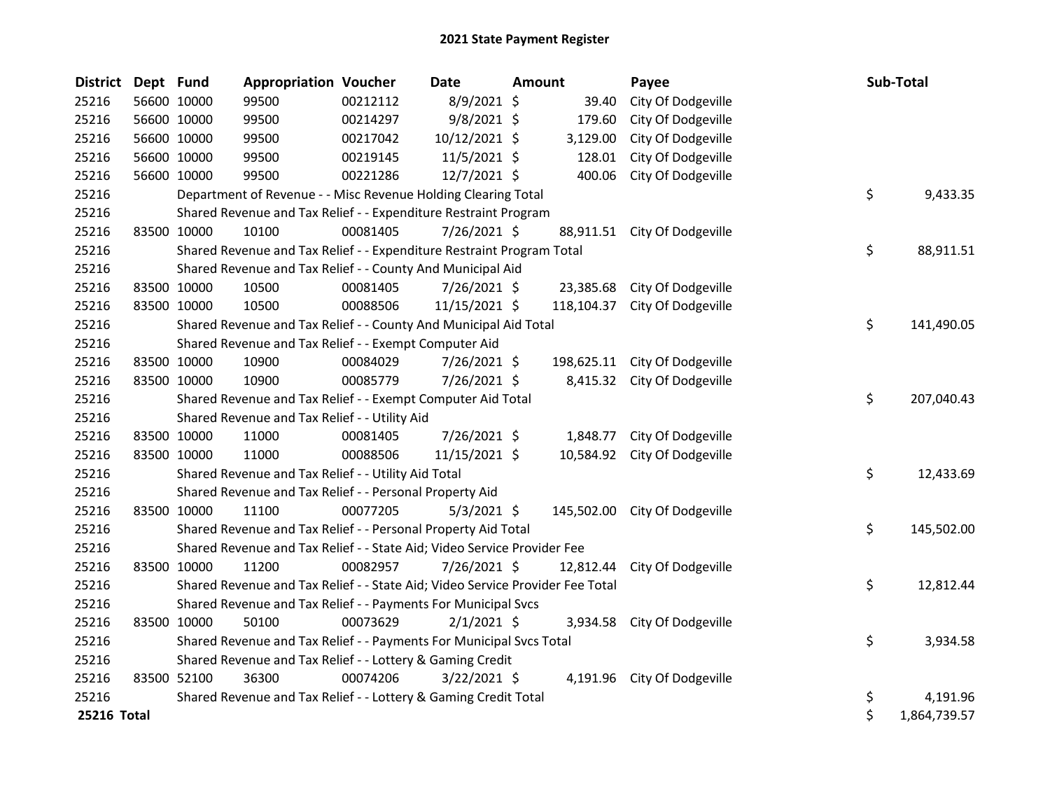# 2021 State Payment Register

| District | Dept | Fund | Appropriation | Voucher | Date | Amount | Payee | Sub-Total |
|---|---|---|---|---|---|---|---|---|
| 25216 | 56600 | 10000 | 99500 | 00212112 | 8/9/2021 | $ 39.40 | City Of Dodgeville | |
| 25216 | 56600 | 10000 | 99500 | 00214297 | 9/8/2021 | $ 179.60 | City Of Dodgeville | |
| 25216 | 56600 | 10000 | 99500 | 00217042 | 10/12/2021 | $ 3,129.00 | City Of Dodgeville | |
| 25216 | 56600 | 10000 | 99500 | 00219145 | 11/5/2021 | $ 128.01 | City Of Dodgeville | |
| 25216 | 56600 | 10000 | 99500 | 00221286 | 12/7/2021 | $ 400.06 | City Of Dodgeville | |
| 25216 | | Department of Revenue - - Misc Revenue Holding Clearing Total | | | | | | $ 9,433.35 |
| 25216 | | Shared Revenue and Tax Relief - - Expenditure Restraint Program | | | | | | |
| 25216 | 83500 | 10000 | 10100 | 00081405 | 7/26/2021 | $ 88,911.51 | City Of Dodgeville | |
| 25216 | | Shared Revenue and Tax Relief - - Expenditure Restraint Program Total | | | | | | $ 88,911.51 |
| 25216 | | Shared Revenue and Tax Relief - - County And Municipal Aid | | | | | | |
| 25216 | 83500 | 10000 | 10500 | 00081405 | 7/26/2021 | $ 23,385.68 | City Of Dodgeville | |
| 25216 | 83500 | 10000 | 10500 | 00088506 | 11/15/2021 | $ 118,104.37 | City Of Dodgeville | |
| 25216 | | Shared Revenue and Tax Relief - - County And Municipal Aid Total | | | | | | $ 141,490.05 |
| 25216 | | Shared Revenue and Tax Relief - - Exempt Computer Aid | | | | | | |
| 25216 | 83500 | 10000 | 10900 | 00084029 | 7/26/2021 | $ 198,625.11 | City Of Dodgeville | |
| 25216 | 83500 | 10000 | 10900 | 00085779 | 7/26/2021 | $ 8,415.32 | City Of Dodgeville | |
| 25216 | | Shared Revenue and Tax Relief - - Exempt Computer Aid Total | | | | | | $ 207,040.43 |
| 25216 | | Shared Revenue and Tax Relief - - Utility Aid | | | | | | |
| 25216 | 83500 | 10000 | 11000 | 00081405 | 7/26/2021 | $ 1,848.77 | City Of Dodgeville | |
| 25216 | 83500 | 10000 | 11000 | 00088506 | 11/15/2021 | $ 10,584.92 | City Of Dodgeville | |
| 25216 | | Shared Revenue and Tax Relief - - Utility Aid Total | | | | | | $ 12,433.69 |
| 25216 | | Shared Revenue and Tax Relief - - Personal Property Aid | | | | | | |
| 25216 | 83500 | 10000 | 11100 | 00077205 | 5/3/2021 | $ 145,502.00 | City Of Dodgeville | |
| 25216 | | Shared Revenue and Tax Relief - - Personal Property Aid Total | | | | | | $ 145,502.00 |
| 25216 | | Shared Revenue and Tax Relief - - State Aid; Video Service Provider Fee | | | | | | |
| 25216 | 83500 | 10000 | 11200 | 00082957 | 7/26/2021 | $ 12,812.44 | City Of Dodgeville | |
| 25216 | | Shared Revenue and Tax Relief - - State Aid; Video Service Provider Fee Total | | | | | | $ 12,812.44 |
| 25216 | | Shared Revenue and Tax Relief - - Payments For Municipal Svcs | | | | | | |
| 25216 | 83500 | 10000 | 50100 | 00073629 | 2/1/2021 | $ 3,934.58 | City Of Dodgeville | |
| 25216 | | Shared Revenue and Tax Relief - - Payments For Municipal Svcs Total | | | | | | $ 3,934.58 |
| 25216 | | Shared Revenue and Tax Relief - - Lottery & Gaming Credit | | | | | | |
| 25216 | 83500 | 52100 | 36300 | 00074206 | 3/22/2021 | $ 4,191.96 | City Of Dodgeville | |
| 25216 | | Shared Revenue and Tax Relief - - Lottery & Gaming Credit Total | | | | | | $ 4,191.96 |
| **25216 Total** | | | | | | | | $ 1,864,739.57 |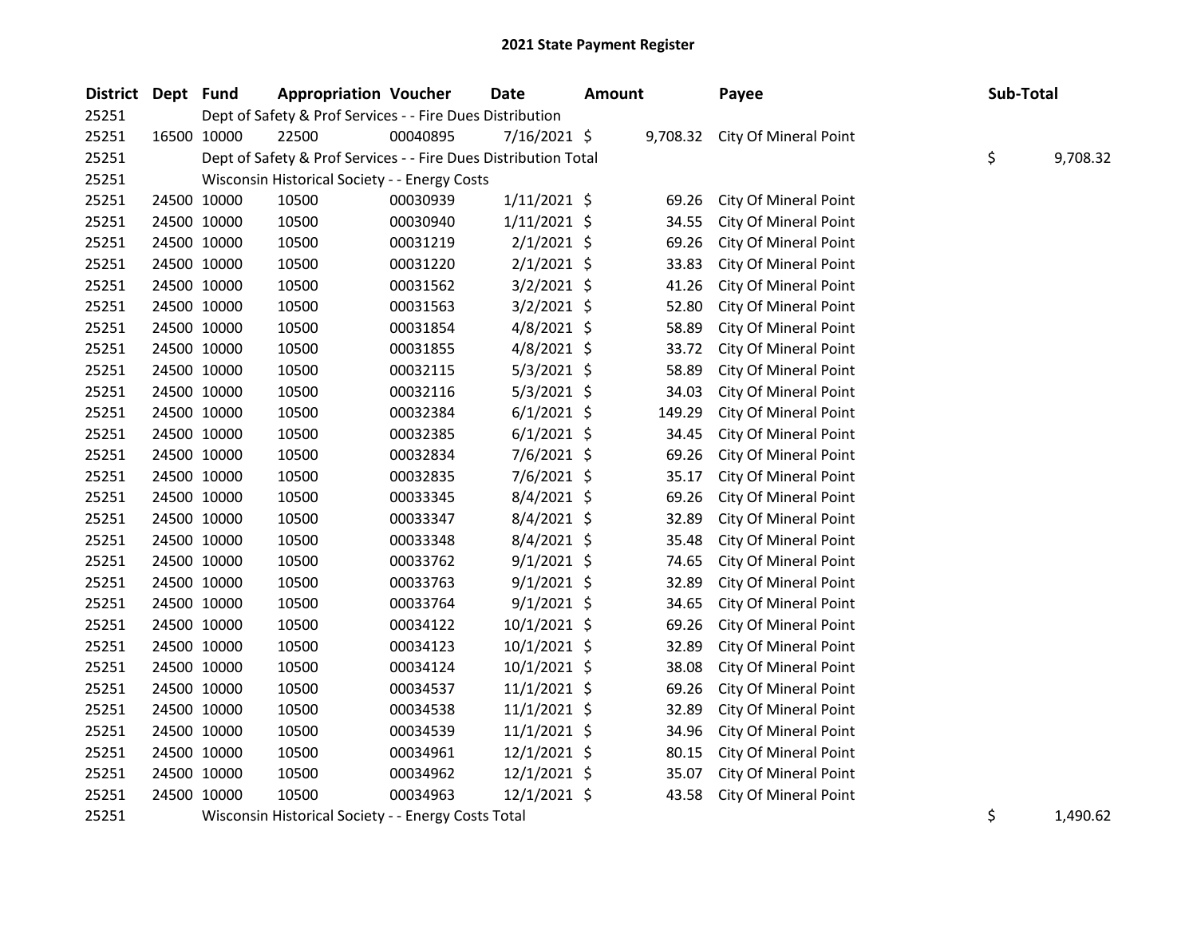# 2021 State Payment Register

| District | Dept | Fund | Appropriation | Voucher | Date | Amount | Payee | Sub-Total |
|---|---|---|---|---|---|---|---|---|
| 25251 | | Dept of Safety & Prof Services - - Fire Dues Distribution | | | | | | |
| 25251 | 16500 | 10000 | 22500 | 00040895 | 7/16/2021 | $ 9,708.32 | City Of Mineral Point | |
| 25251 | | Dept of Safety & Prof Services - - Fire Dues Distribution Total | | | | | | $ 9,708.32 |
| 25251 | | Wisconsin Historical Society - - Energy Costs | | | | | | |
| 25251 | 24500 | 10000 | 10500 | 00030939 | 1/11/2021 | $ 69.26 | City Of Mineral Point | |
| 25251 | 24500 | 10000 | 10500 | 00030940 | 1/11/2021 | $ 34.55 | City Of Mineral Point | |
| 25251 | 24500 | 10000 | 10500 | 00031219 | 2/1/2021 | $ 69.26 | City Of Mineral Point | |
| 25251 | 24500 | 10000 | 10500 | 00031220 | 2/1/2021 | $ 33.83 | City Of Mineral Point | |
| 25251 | 24500 | 10000 | 10500 | 00031562 | 3/2/2021 | $ 41.26 | City Of Mineral Point | |
| 25251 | 24500 | 10000 | 10500 | 00031563 | 3/2/2021 | $ 52.80 | City Of Mineral Point | |
| 25251 | 24500 | 10000 | 10500 | 00031854 | 4/8/2021 | $ 58.89 | City Of Mineral Point | |
| 25251 | 24500 | 10000 | 10500 | 00031855 | 4/8/2021 | $ 33.72 | City Of Mineral Point | |
| 25251 | 24500 | 10000 | 10500 | 00032115 | 5/3/2021 | $ 58.89 | City Of Mineral Point | |
| 25251 | 24500 | 10000 | 10500 | 00032116 | 5/3/2021 | $ 34.03 | City Of Mineral Point | |
| 25251 | 24500 | 10000 | 10500 | 00032384 | 6/1/2021 | $ 149.29 | City Of Mineral Point | |
| 25251 | 24500 | 10000 | 10500 | 00032385 | 6/1/2021 | $ 34.45 | City Of Mineral Point | |
| 25251 | 24500 | 10000 | 10500 | 00032834 | 7/6/2021 | $ 69.26 | City Of Mineral Point | |
| 25251 | 24500 | 10000 | 10500 | 00032835 | 7/6/2021 | $ 35.17 | City Of Mineral Point | |
| 25251 | 24500 | 10000 | 10500 | 00033345 | 8/4/2021 | $ 69.26 | City Of Mineral Point | |
| 25251 | 24500 | 10000 | 10500 | 00033347 | 8/4/2021 | $ 32.89 | City Of Mineral Point | |
| 25251 | 24500 | 10000 | 10500 | 00033348 | 8/4/2021 | $ 35.48 | City Of Mineral Point | |
| 25251 | 24500 | 10000 | 10500 | 00033762 | 9/1/2021 | $ 74.65 | City Of Mineral Point | |
| 25251 | 24500 | 10000 | 10500 | 00033763 | 9/1/2021 | $ 32.89 | City Of Mineral Point | |
| 25251 | 24500 | 10000 | 10500 | 00033764 | 9/1/2021 | $ 34.65 | City Of Mineral Point | |
| 25251 | 24500 | 10000 | 10500 | 00034122 | 10/1/2021 | $ 69.26 | City Of Mineral Point | |
| 25251 | 24500 | 10000 | 10500 | 00034123 | 10/1/2021 | $ 32.89 | City Of Mineral Point | |
| 25251 | 24500 | 10000 | 10500 | 00034124 | 10/1/2021 | $ 38.08 | City Of Mineral Point | |
| 25251 | 24500 | 10000 | 10500 | 00034537 | 11/1/2021 | $ 69.26 | City Of Mineral Point | |
| 25251 | 24500 | 10000 | 10500 | 00034538 | 11/1/2021 | $ 32.89 | City Of Mineral Point | |
| 25251 | 24500 | 10000 | 10500 | 00034539 | 11/1/2021 | $ 34.96 | City Of Mineral Point | |
| 25251 | 24500 | 10000 | 10500 | 00034961 | 12/1/2021 | $ 80.15 | City Of Mineral Point | |
| 25251 | 24500 | 10000 | 10500 | 00034962 | 12/1/2021 | $ 35.07 | City Of Mineral Point | |
| 25251 | 24500 | 10000 | 10500 | 00034963 | 12/1/2021 | $ 43.58 | City Of Mineral Point | |
| 25251 | | Wisconsin Historical Society - - Energy Costs Total | | | | | | $ 1,490.62 |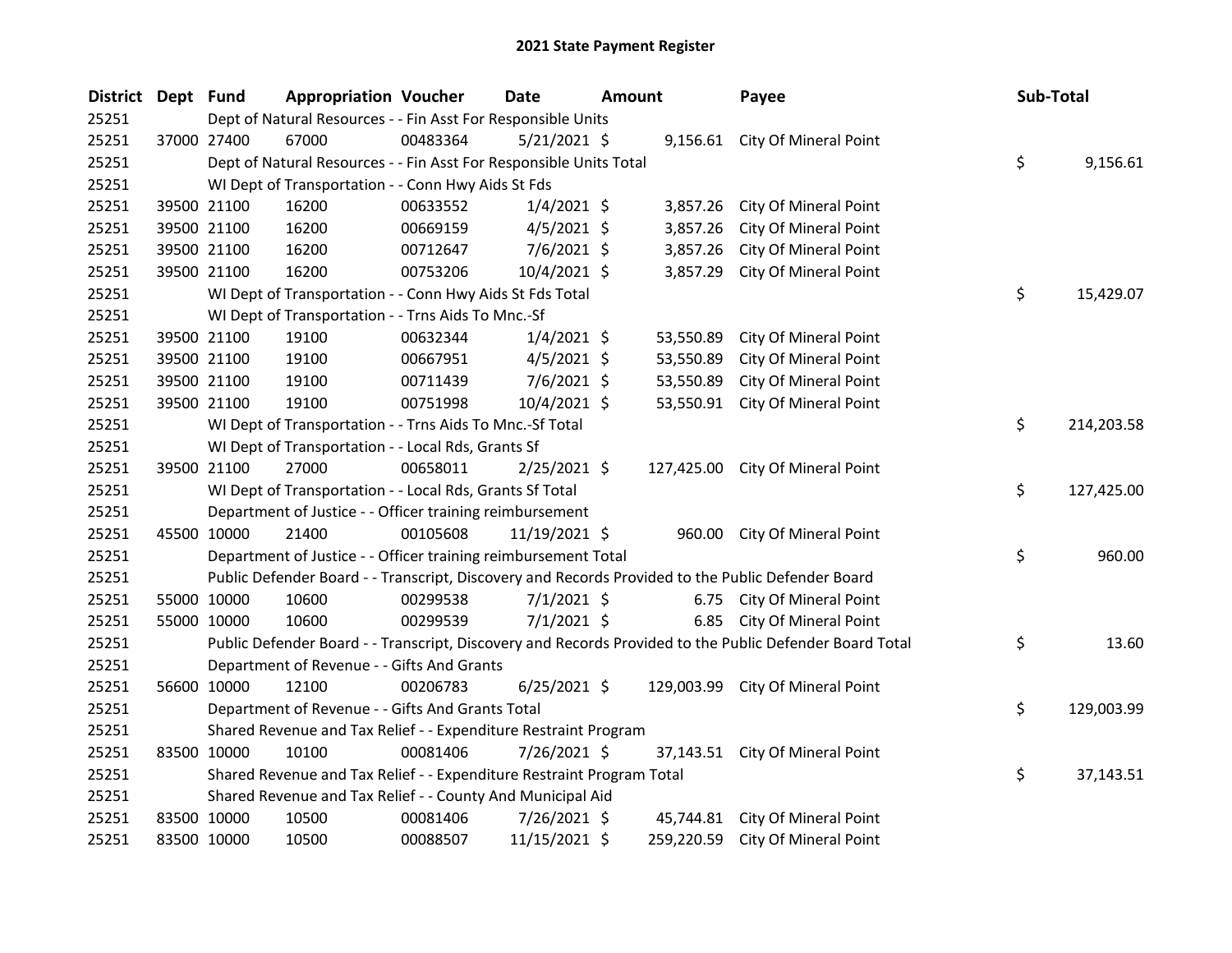# 2021 State Payment Register

| District | Dept | Fund | Appropriation | Voucher | Date | Amount | Payee | Sub-Total |
|---|---|---|---|---|---|---|---|---|
| 25251 | Dept of Natural Resources - - Fin Asst For Responsible Units | | | | | | | |
| 25251 | 37000 | 27400 | 67000 | 00483364 | 5/21/2021 | $ 9,156.61 | City Of Mineral Point | |
| 25251 | Dept of Natural Resources - - Fin Asst For Responsible Units Total | | | | | | | $ 9,156.61 |
| 25251 | WI Dept of Transportation - - Conn Hwy Aids St Fds | | | | | | | |
| 25251 | 39500 | 21100 | 16200 | 00633552 | 1/4/2021 | $ 3,857.26 | City Of Mineral Point | |
| 25251 | 39500 | 21100 | 16200 | 00669159 | 4/5/2021 | $ 3,857.26 | City Of Mineral Point | |
| 25251 | 39500 | 21100 | 16200 | 00712647 | 7/6/2021 | $ 3,857.26 | City Of Mineral Point | |
| 25251 | 39500 | 21100 | 16200 | 00753206 | 10/4/2021 | $ 3,857.29 | City Of Mineral Point | |
| 25251 | WI Dept of Transportation - - Conn Hwy Aids St Fds Total | | | | | | | $ 15,429.07 |
| 25251 | WI Dept of Transportation - - Trns Aids To Mnc.-Sf | | | | | | | |
| 25251 | 39500 | 21100 | 19100 | 00632344 | 1/4/2021 | $ 53,550.89 | City Of Mineral Point | |
| 25251 | 39500 | 21100 | 19100 | 00667951 | 4/5/2021 | $ 53,550.89 | City Of Mineral Point | |
| 25251 | 39500 | 21100 | 19100 | 00711439 | 7/6/2021 | $ 53,550.89 | City Of Mineral Point | |
| 25251 | 39500 | 21100 | 19100 | 00751998 | 10/4/2021 | $ 53,550.91 | City Of Mineral Point | |
| 25251 | WI Dept of Transportation - - Trns Aids To Mnc.-Sf Total | | | | | | | $ 214,203.58 |
| 25251 | WI Dept of Transportation - - Local Rds, Grants Sf | | | | | | | |
| 25251 | 39500 | 21100 | 27000 | 00658011 | 2/25/2021 | $ 127,425.00 | City Of Mineral Point | |
| 25251 | WI Dept of Transportation - - Local Rds, Grants Sf Total | | | | | | | $ 127,425.00 |
| 25251 | Department of Justice - - Officer training reimbursement | | | | | | | |
| 25251 | 45500 | 10000 | 21400 | 00105608 | 11/19/2021 | $ 960.00 | City Of Mineral Point | |
| 25251 | Department of Justice - - Officer training reimbursement Total | | | | | | | $ 960.00 |
| 25251 | Public Defender Board - - Transcript, Discovery and Records Provided to the Public Defender Board | | | | | | | |
| 25251 | 55000 | 10000 | 10600 | 00299538 | 7/1/2021 | $ 6.75 | City Of Mineral Point | |
| 25251 | 55000 | 10000 | 10600 | 00299539 | 7/1/2021 | $ 6.85 | City Of Mineral Point | |
| 25251 | Public Defender Board - - Transcript, Discovery and Records Provided to the Public Defender Board Total | | | | | | | $ 13.60 |
| 25251 | Department of Revenue - - Gifts And Grants | | | | | | | |
| 25251 | 56600 | 10000 | 12100 | 00206783 | 6/25/2021 | $ 129,003.99 | City Of Mineral Point | |
| 25251 | Department of Revenue - - Gifts And Grants Total | | | | | | | $ 129,003.99 |
| 25251 | Shared Revenue and Tax Relief - - Expenditure Restraint Program | | | | | | | |
| 25251 | 83500 | 10000 | 10100 | 00081406 | 7/26/2021 | $ 37,143.51 | City Of Mineral Point | |
| 25251 | Shared Revenue and Tax Relief - - Expenditure Restraint Program Total | | | | | | | $ 37,143.51 |
| 25251 | Shared Revenue and Tax Relief - - County And Municipal Aid | | | | | | | |
| 25251 | 83500 | 10000 | 10500 | 00081406 | 7/26/2021 | $ 45,744.81 | City Of Mineral Point | |
| 25251 | 83500 | 10000 | 10500 | 00088507 | 11/15/2021 | $ 259,220.59 | City Of Mineral Point | |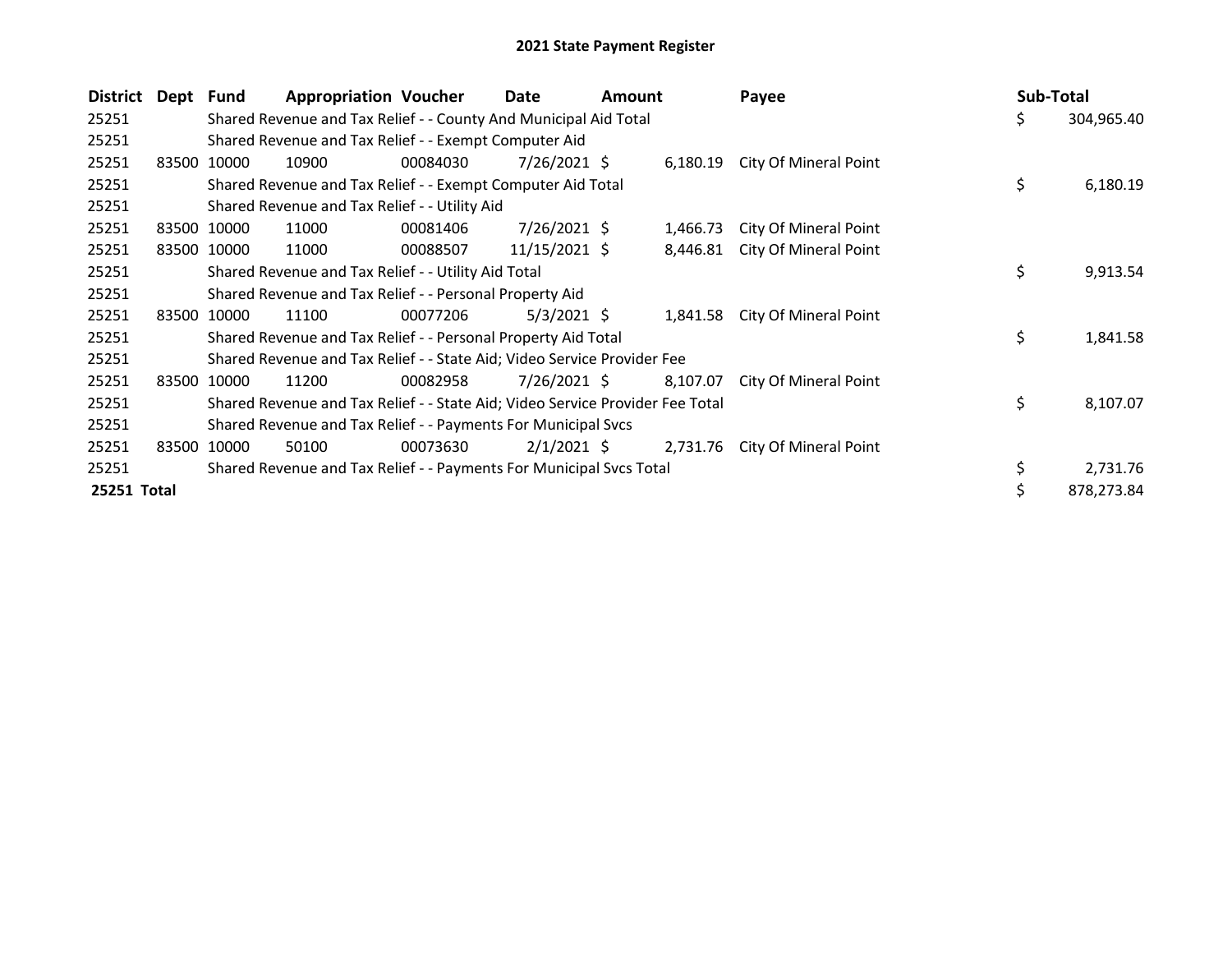# 2021 State Payment Register

| District | Dept | Fund | Appropriation | Voucher | Date | Amount | Payee | Sub-Total |
|---|---|---|---|---|---|---|---|---|
| 25251 | | Shared Revenue and Tax Relief - - County And Municipal Aid Total | | | | | | $ 304,965.40 |
| 25251 | | Shared Revenue and Tax Relief - - Exempt Computer Aid | | | | | | |
| 25251 | 83500 | 10000 | 10900 | 00084030 | 7/26/2021 | $ 6,180.19 | City Of Mineral Point | |
| 25251 | | Shared Revenue and Tax Relief - - Exempt Computer Aid Total | | | | | | $ 6,180.19 |
| 25251 | | Shared Revenue and Tax Relief - - Utility Aid | | | | | | |
| 25251 | 83500 | 10000 | 11000 | 00081406 | 7/26/2021 | $ 1,466.73 | City Of Mineral Point | |
| 25251 | 83500 | 10000 | 11000 | 00088507 | 11/15/2021 | $ 8,446.81 | City Of Mineral Point | |
| 25251 | | Shared Revenue and Tax Relief - - Utility Aid Total | | | | | | $ 9,913.54 |
| 25251 | | Shared Revenue and Tax Relief - - Personal Property Aid | | | | | | |
| 25251 | 83500 | 10000 | 11100 | 00077206 | 5/3/2021 | $ 1,841.58 | City Of Mineral Point | |
| 25251 | | Shared Revenue and Tax Relief - - Personal Property Aid Total | | | | | | $ 1,841.58 |
| 25251 | | Shared Revenue and Tax Relief - - State Aid; Video Service Provider Fee | | | | | | |
| 25251 | 83500 | 10000 | 11200 | 00082958 | 7/26/2021 | $ 8,107.07 | City Of Mineral Point | |
| 25251 | | Shared Revenue and Tax Relief - - State Aid; Video Service Provider Fee Total | | | | | | $ 8,107.07 |
| 25251 | | Shared Revenue and Tax Relief - - Payments For Municipal Svcs | | | | | | |
| 25251 | 83500 | 10000 | 50100 | 00073630 | 2/1/2021 | $ 2,731.76 | City Of Mineral Point | |
| 25251 | | Shared Revenue and Tax Relief - - Payments For Municipal Svcs Total | | | | | | $ 2,731.76 |
| **25251 Total** | | | | | | | | $ 878,273.84 |